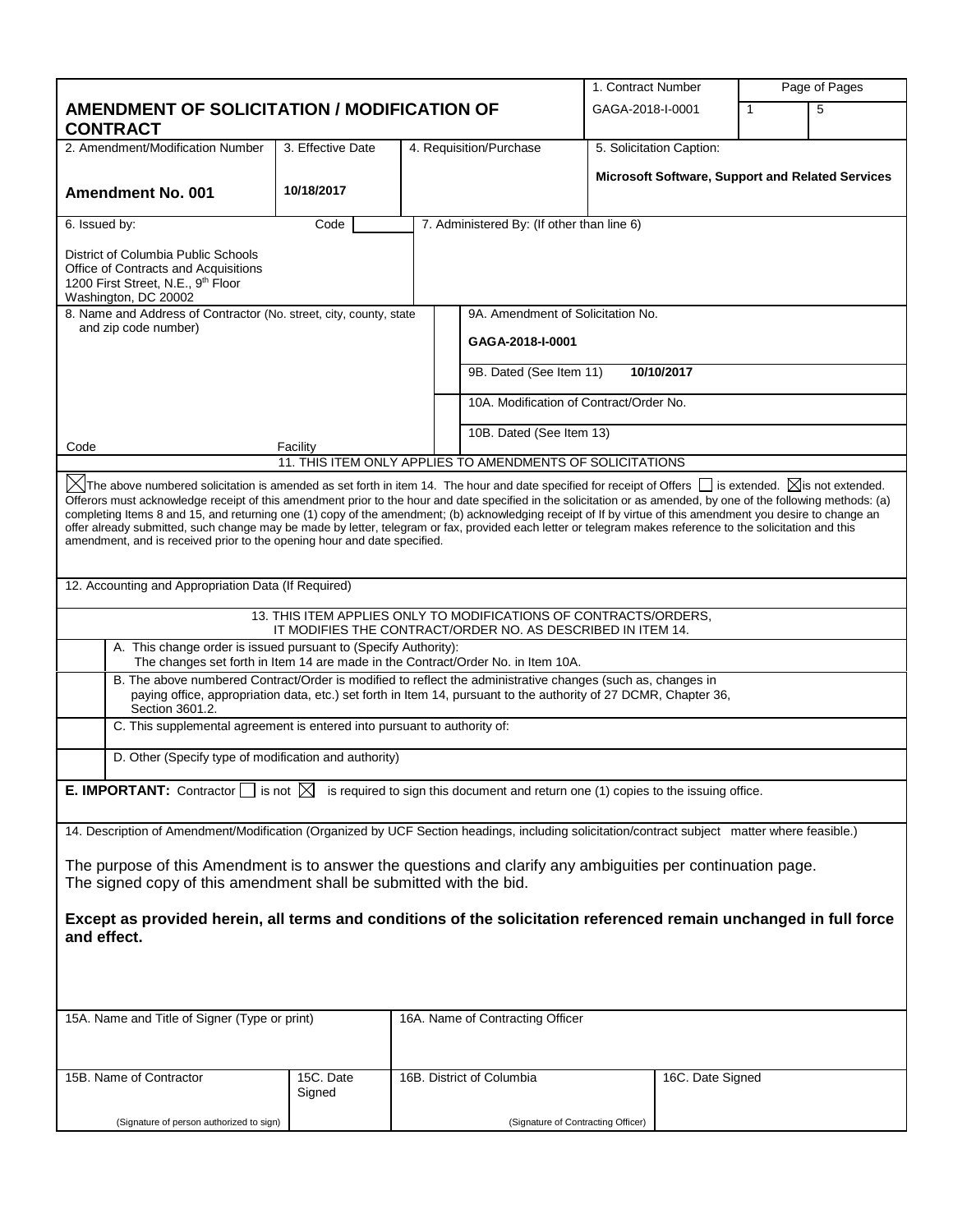# AMENDMENT OF SOLICITATION / MODIFICATION OF CONTRACT

| | |
|---|---|
| 1. Contract Number | GAGA-2018-I-0001 |
| Page of Pages | 1 / 5 |
| 2. Amendment/Modification Number | **Amendment No. 001** |
| 3. Effective Date | **10/18/2017** |
| 4. Requisition/Purchase | |
| 5. Solicitation Caption: | **Microsoft Software, Support and Related Services** |

**6. Issued by:** Code

District of Columbia Public Schools
Office of Contracts and Acquisitions
1200 First Street, N.E., 9th Floor
Washington, DC 20002

**7. Administered By: (If other than line 6)**

**8. Name and Address of Contractor (No. street, city, county, state and zip code number)**

Code | Facility

| | |
|---|---|
| 9A. Amendment of Solicitation No. | **GAGA-2018-I-0001** |
| 9B. Dated (See Item 11) | **10/10/2017** |
| 10A. Modification of Contract/Order No. | |
| 10B. Dated (See Item 13) | |

## 11. THIS ITEM ONLY APPLIES TO AMENDMENTS OF SOLICITATIONS

☒ The above numbered solicitation is amended as set forth in item 14. The hour and date specified for receipt of Offers ☐ is extended. ☒ is not extended. Offerors must acknowledge receipt of this amendment prior to the hour and date specified in the solicitation or as amended, by one of the following methods: (a) completing Items 8 and 15, and returning one (1) copy of the amendment; (b) acknowledging receipt of If by virtue of this amendment you desire to change an offer already submitted, such change may be made by letter, telegram or fax, provided each letter or telegram makes reference to the solicitation and this amendment, and is received prior to the opening hour and date specified.

**12. Accounting and Appropriation Data (If Required)**

## 13. THIS ITEM APPLIES ONLY TO MODIFICATIONS OF CONTRACTS/ORDERS, IT MODIFIES THE CONTRACT/ORDER NO. AS DESCRIBED IN ITEM 14.

| | |
|---|---|
| ☐ | A. This change order is issued pursuant to (Specify Authority): The changes set forth in Item 14 are made in the Contract/Order No. in Item 10A. |
| ☐ | B. The above numbered Contract/Order is modified to reflect the administrative changes (such as, changes in paying office, appropriation data, etc.) set forth in Item 14, pursuant to the authority of 27 DCMR, Chapter 36, Section 3601.2. |
| ☐ | C. This supplemental agreement is entered into pursuant to authority of: |
| ☐ | D. Other (Specify type of modification and authority) |

**E. IMPORTANT:** Contractor ☐ is not ☒ is required to sign this document and return one (1) copies to the issuing office.

**14. Description of Amendment/Modification (Organized by UCF Section headings, including solicitation/contract subject matter where feasible.)**

The purpose of this Amendment is to answer the questions and clarify any ambiguities per continuation page.
The signed copy of this amendment shall be submitted with the bid.

**Except as provided herein, all terms and conditions of the solicitation referenced remain unchanged in full force and effect.**

| | | | |
|---|---|---|---|
| 15A. Name and Title of Signer (Type or print) | | 16A. Name of Contracting Officer | |
| 15B. Name of Contractor<br><br>(Signature of person authorized to sign) | 15C. Date Signed | 16B. District of Columbia<br><br>(Signature of Contracting Officer) | 16C. Date Signed |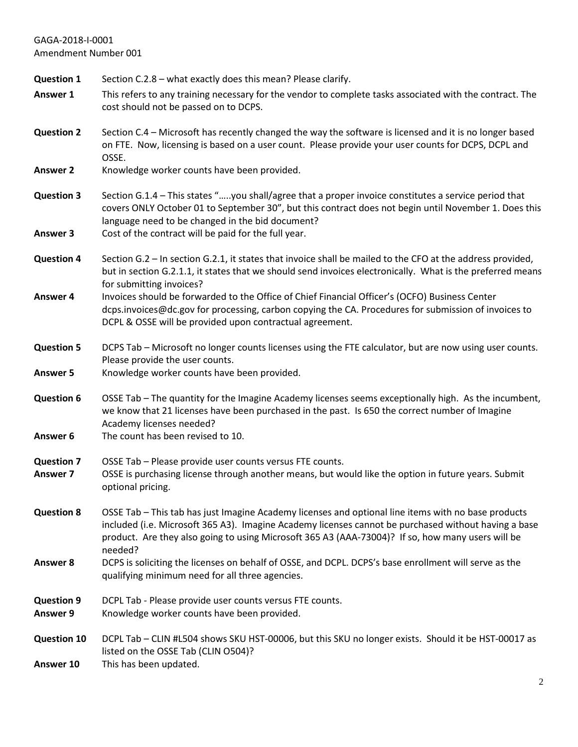GAGA-2018-I-0001
Amendment Number 001

**Question 1** Section C.2.8 – what exactly does this mean? Please clarify.

**Answer 1** This refers to any training necessary for the vendor to complete tasks associated with the contract. The cost should not be passed on to DCPS.

**Question 2** Section C.4 – Microsoft has recently changed the way the software is licensed and it is no longer based on FTE. Now, licensing is based on a user count. Please provide your user counts for DCPS, DCPL and OSSE.

**Answer 2** Knowledge worker counts have been provided.

**Question 3** Section G.1.4 – This states "…..you shall/agree that a proper invoice constitutes a service period that covers ONLY October 01 to September 30", but this contract does not begin until November 1. Does this language need to be changed in the bid document?

**Answer 3** Cost of the contract will be paid for the full year.

**Question 4** Section G.2 – In section G.2.1, it states that invoice shall be mailed to the CFO at the address provided, but in section G.2.1.1, it states that we should send invoices electronically. What is the preferred means for submitting invoices?

**Answer 4** Invoices should be forwarded to the Office of Chief Financial Officer's (OCFO) Business Center dcps.invoices@dc.gov for processing, carbon copying the CA. Procedures for submission of invoices to DCPL & OSSE will be provided upon contractual agreement.

**Question 5** DCPS Tab – Microsoft no longer counts licenses using the FTE calculator, but are now using user counts. Please provide the user counts.

**Answer 5** Knowledge worker counts have been provided.

**Question 6** OSSE Tab – The quantity for the Imagine Academy licenses seems exceptionally high. As the incumbent, we know that 21 licenses have been purchased in the past. Is 650 the correct number of Imagine Academy licenses needed?

**Answer 6** The count has been revised to 10.

**Question 7** OSSE Tab – Please provide user counts versus FTE counts.

**Answer 7** OSSE is purchasing license through another means, but would like the option in future years. Submit optional pricing.

**Question 8** OSSE Tab – This tab has just Imagine Academy licenses and optional line items with no base products included (i.e. Microsoft 365 A3). Imagine Academy licenses cannot be purchased without having a base product. Are they also going to using Microsoft 365 A3 (AAA-73004)? If so, how many users will be needed?

**Answer 8** DCPS is soliciting the licenses on behalf of OSSE, and DCPL. DCPS's base enrollment will serve as the qualifying minimum need for all three agencies.

**Question 9** DCPL Tab - Please provide user counts versus FTE counts.

**Answer 9** Knowledge worker counts have been provided.

**Question 10** DCPL Tab – CLIN #L504 shows SKU HST-00006, but this SKU no longer exists. Should it be HST-00017 as listed on the OSSE Tab (CLIN O504)?

**Answer 10** This has been updated.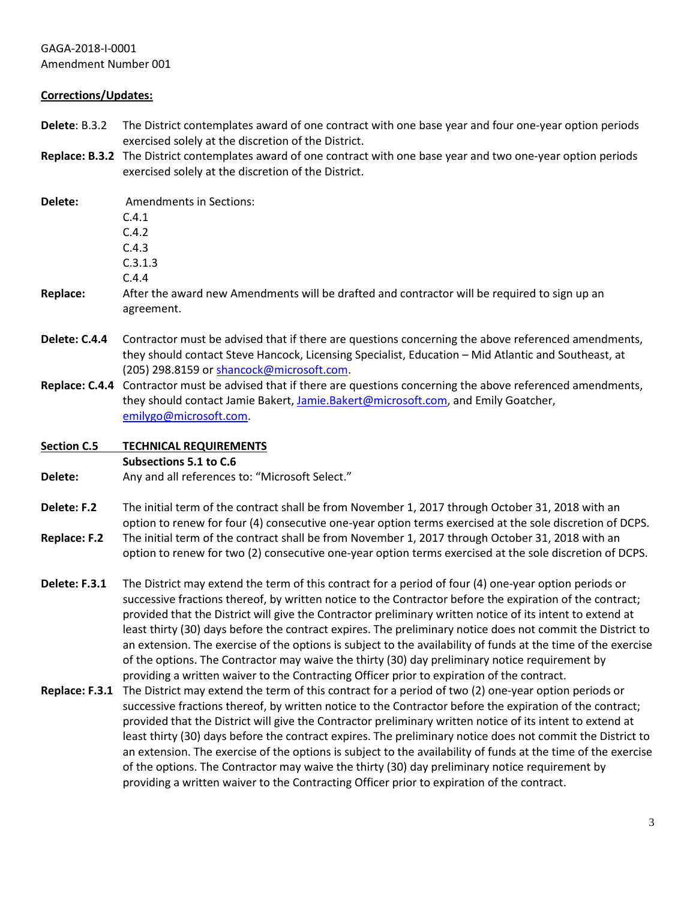GAGA-2018-I-0001
Amendment Number 001

**Corrections/Updates:**

**Delete**: B.3.2 The District contemplates award of one contract with one base year and four one-year option periods exercised solely at the discretion of the District.

**Replace: B.3.2** The District contemplates award of one contract with one base year and two one-year option periods exercised solely at the discretion of the District.

**Delete:** Amendments in Sections:
C.4.1
C.4.2
C.4.3
C.3.1.3
C.4.4

**Replace:** After the award new Amendments will be drafted and contractor will be required to sign up an agreement.

**Delete: C.4.4** Contractor must be advised that if there are questions concerning the above referenced amendments, they should contact Steve Hancock, Licensing Specialist, Education – Mid Atlantic and Southeast, at (205) 298.8159 or shancock@microsoft.com.

**Replace: C.4.4** Contractor must be advised that if there are questions concerning the above referenced amendments, they should contact Jamie Bakert, Jamie.Bakert@microsoft.com, and Emily Goatcher, emilygo@microsoft.com.

**Section C.5 TECHNICAL REQUIREMENTS**
**Subsections 5.1 to C.6**

**Delete:** Any and all references to: "Microsoft Select."

**Delete: F.2** The initial term of the contract shall be from November 1, 2017 through October 31, 2018 with an option to renew for four (4) consecutive one-year option terms exercised at the sole discretion of DCPS.

**Replace: F.2** The initial term of the contract shall be from November 1, 2017 through October 31, 2018 with an option to renew for two (2) consecutive one-year option terms exercised at the sole discretion of DCPS.

**Delete: F.3.1** The District may extend the term of this contract for a period of four (4) one-year option periods or successive fractions thereof, by written notice to the Contractor before the expiration of the contract; provided that the District will give the Contractor preliminary written notice of its intent to extend at least thirty (30) days before the contract expires. The preliminary notice does not commit the District to an extension. The exercise of the options is subject to the availability of funds at the time of the exercise of the options. The Contractor may waive the thirty (30) day preliminary notice requirement by providing a written waiver to the Contracting Officer prior to expiration of the contract.

**Replace: F.3.1** The District may extend the term of this contract for a period of two (2) one-year option periods or successive fractions thereof, by written notice to the Contractor before the expiration of the contract; provided that the District will give the Contractor preliminary written notice of its intent to extend at least thirty (30) days before the contract expires. The preliminary notice does not commit the District to an extension. The exercise of the options is subject to the availability of funds at the time of the exercise of the options. The Contractor may waive the thirty (30) day preliminary notice requirement by providing a written waiver to the Contracting Officer prior to expiration of the contract.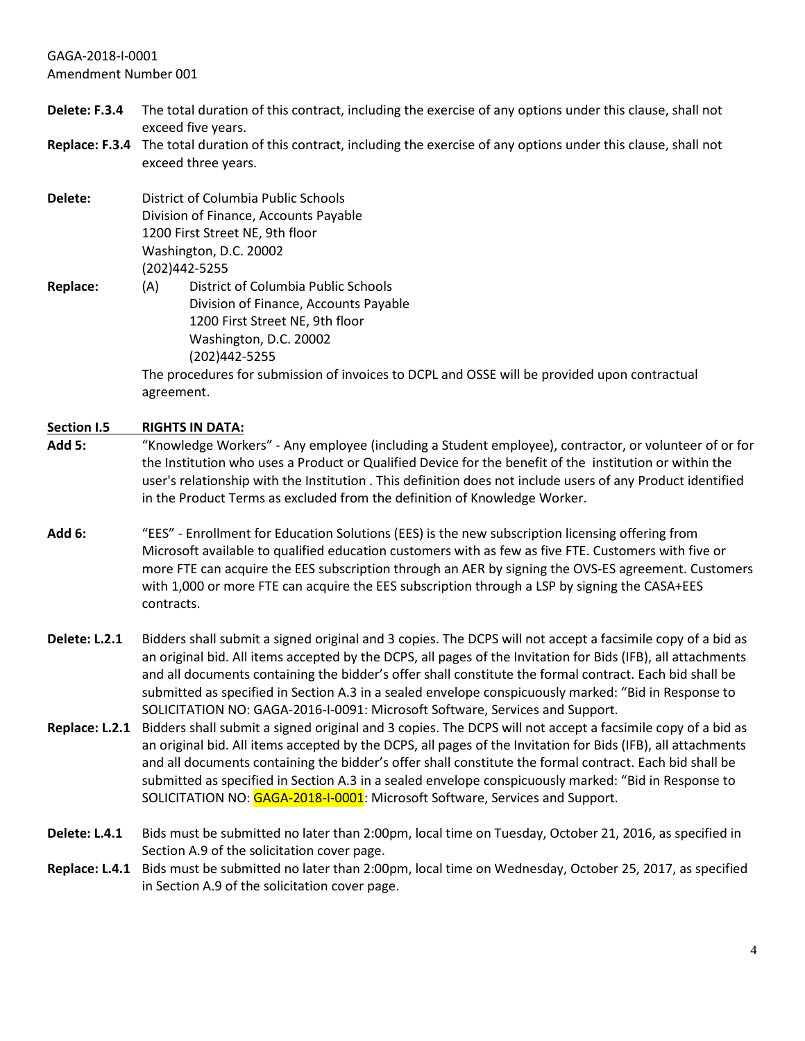**Delete: F.3.4** The total duration of this contract, including the exercise of any options under this clause, shall not exceed five years.

**Replace: F.3.4** The total duration of this contract, including the exercise of any options under this clause, shall not exceed three years.

**Delete:**

District of Columbia Public Schools
Division of Finance, Accounts Payable
1200 First Street NE, 9th floor
Washington, D.C. 20002
(202)442-5255

**Replace:**

(A) District of Columbia Public Schools
Division of Finance, Accounts Payable
1200 First Street NE, 9th floor
Washington, D.C. 20002
(202)442-5255

The procedures for submission of invoices to DCPL and OSSE will be provided upon contractual agreement.

**Section I.5 RIGHTS IN DATA:**

**Add 5:** "Knowledge Workers" - Any employee (including a Student employee), contractor, or volunteer of or for the Institution who uses a Product or Qualified Device for the benefit of the institution or within the user's relationship with the Institution . This definition does not include users of any Product identified in the Product Terms as excluded from the definition of Knowledge Worker.

**Add 6:** "EES" - Enrollment for Education Solutions (EES) is the new subscription licensing offering from Microsoft available to qualified education customers with as few as five FTE. Customers with five or more FTE can acquire the EES subscription through an AER by signing the OVS-ES agreement. Customers with 1,000 or more FTE can acquire the EES subscription through a LSP by signing the CASA+EES contracts.

**Delete: L.2.1** Bidders shall submit a signed original and 3 copies. The DCPS will not accept a facsimile copy of a bid as an original bid. All items accepted by the DCPS, all pages of the Invitation for Bids (IFB), all attachments and all documents containing the bidder's offer shall constitute the formal contract. Each bid shall be submitted as specified in Section A.3 in a sealed envelope conspicuously marked: "Bid in Response to SOLICITATION NO: GAGA-2016-I-0091: Microsoft Software, Services and Support.

**Replace: L.2.1** Bidders shall submit a signed original and 3 copies. The DCPS will not accept a facsimile copy of a bid as an original bid. All items accepted by the DCPS, all pages of the Invitation for Bids (IFB), all attachments and all documents containing the bidder's offer shall constitute the formal contract. Each bid shall be submitted as specified in Section A.3 in a sealed envelope conspicuously marked: "Bid in Response to SOLICITATION NO: GAGA-2018-I-0001: Microsoft Software, Services and Support.

**Delete: L.4.1** Bids must be submitted no later than 2:00pm, local time on Tuesday, October 21, 2016, as specified in Section A.9 of the solicitation cover page.

**Replace: L.4.1** Bids must be submitted no later than 2:00pm, local time on Wednesday, October 25, 2017, as specified in Section A.9 of the solicitation cover page.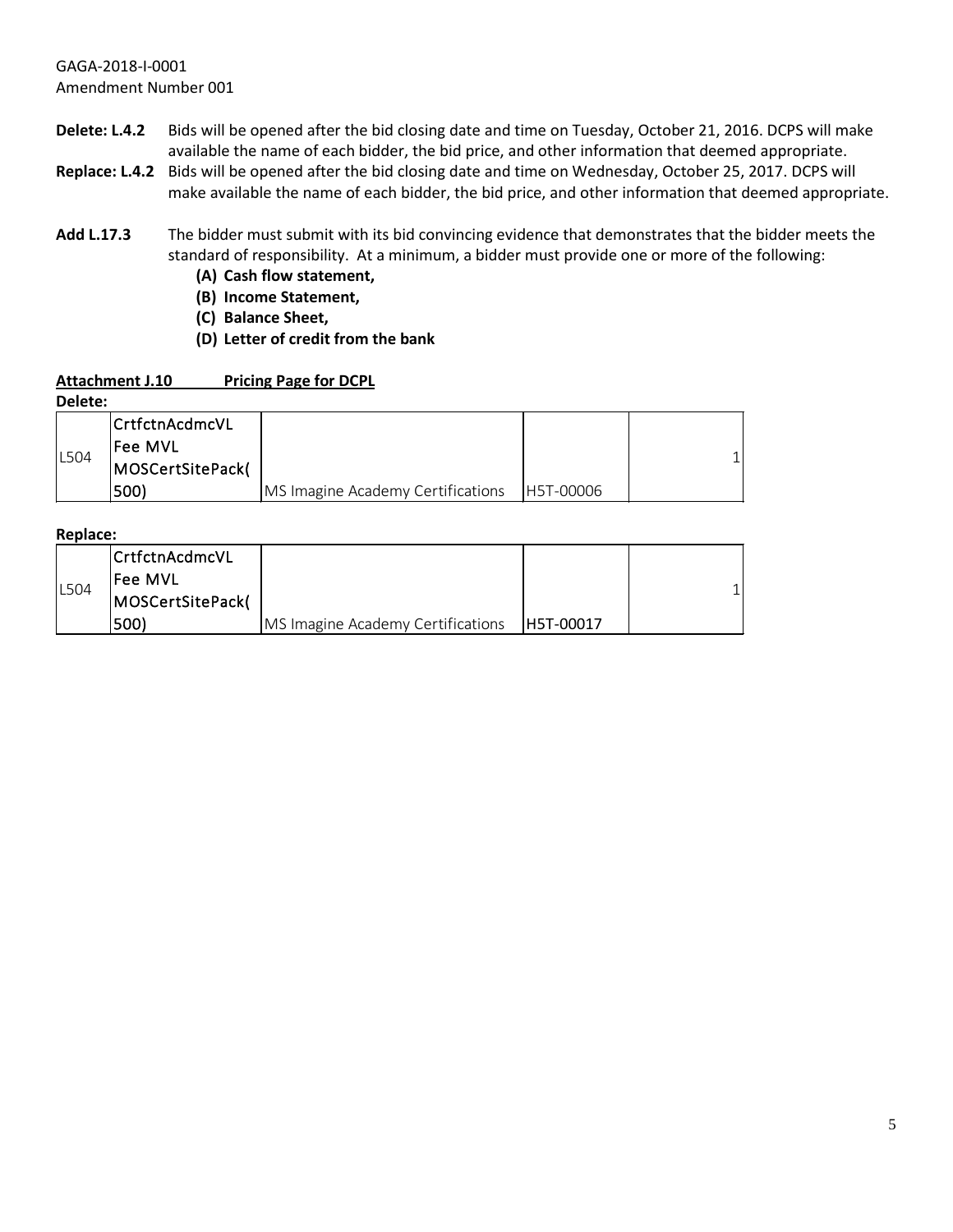GAGA-2018-I-0001
Amendment Number 001

**Delete: L.4.2** Bids will be opened after the bid closing date and time on Tuesday, October 21, 2016. DCPS will make available the name of each bidder, the bid price, and other information that deemed appropriate.

**Replace: L.4.2** Bids will be opened after the bid closing date and time on Wednesday, October 25, 2017. DCPS will make available the name of each bidder, the bid price, and other information that deemed appropriate.

**Add L.17.3** The bidder must submit with its bid convincing evidence that demonstrates that the bidder meets the standard of responsibility. At a minimum, a bidder must provide one or more of the following:

- **(A) Cash flow statement,**
- **(B) Income Statement,**
- **(C) Balance Sheet,**
- **(D) Letter of credit from the bank**

**Attachment J.10 Pricing Page for DCPL**

**Delete:**

| | | | | | |
|---|---|---|---|---|---|
| L504 | CrtfctnAcdmcVL Fee MVL MOSCertSitePack(500) | MS Imagine Academy Certifications | H5T-00006 | | 1 |

**Replace:**

| | | | | | |
|---|---|---|---|---|---|
| L504 | CrtfctnAcdmcVL Fee MVL MOSCertSitePack(500) | MS Imagine Academy Certifications | H5T-00017 | | 1 |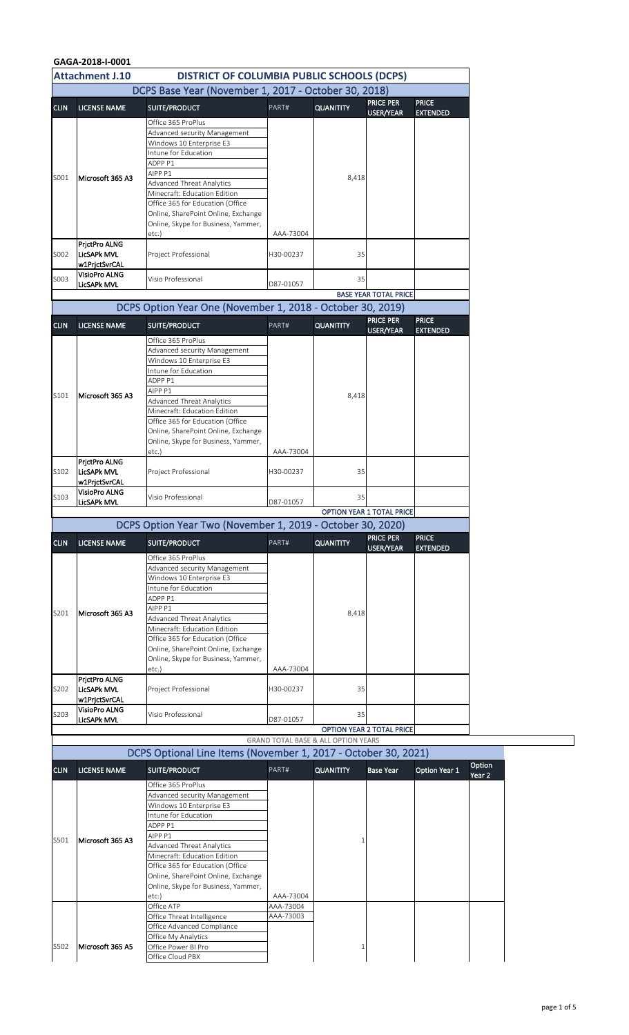**GAGA-2018-I-0001**

**Attachment J.10** — **DISTRICT OF COLUMBIA PUBLIC SCHOOLS (DCPS)**

## DCPS Base Year (November 1, 2017 - October 30, 2018)

| CLIN | LICENSE NAME | SUITE/PRODUCT | PART# | QUANITITY | PRICE PER USER/YEAR | PRICE EXTENDED |
|---|---|---|---|---|---|---|
| S001 | Microsoft 365 A3 | Office 365 ProPlus<br>Advanced security Management<br>Windows 10 Enterprise E3<br>Intune for Education<br>ADPP P1<br>AIPP P1<br>Advanced Threat Analytics<br>Minecraft: Education Edition<br>Office 365 for Education (Office Online, SharePoint Online, Exchange Online, Skype for Business, Yammer, etc.) | AAA-73004 | 8,418 | | |
| S002 | PrjctPro ALNG LicSAPk MVL w1PrjctSvrCAL | Project Professional | H30-00237 | 35 | | |
| S003 | VisioPro ALNG LicSAPk MVL | Visio Professional | D87-01057 | 35 | | |
| | | | | | BASE YEAR TOTAL PRICE | |

## DCPS Option Year One (November 1, 2018 - October 30, 2019)

| CLIN | LICENSE NAME | SUITE/PRODUCT | PART# | QUANITITY | PRICE PER USER/YEAR | PRICE EXTENDED |
|---|---|---|---|---|---|---|
| S101 | Microsoft 365 A3 | Office 365 ProPlus<br>Advanced security Management<br>Windows 10 Enterprise E3<br>Intune for Education<br>ADPP P1<br>AIPP P1<br>Advanced Threat Analytics<br>Minecraft: Education Edition<br>Office 365 for Education (Office Online, SharePoint Online, Exchange Online, Skype for Business, Yammer, etc.) | AAA-73004 | 8,418 | | |
| S102 | PrjctPro ALNG LicSAPk MVL w1PrjctSvrCAL | Project Professional | H30-00237 | 35 | | |
| S103 | VisioPro ALNG LicSAPk MVL | Visio Professional | D87-01057 | 35 | | |
| | | | | | OPTION YEAR 1 TOTAL PRICE | |

## DCPS Option Year Two (November 1, 2019 - October 30, 2020)

| CLIN | LICENSE NAME | SUITE/PRODUCT | PART# | QUANITITY | PRICE PER USER/YEAR | PRICE EXTENDED |
|---|---|---|---|---|---|---|
| S201 | Microsoft 365 A3 | Office 365 ProPlus<br>Advanced security Management<br>Windows 10 Enterprise E3<br>Intune for Education<br>ADPP P1<br>AIPP P1<br>Advanced Threat Analytics<br>Minecraft: Education Edition<br>Office 365 for Education (Office Online, SharePoint Online, Exchange Online, Skype for Business, Yammer, etc.) | AAA-73004 | 8,418 | | |
| S202 | PrjctPro ALNG LicSAPk MVL w1PrjctSvrCAL | Project Professional | H30-00237 | 35 | | |
| S203 | VisioPro ALNG LicSAPk MVL | Visio Professional | D87-01057 | 35 | | |
| | | | | | OPTION YEAR 2 TOTAL PRICE | |
| | | | GRAND TOTAL BASE & ALL OPTION YEARS | | | |

## DCPS Optional Line Items (November 1, 2017 - October 30, 2021)

| CLIN | LICENSE NAME | SUITE/PRODUCT | PART# | QUANITITY | Base Year | Option Year 1 | Option Year 2 |
|---|---|---|---|---|---|---|---|
| S501 | Microsoft 365 A3 | Office 365 ProPlus<br>Advanced security Management<br>Windows 10 Enterprise E3<br>Intune for Education<br>ADPP P1<br>AIPP P1<br>Advanced Threat Analytics<br>Minecraft: Education Edition<br>Office 365 for Education (Office Online, SharePoint Online, Exchange Online, Skype for Business, Yammer, etc.) | AAA-73004 | 1 | | | |
| S502 | Microsoft 365 A5 | Office ATP<br>Office Threat Intelligence<br>Office Advanced Compliance<br>Office My Analytics<br>Office Power BI Pro<br>Office Cloud PBX | AAA-73004<br>AAA-73003 | 1 | | | |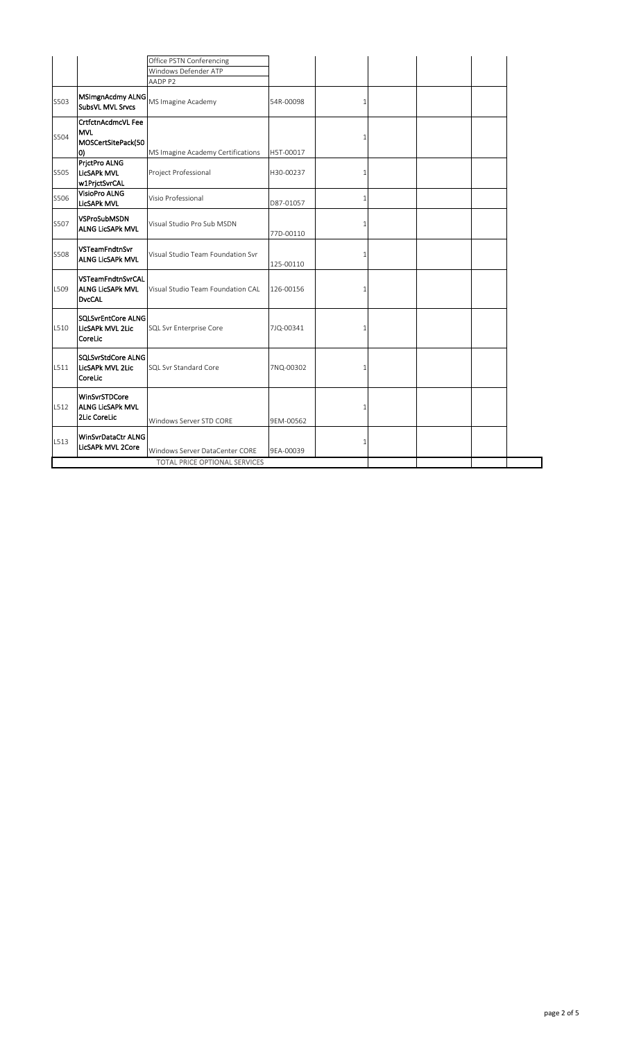|  |  |  |  |  |  |  |  |  |
|---|---|---|---|---|---|---|---|---|
|  |  | Office PSTN Conferencing |  |  |  |  |  |  |
|  |  | Windows Defender ATP |  |  |  |  |  |  |
|  |  | AADP P2 |  |  |  |  |  |  |
| S503 | **MSImgnAcdmy ALNG SubsVL MVL Srvcs** | MS Imagine Academy | 54R-00098 | 1 |  |  |  |  |
| S504 | **CrtfctnAcdmcVL Fee MVL MOSCertSitePack(50 0)** | MS Imagine Academy Certifications | H5T-00017 | 1 |  |  |  |  |
| S505 | **PrjctPro ALNG LicSAPk MVL w1PrjctSvrCAL** | Project Professional | H30-00237 | 1 |  |  |  |  |
| S506 | **VisioPro ALNG LicSAPk MVL** | Visio Professional | D87-01057 | 1 |  |  |  |  |
| S507 | **VSProSubMSDN ALNG LicSAPk MVL** | Visual Studio Pro Sub MSDN | 77D-00110 | 1 |  |  |  |  |
| S508 | **VSTeamFndtnSvr ALNG LicSAPk MVL** | Visual Studio Team Foundation Svr | 125-00110 | 1 |  |  |  |  |
| L509 | **VSTeamFndtnSvrCAL ALNG LicSAPk MVL DvcCAL** | Visual Studio Team Foundation CAL | 126-00156 | 1 |  |  |  |  |
| L510 | **SQLSvrEntCore ALNG LicSAPk MVL 2Lic CoreLic** | SQL Svr Enterprise Core | 7JQ-00341 | 1 |  |  |  |  |
| L511 | **SQLSvrStdCore ALNG LicSAPk MVL 2Lic CoreLic** | SQL Svr Standard Core | 7NQ-00302 | 1 |  |  |  |  |
| L512 | **WinSvrSTDCore ALNG LicSAPk MVL 2Lic CoreLic** | Windows Server STD CORE | 9EM-00562 | 1 |  |  |  |  |
| L513 | **WinSvrDataCtr ALNG LicSAPk MVL 2Core** | Windows Server DataCenter CORE | 9EA-00039 | 1 |  |  |  |  |
|  |  | TOTAL PRICE OPTIONAL SERVICES |  |  |  |  |  |  |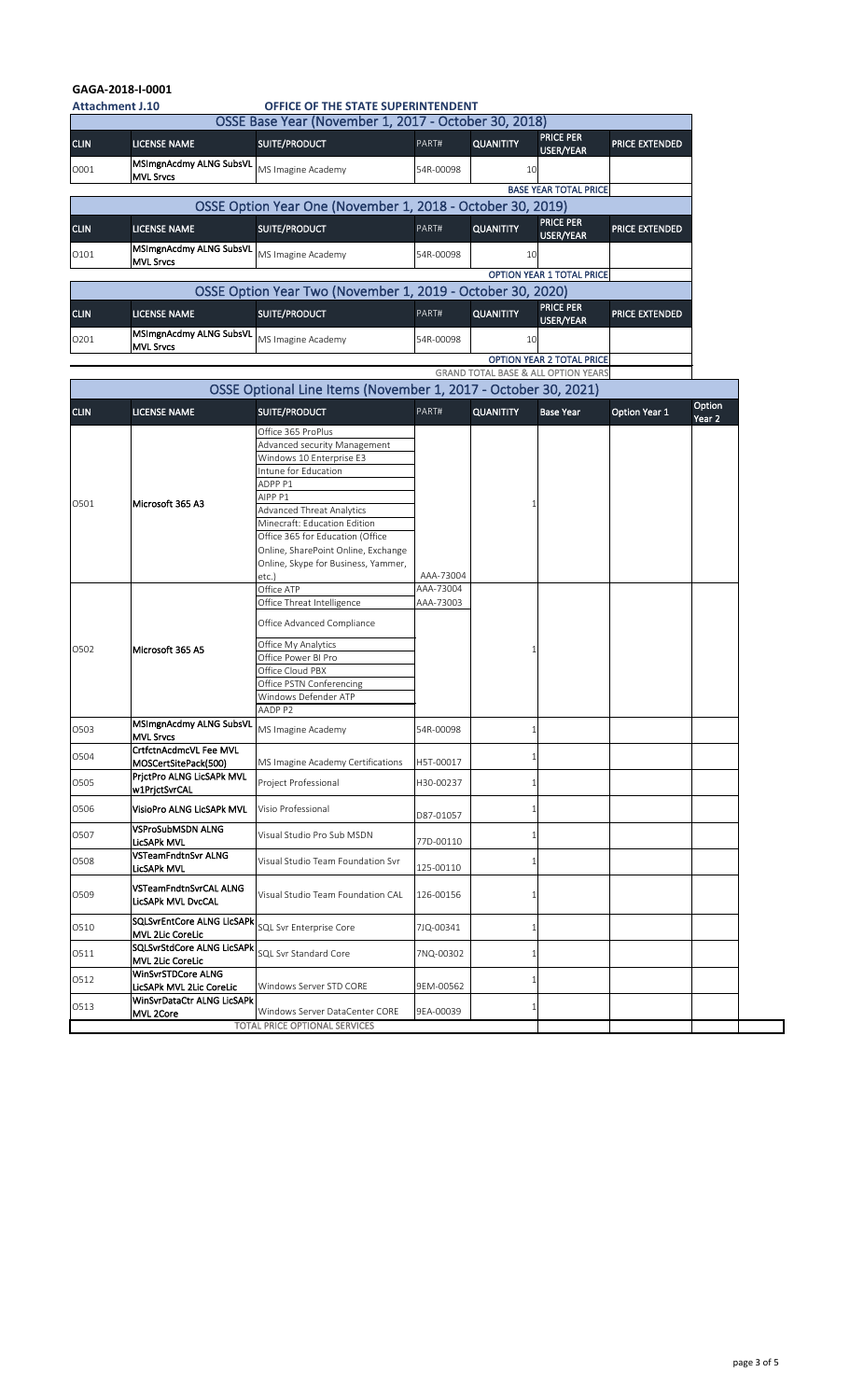**GAGA-2018-I-0001**

**Attachment J.10** **OFFICE OF THE STATE SUPERINTENDENT**

## OSSE Base Year (November 1, 2017 - October 30, 2018)

| CLIN | LICENSE NAME | SUITE/PRODUCT | PART# | QUANITITY | PRICE PER USER/YEAR | PRICE EXTENDED |
|---|---|---|---|---|---|---|
| O001 | MSImgnAcdmy ALNG SubsVL MVL Srvcs | MS Imagine Academy | 54R-00098 | 10 | | |
| | | | | | BASE YEAR TOTAL PRICE | |

## OSSE Option Year One (November 1, 2018 - October 30, 2019)

| CLIN | LICENSE NAME | SUITE/PRODUCT | PART# | QUANITITY | PRICE PER USER/YEAR | PRICE EXTENDED |
|---|---|---|---|---|---|---|
| O101 | MSImgnAcdmy ALNG SubsVL MVL Srvcs | MS Imagine Academy | 54R-00098 | 10 | | |
| | | | | | OPTION YEAR 1 TOTAL PRICE | |

## OSSE Option Year Two (November 1, 2019 - October 30, 2020)

| CLIN | LICENSE NAME | SUITE/PRODUCT | PART# | QUANITITY | PRICE PER USER/YEAR | PRICE EXTENDED |
|---|---|---|---|---|---|---|
| O201 | MSImgnAcdmy ALNG SubsVL MVL Srvcs | MS Imagine Academy | 54R-00098 | 10 | | |
| | | | | | OPTION YEAR 2 TOTAL PRICE | |
| | | | | GRAND TOTAL BASE & ALL OPTION YEARS | | |

## OSSE Optional Line Items (November 1, 2017 - October 30, 2021)

| CLIN | LICENSE NAME | SUITE/PRODUCT | PART# | QUANITITY | Base Year | Option Year 1 | Option Year 2 |
|---|---|---|---|---|---|---|---|
| O501 | Microsoft 365 A3 | Office 365 ProPlus; Advanced security Management; Windows 10 Enterprise E3; Intune for Education; ADPP P1; AIPP P1; Advanced Threat Analytics; Minecraft: Education Edition; Office 365 for Education (Office Online, SharePoint Online, Exchange Online, Skype for Business, Yammer, etc.) | AAA-73004 | 1 | | | |
| O502 | Microsoft 365 A5 | Office ATP; Office Threat Intelligence; Office Advanced Compliance; Office My Analytics; Office Power BI Pro; Office Cloud PBX; Office PSTN Conferencing; Windows Defender ATP; AADP P2 | AAA-73004; AAA-73003 | 1 | | | |
| O503 | MSImgnAcdmy ALNG SubsVL MVL Srvcs | MS Imagine Academy | 54R-00098 | 1 | | | |
| O504 | CrtfctnAcdmcVL Fee MVL MOSCertSitePack(500) | MS Imagine Academy Certifications | H5T-00017 | 1 | | | |
| O505 | PrjctPro ALNG LicSAPk MVL w1PrjctSvrCAL | Project Professional | H30-00237 | 1 | | | |
| O506 | VisioPro ALNG LicSAPk MVL | Visio Professional | D87-01057 | 1 | | | |
| O507 | VSProSubMSDN ALNG LicSAPk MVL | Visual Studio Pro Sub MSDN | 77D-00110 | 1 | | | |
| O508 | VSTeamFndtnSvr ALNG LicSAPk MVL | Visual Studio Team Foundation Svr | 125-00110 | 1 | | | |
| O509 | VSTeamFndtnSvrCAL ALNG LicSAPk MVL DvcCAL | Visual Studio Team Foundation CAL | 126-00156 | 1 | | | |
| O510 | SQLSvrEntCore ALNG LicSAPk MVL 2Lic CoreLic | SQL Svr Enterprise Core | 7JQ-00341 | 1 | | | |
| O511 | SQLSvrStdCore ALNG LicSAPk MVL 2Lic CoreLic | SQL Svr Standard Core | 7NQ-00302 | 1 | | | |
| O512 | WinSvrSTDCore ALNG LicSAPk MVL 2Lic CoreLic | Windows Server STD CORE | 9EM-00562 | 1 | | | |
| O513 | WinSvrDataCtr ALNG LicSAPk MVL 2Core | Windows Server DataCenter CORE | 9EA-00039 | 1 | | | |
| | | TOTAL PRICE OPTIONAL SERVICES | | | | | |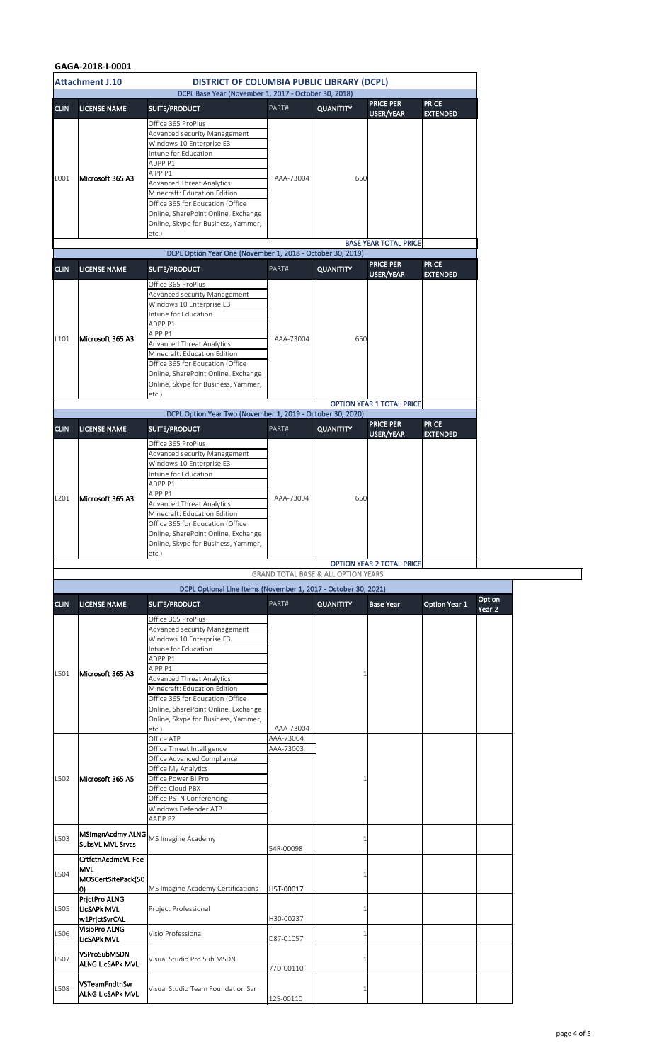**GAGA-2018-I-0001**

| Attachment J.10 | DISTRICT OF COLUMBIA PUBLIC LIBRARY (DCPL) | | | | | |
|---|---|---|---|---|---|---|
| | DCPL Base Year (November 1, 2017 - October 30, 2018) | | | | | |
| CLIN | LICENSE NAME | SUITE/PRODUCT | PART# | QUANITITY | PRICE PER USER/YEAR | PRICE EXTENDED |
| L001 | Microsoft 365 A3 | Office 365 ProPlus<br>Advanced security Management<br>Windows 10 Enterprise E3<br>Intune for Education<br>ADPP P1<br>AIPP P1<br>Advanced Threat Analytics<br>Minecraft: Education Edition<br>Office 365 for Education (Office Online, SharePoint Online, Exchange Online, Skype for Business, Yammer, etc.) | AAA-73004 | 650 | | |
| | | | | | BASE YEAR TOTAL PRICE | |

| | DCPL Option Year One (November 1, 2018 - October 30, 2019) | | | | | |
|---|---|---|---|---|---|---|
| CLIN | LICENSE NAME | SUITE/PRODUCT | PART# | QUANITITY | PRICE PER USER/YEAR | PRICE EXTENDED |
| L101 | Microsoft 365 A3 | Office 365 ProPlus<br>Advanced security Management<br>Windows 10 Enterprise E3<br>Intune for Education<br>ADPP P1<br>AIPP P1<br>Advanced Threat Analytics<br>Minecraft: Education Edition<br>Office 365 for Education (Office Online, SharePoint Online, Exchange Online, Skype for Business, Yammer, etc.) | AAA-73004 | 650 | | |
| | | | | | OPTION YEAR 1 TOTAL PRICE | |

| | DCPL Option Year Two (November 1, 2019 - October 30, 2020) | | | | | |
|---|---|---|---|---|---|---|
| CLIN | LICENSE NAME | SUITE/PRODUCT | PART# | QUANITITY | PRICE PER USER/YEAR | PRICE EXTENDED |
| L201 | Microsoft 365 A3 | Office 365 ProPlus<br>Advanced security Management<br>Windows 10 Enterprise E3<br>Intune for Education<br>ADPP P1<br>AIPP P1<br>Advanced Threat Analytics<br>Minecraft: Education Edition<br>Office 365 for Education (Office Online, SharePoint Online, Exchange Online, Skype for Business, Yammer, etc.) | AAA-73004 | 650 | | |
| | | | | | OPTION YEAR 2 TOTAL PRICE | |
| | | | GRAND TOTAL BASE & ALL OPTION YEARS | | | |

| | DCPL Optional Line Items (November 1, 2017 - October 30, 2021) | | | | | | |
|---|---|---|---|---|---|---|---|
| CLIN | LICENSE NAME | SUITE/PRODUCT | PART# | QUANITITY | Base Year | Option Year 1 | Option Year 2 |
| L501 | Microsoft 365 A3 | Office 365 ProPlus<br>Advanced security Management<br>Windows 10 Enterprise E3<br>Intune for Education<br>ADPP P1<br>AIPP P1<br>Advanced Threat Analytics<br>Minecraft: Education Edition<br>Office 365 for Education (Office Online, SharePoint Online, Exchange Online, Skype for Business, Yammer, etc.) | AAA-73004 | 1 | | | |
| L502 | Microsoft 365 A5 | Office ATP<br>Office Threat Intelligence<br>Office Advanced Compliance<br>Office My Analytics<br>Office Power BI Pro<br>Office Cloud PBX<br>Office PSTN Conferencing<br>Windows Defender ATP<br>AADP P2 | AAA-73004<br>AAA-73003 | 1 | | | |
| L503 | MSImgnAcdmy ALNG SubsVL MVL Srvcs | MS Imagine Academy | 54R-00098 | 1 | | | |
| L504 | CrtfctnAcdmcVL Fee MVL MOSCertSitePack(500) | MS Imagine Academy Certifications | H5T-00017 | 1 | | | |
| L505 | PrjctPro ALNG LicSAPk MVL w1PrjctSvrCAL | Project Professional | H30-00237 | 1 | | | |
| L506 | VisioPro ALNG LicSAPk MVL | Visio Professional | D87-01057 | 1 | | | |
| L507 | VSProSubMSDN ALNG LicSAPk MVL | Visual Studio Pro Sub MSDN | 77D-00110 | 1 | | | |
| L508 | VSTeamFndtnSvr ALNG LicSAPk MVL | Visual Studio Team Foundation Svr | 125-00110 | 1 | | | |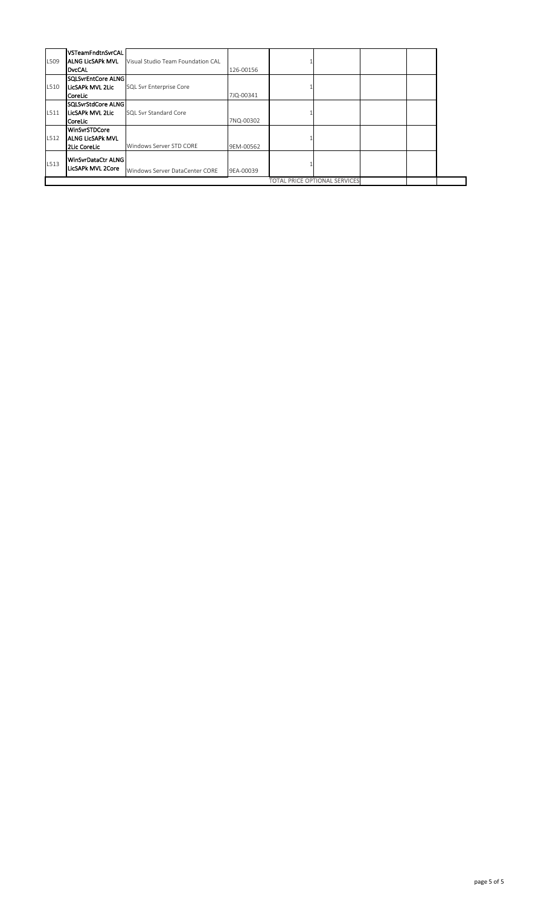| | | | | | | | |
|---|---|---|---|---|---|---|---|
| LS09 | **VSTeamFndtnSvrCAL ALNG LicSAPk MVL DvcCAL** | Visual Studio Team Foundation CAL | 126-00156 | 1 | | | |
| LS10 | **SQLSvrEntCore ALNG LicSAPk MVL 2Lic CoreLic** | SQL Svr Enterprise Core | 7JQ-00341 | 1 | | | |
| LS11 | **SQLSvrStdCore ALNG LicSAPk MVL 2Lic CoreLic** | SQL Svr Standard Core | 7NQ-00302 | 1 | | | |
| LS12 | **WinSvrSTDCore ALNG LicSAPk MVL 2Lic CoreLic** | Windows Server STD CORE | 9EM-00562 | 1 | | | |
| LS13 | **WinSvrDataCtr ALNG LicSAPk MVL 2Core** | Windows Server DataCenter CORE | 9EA-00039 | 1 | | | |
| | | | | TOTAL PRICE OPTIONAL SERVICES | | | |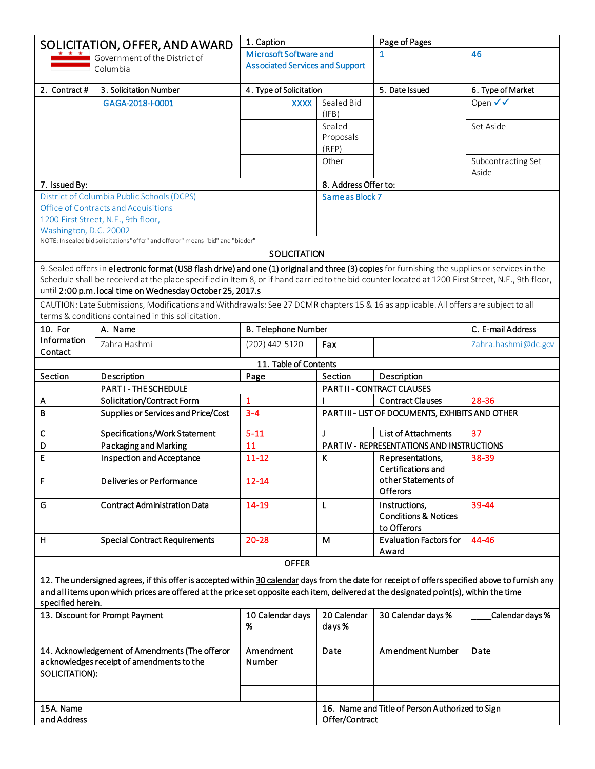# SOLICITATION, OFFER, AND AWARD

Government of the District of Columbia

| 1. Caption | | Page of Pages | |
|---|---|---|---|
| Microsoft Software and Associated Services and Support | | 1 | 46 |

| 2. Contract # | 3. Solicitation Number | 4. Type of Solicitation | | 5. Date Issued | 6. Type of Market |
|---|---|---|---|---|---|
| | GAGA-2018-I-0001 | XXXX | Sealed Bid (IFB) | | Open ✓✓ |
| | | | Sealed Proposals (RFP) | | Set Aside |
| | | | Other | | Subcontracting Set Aside |

| 7. Issued By: | 8. Address Offer to: |
|---|---|
| District of Columbia Public Schools (DCPS)<br>Office of Contracts and Acquisitions<br>1200 First Street, N.E., 9th floor,<br>Washington, D.C. 20002 | Same as Block 7 |

NOTE: In sealed bid solicitations "offer" and offeror" means "bid" and "bidder"

## SOLICITATION

9. Sealed offers in electronic format (USB flash drive) and one (1) original and three (3) copies for furnishing the supplies or services in the Schedule shall be received at the place specified in Item 8, or if hand carried to the bid counter located at 1200 First Street, N.E., 9th floor, until **2:00 p.m. local time on Wednesday October 25, 2017.s**

CAUTION: Late Submissions, Modifications and Withdrawals: See 27 DCMR chapters 15 & 16 as applicable. All offers are subject to all terms & conditions contained in this solicitation.

| 10. For Information Contact | A. Name | B. Telephone Number | Fax | | C. E-mail Address |
|---|---|---|---|---|---|
| | Zahra Hashmi | (202) 442-5120 | | | Zahra.hashmi@dc.gov |

### 11. Table of Contents

| Section | Description | Page | Section | Description | Page |
|---|---|---|---|---|---|
| | PART I - THE SCHEDULE | | PART II - CONTRACT CLAUSES | | |
| A | Solicitation/Contract Form | 1 | I | Contract Clauses | 28-36 |
| B | Supplies or Services and Price/Cost | 3-4 | PART III - LIST OF DOCUMENTS, EXHIBITS AND OTHER | | |
| C | Specifications/Work Statement | 5-11 | J | List of Attachments | 37 |
| D | Packaging and Marking | 11 | PART IV - REPRESENTATIONS AND INSTRUCTIONS | | |
| E | Inspection and Acceptance | 11-12 | K | Representations, Certifications and other Statements of Offerors | 38-39 |
| F | Deliveries or Performance | 12-14 | | | |
| G | Contract Administration Data | 14-19 | L | Instructions, Conditions & Notices to Offerors | 39-44 |
| H | Special Contract Requirements | 20-28 | M | Evaluation Factors for Award | 44-46 |

## OFFER

12. The undersigned agrees, if this offer is accepted within 30 calendar days from the date for receipt of offers specified above to furnish any and all items upon which prices are offered at the price set opposite each item, delivered at the designated point(s), within the time specified herein.

| 13. Discount for Prompt Payment | 10 Calendar days % | 20 Calendar days % | 30 Calendar days % | ____Calendar days % |
|---|---|---|---|---|
| | | | | |

| 14. Acknowledgement of Amendments (The offeror acknowledges receipt of amendments to the SOLICITATION): | Amendment Number | Date | Amendment Number | Date |
|---|---|---|---|---|
| | | | | |

| 15A. Name and Address | | 16. Name and Title of Person Authorized to Sign Offer/Contract |
|---|---|---|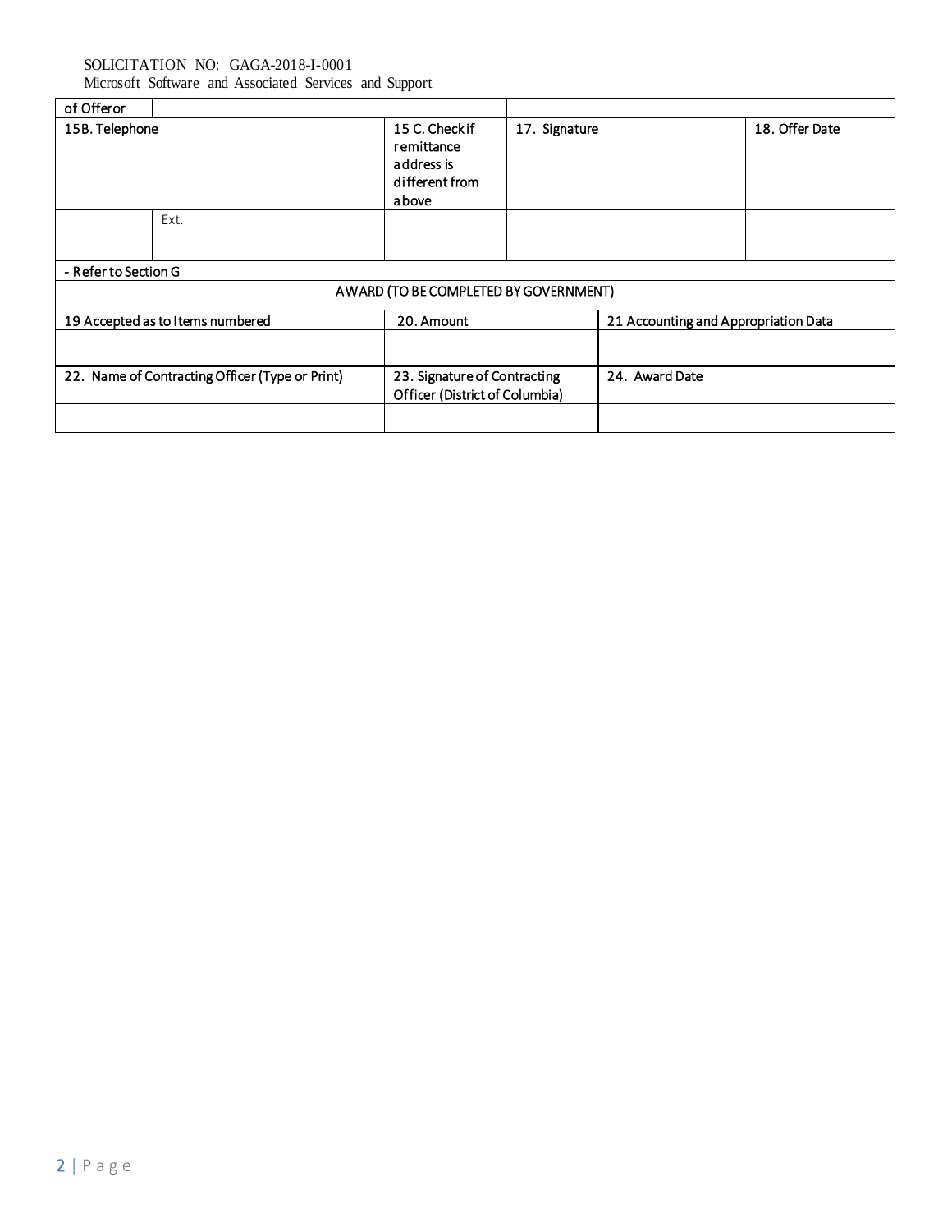| of Offeror | | | | |
|---|---|---|---|---|
| 15B. Telephone | | 15 C. Check if remittance address is different from above | 17. Signature | 18. Offer Date |
| | Ext. | | | |
| - Refer to Section G | | | | |

| AWARD (TO BE COMPLETED BY GOVERNMENT) | | |
|---|---|---|
| 19 Accepted as to Items numbered | 20. Amount | 21 Accounting and Appropriation Data |
| | | |
| 22. Name of Contracting Officer (Type or Print) | 23. Signature of Contracting Officer (District of Columbia) | 24. Award Date |
| | | |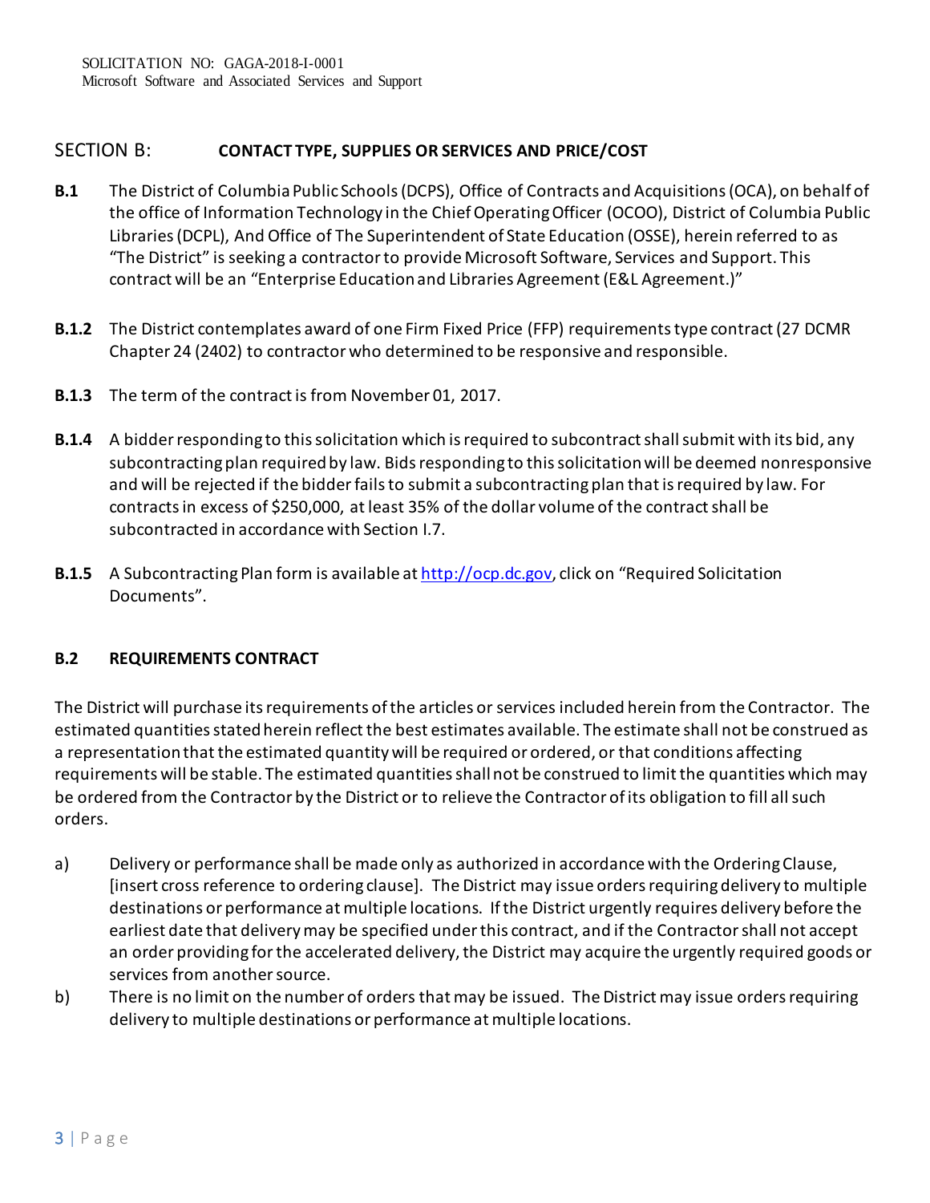## SECTION B: CONTACT TYPE, SUPPLIES OR SERVICES AND PRICE/COST

**B.1** The District of Columbia Public Schools (DCPS), Office of Contracts and Acquisitions (OCA), on behalf of the office of Information Technology in the Chief Operating Officer (OCOO), District of Columbia Public Libraries (DCPL), And Office of The Superintendent of State Education (OSSE), herein referred to as "The District" is seeking a contractor to provide Microsoft Software, Services and Support. This contract will be an "Enterprise Education and Libraries Agreement (E&L Agreement.)"

**B.1.2** The District contemplates award of one Firm Fixed Price (FFP) requirements type contract (27 DCMR Chapter 24 (2402) to contractor who determined to be responsive and responsible.

**B.1.3** The term of the contract is from November 01, 2017.

**B.1.4** A bidder responding to this solicitation which is required to subcontract shall submit with its bid, any subcontracting plan required by law. Bids responding to this solicitation will be deemed nonresponsive and will be rejected if the bidder fails to submit a subcontracting plan that is required by law. For contracts in excess of $250,000, at least 35% of the dollar volume of the contract shall be subcontracted in accordance with Section I.7.

**B.1.5** A Subcontracting Plan form is available at http://ocp.dc.gov, click on "Required Solicitation Documents".

### B.2 REQUIREMENTS CONTRACT

The District will purchase its requirements of the articles or services included herein from the Contractor. The estimated quantities stated herein reflect the best estimates available. The estimate shall not be construed as a representation that the estimated quantity will be required or ordered, or that conditions affecting requirements will be stable. The estimated quantities shall not be construed to limit the quantities which may be ordered from the Contractor by the District or to relieve the Contractor of its obligation to fill all such orders.

a) Delivery or performance shall be made only as authorized in accordance with the Ordering Clause, [insert cross reference to ordering clause]. The District may issue orders requiring delivery to multiple destinations or performance at multiple locations. If the District urgently requires delivery before the earliest date that delivery may be specified under this contract, and if the Contractor shall not accept an order providing for the accelerated delivery, the District may acquire the urgently required goods or services from another source.

b) There is no limit on the number of orders that may be issued. The District may issue orders requiring delivery to multiple destinations or performance at multiple locations.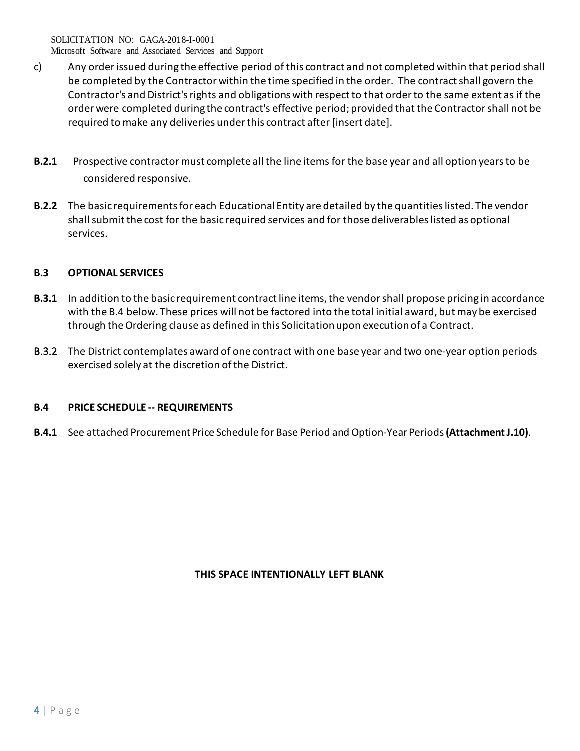c) Any order issued during the effective period of this contract and not completed within that period shall be completed by the Contractor within the time specified in the order. The contract shall govern the Contractor's and District's rights and obligations with respect to that order to the same extent as if the order were completed during the contract's effective period; provided that the Contractor shall not be required to make any deliveries under this contract after [insert date].

**B.2.1** Prospective contractor must complete all the line items for the base year and all option years to be considered responsive.

**B.2.2** The basic requirements for each Educational Entity are detailed by the quantities listed. The vendor shall submit the cost for the basic required services and for those deliverables listed as optional services.

### B.3 OPTIONAL SERVICES

**B.3.1** In addition to the basic requirement contract line items, the vendor shall propose pricing in accordance with the B.4 below. These prices will not be factored into the total initial award, but may be exercised through the Ordering clause as defined in this Solicitation upon execution of a Contract.

B.3.2 The District contemplates award of one contract with one base year and two one-year option periods exercised solely at the discretion of the District.

### B.4 PRICE SCHEDULE -- REQUIREMENTS

**B.4.1** See attached Procurement Price Schedule for Base Period and Option-Year Periods **(Attachment J.10)**.

**THIS SPACE INTENTIONALLY LEFT BLANK**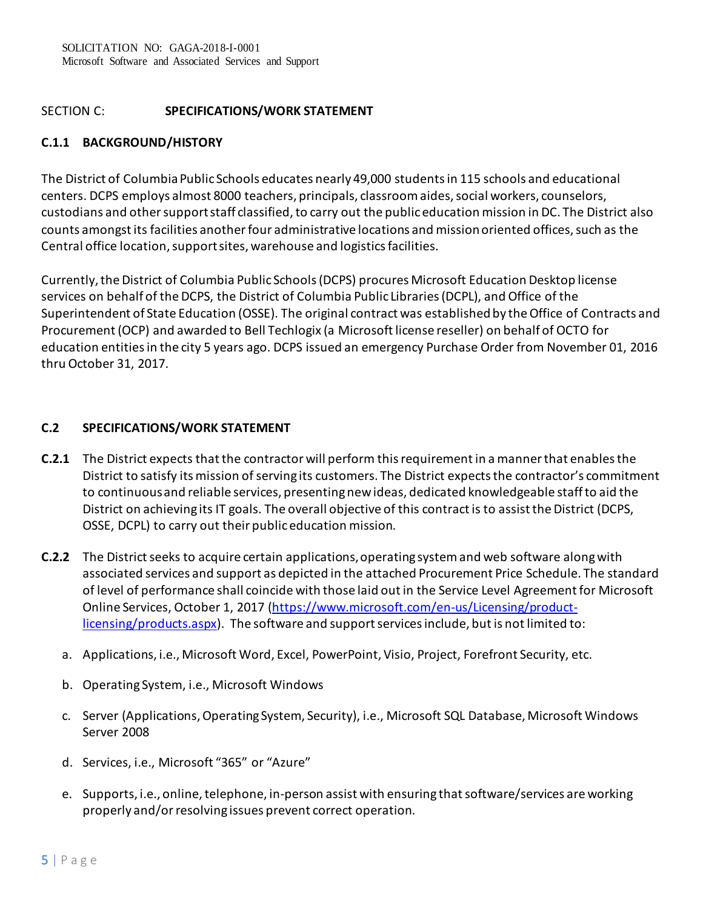## SECTION C: SPECIFICATIONS/WORK STATEMENT

### C.1.1 BACKGROUND/HISTORY

The District of Columbia Public Schools educates nearly 49,000 students in 115 schools and educational centers. DCPS employs almost 8000 teachers, principals, classroom aides, social workers, counselors, custodians and other support staff classified, to carry out the public education mission in DC. The District also counts amongst its facilities another four administrative locations and mission oriented offices, such as the Central office location, support sites, warehouse and logistics facilities.

Currently, the District of Columbia Public Schools (DCPS) procures Microsoft Education Desktop license services on behalf of the DCPS, the District of Columbia Public Libraries (DCPL), and Office of the Superintendent of State Education (OSSE). The original contract was established by the Office of Contracts and Procurement (OCP) and awarded to Bell Techlogix (a Microsoft license reseller) on behalf of OCTO for education entities in the city 5 years ago. DCPS issued an emergency Purchase Order from November 01, 2016 thru October 31, 2017.

### C.2 SPECIFICATIONS/WORK STATEMENT

**C.2.1** The District expects that the contractor will perform this requirement in a manner that enables the District to satisfy its mission of serving its customers. The District expects the contractor's commitment to continuous and reliable services, presenting new ideas, dedicated knowledgeable staff to aid the District on achieving its IT goals. The overall objective of this contract is to assist the District (DCPS, OSSE, DCPL) to carry out their public education mission.

**C.2.2** The District seeks to acquire certain applications, operating system and web software along with associated services and support as depicted in the attached Procurement Price Schedule. The standard of level of performance shall coincide with those laid out in the Service Level Agreement for Microsoft Online Services, October 1, 2017 (https://www.microsoft.com/en-us/Licensing/product-licensing/products.aspx). The software and support services include, but is not limited to:

a. Applications, i.e., Microsoft Word, Excel, PowerPoint, Visio, Project, Forefront Security, etc.

b. Operating System, i.e., Microsoft Windows

c. Server (Applications, Operating System, Security), i.e., Microsoft SQL Database, Microsoft Windows Server 2008

d. Services, i.e., Microsoft "365" or "Azure"

e. Supports, i.e., online, telephone, in-person assist with ensuring that software/services are working properly and/or resolving issues prevent correct operation.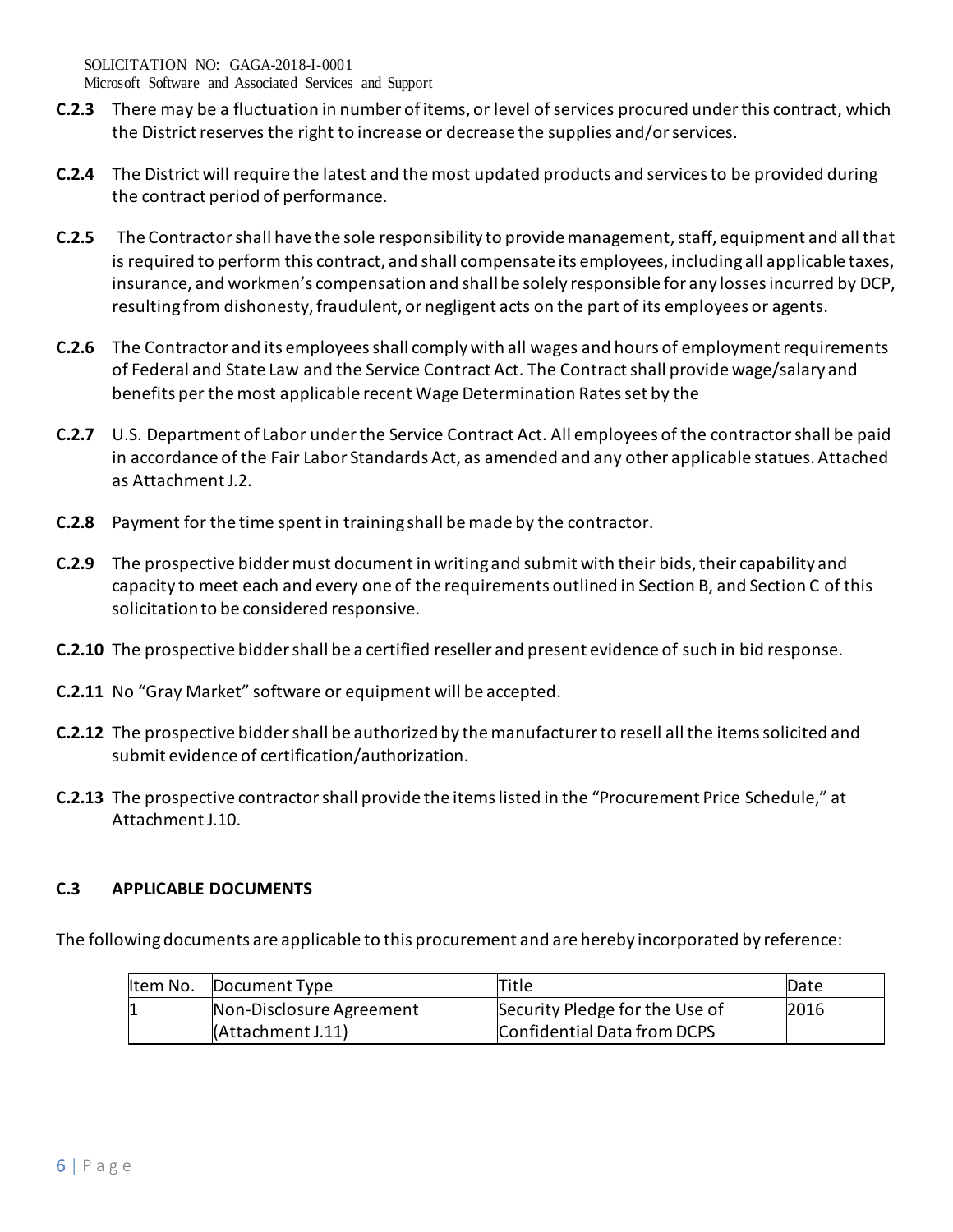**C.2.3** There may be a fluctuation in number of items, or level of services procured under this contract, which the District reserves the right to increase or decrease the supplies and/or services.

**C.2.4** The District will require the latest and the most updated products and services to be provided during the contract period of performance.

**C.2.5** The Contractor shall have the sole responsibility to provide management, staff, equipment and all that is required to perform this contract, and shall compensate its employees, including all applicable taxes, insurance, and workmen's compensation and shall be solely responsible for any losses incurred by DCP, resulting from dishonesty, fraudulent, or negligent acts on the part of its employees or agents.

**C.2.6** The Contractor and its employees shall comply with all wages and hours of employment requirements of Federal and State Law and the Service Contract Act. The Contract shall provide wage/salary and benefits per the most applicable recent Wage Determination Rates set by the

**C.2.7** U.S. Department of Labor under the Service Contract Act. All employees of the contractor shall be paid in accordance of the Fair Labor Standards Act, as amended and any other applicable statues. Attached as Attachment J.2.

**C.2.8** Payment for the time spent in training shall be made by the contractor.

**C.2.9** The prospective bidder must document in writing and submit with their bids, their capability and capacity to meet each and every one of the requirements outlined in Section B, and Section C of this solicitation to be considered responsive.

**C.2.10** The prospective bidder shall be a certified reseller and present evidence of such in bid response.

**C.2.11** No "Gray Market" software or equipment will be accepted.

**C.2.12** The prospective bidder shall be authorized by the manufacturer to resell all the items solicited and submit evidence of certification/authorization.

**C.2.13** The prospective contractor shall provide the items listed in the "Procurement Price Schedule," at Attachment J.10.

### C.3 APPLICABLE DOCUMENTS

The following documents are applicable to this procurement and are hereby incorporated by reference:

| Item No. | Document Type | Title | Date |
|---|---|---|---|
| 1 | Non-Disclosure Agreement (Attachment J.11) | Security Pledge for the Use of Confidential Data from DCPS | 2016 |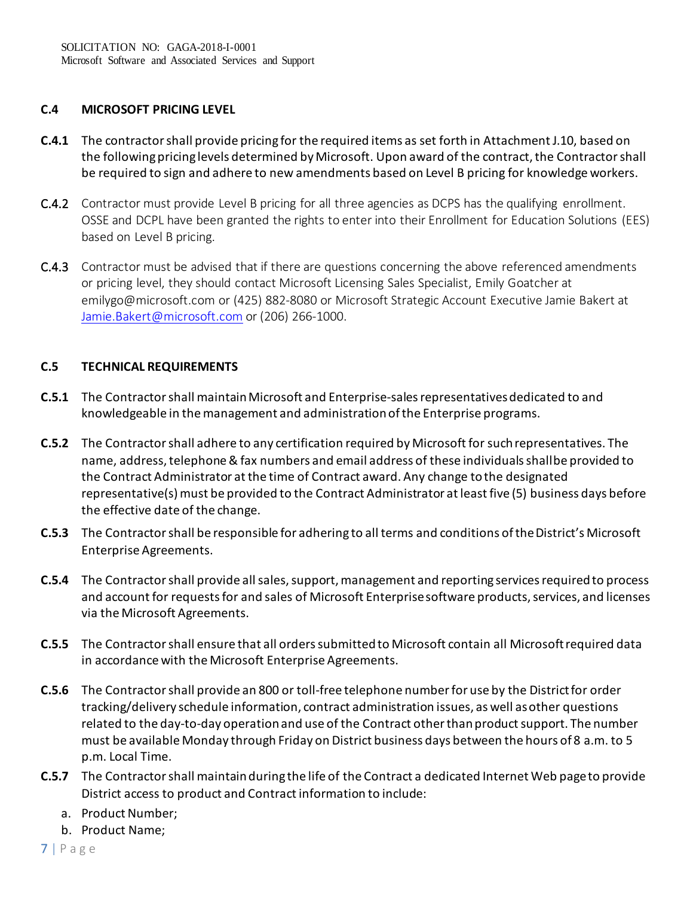## C.4 MICROSOFT PRICING LEVEL

**C.4.1** The contractor shall provide pricing for the required items as set forth in Attachment J.10, based on the following pricing levels determined by Microsoft. Upon award of the contract, the Contractor shall be required to sign and adhere to new amendments based on Level B pricing for knowledge workers.

**C.4.2** Contractor must provide Level B pricing for all three agencies as DCPS has the qualifying enrollment. OSSE and DCPL have been granted the rights to enter into their Enrollment for Education Solutions (EES) based on Level B pricing.

**C.4.3** Contractor must be advised that if there are questions concerning the above referenced amendments or pricing level, they should contact Microsoft Licensing Sales Specialist, Emily Goatcher at emilygo@microsoft.com or (425) 882-8080 or Microsoft Strategic Account Executive Jamie Bakert at Jamie.Bakert@microsoft.com or (206) 266-1000.

## C.5 TECHNICAL REQUIREMENTS

**C.5.1** The Contractor shall maintain Microsoft and Enterprise-sales representatives dedicated to and knowledgeable in the management and administration of the Enterprise programs.

**C.5.2** The Contractor shall adhere to any certification required by Microsoft for such representatives. The name, address, telephone & fax numbers and email address of these individuals shall be provided to the Contract Administrator at the time of Contract award. Any change to the designated representative(s) must be provided to the Contract Administrator at least five (5) business days before the effective date of the change.

**C.5.3** The Contractor shall be responsible for adhering to all terms and conditions of the District's Microsoft Enterprise Agreements.

**C.5.4** The Contractor shall provide all sales, support, management and reporting services required to process and account for requests for and sales of Microsoft Enterprise software products, services, and licenses via the Microsoft Agreements.

**C.5.5** The Contractor shall ensure that all orders submitted to Microsoft contain all Microsoft required data in accordance with the Microsoft Enterprise Agreements.

**C.5.6** The Contractor shall provide an 800 or toll-free telephone number for use by the District for order tracking/delivery schedule information, contract administration issues, as well as other questions related to the day-to-day operation and use of the Contract other than product support. The number must be available Monday through Friday on District business days between the hours of 8 a.m. to 5 p.m. Local Time.

**C.5.7** The Contractor shall maintain during the life of the Contract a dedicated Internet Web page to provide District access to product and Contract information to include:

a. Product Number;
b. Product Name;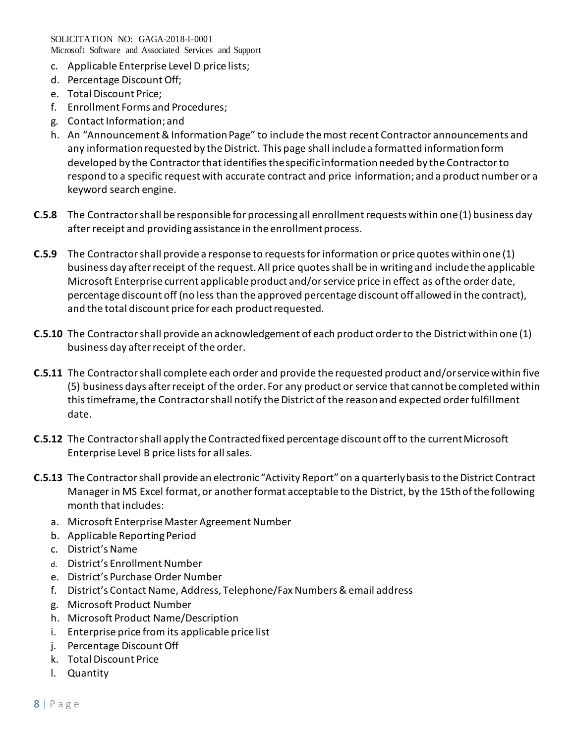c. Applicable Enterprise Level D price lists;
d. Percentage Discount Off;
e. Total Discount Price;
f. Enrollment Forms and Procedures;
g. Contact Information; and
h. An "Announcement & Information Page" to include the most recent Contractor announcements and any information requested by the District. This page shall include a formatted information form developed by the Contractor that identifies the specific information needed by the Contractor to respond to a specific request with accurate contract and price information; and a product number or a keyword search engine.

**C.5.8** The Contractor shall be responsible for processing all enrollment requests within one (1) business day after receipt and providing assistance in the enrollment process.

**C.5.9** The Contractor shall provide a response to requests for information or price quotes within one (1) business day after receipt of the request. All price quotes shall be in writing and include the applicable Microsoft Enterprise current applicable product and/or service price in effect as of the order date, percentage discount off (no less than the approved percentage discount off allowed in the contract), and the total discount price for each product requested.

**C.5.10** The Contractor shall provide an acknowledgement of each product order to the District within one (1) business day after receipt of the order.

**C.5.11** The Contractor shall complete each order and provide the requested product and/or service within five (5) business days after receipt of the order. For any product or service that cannot be completed within this timeframe, the Contractor shall notify the District of the reason and expected order fulfillment date.

**C.5.12** The Contractor shall apply the Contracted fixed percentage discount off to the current Microsoft Enterprise Level B price lists for all sales.

**C.5.13** The Contractor shall provide an electronic "Activity Report" on a quarterly basis to the District Contract Manager in MS Excel format, or another format acceptable to the District, by the 15th of the following month that includes:

a. Microsoft Enterprise Master Agreement Number
b. Applicable Reporting Period
c. District's Name
d. District's Enrollment Number
e. District's Purchase Order Number
f. District's Contact Name, Address, Telephone/Fax Numbers & email address
g. Microsoft Product Number
h. Microsoft Product Name/Description
i. Enterprise price from its applicable price list
j. Percentage Discount Off
k. Total Discount Price
l. Quantity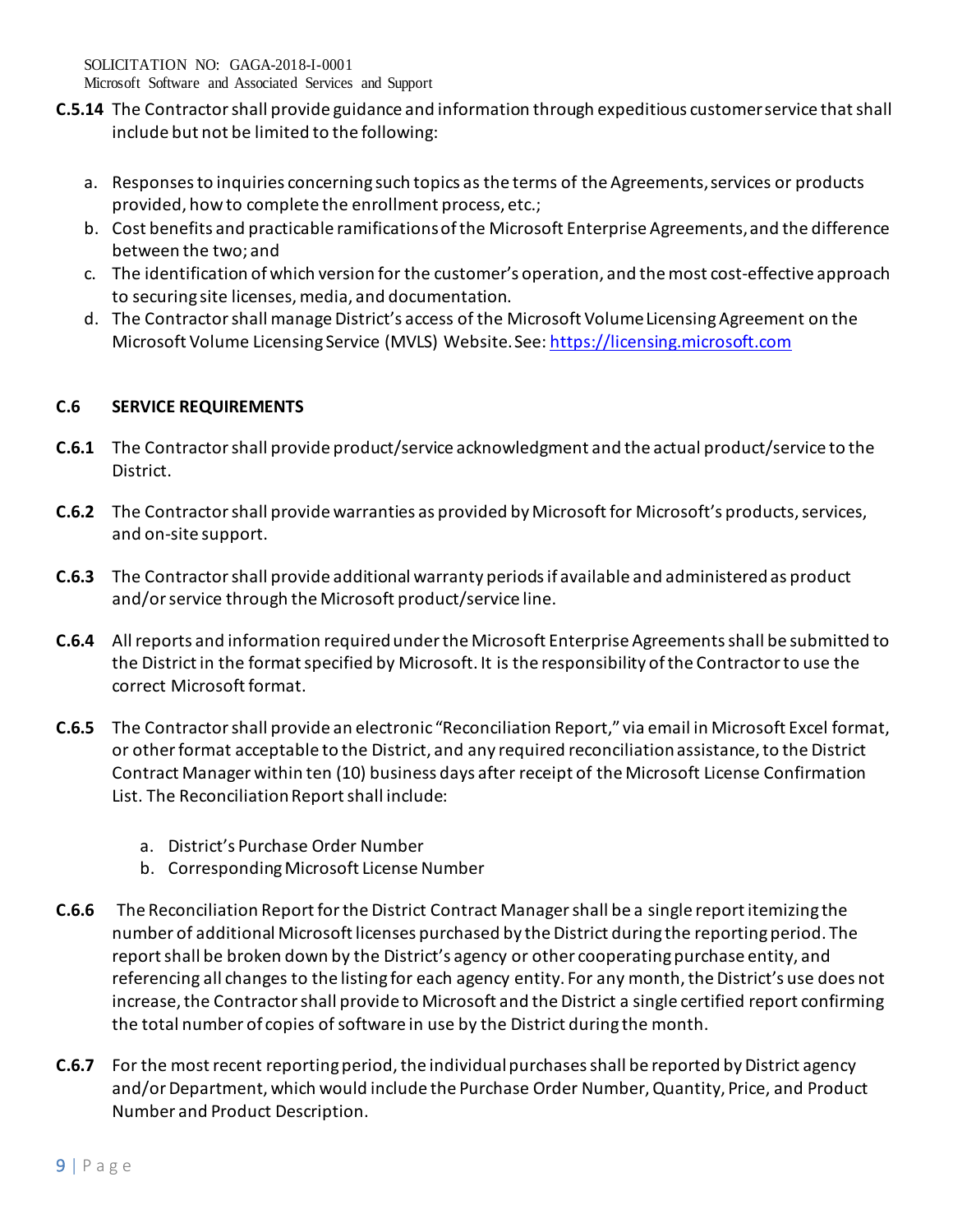**C.5.14** The Contractor shall provide guidance and information through expeditious customer service that shall include but not be limited to the following:

a. Responses to inquiries concerning such topics as the terms of the Agreements, services or products provided, how to complete the enrollment process, etc.;
b. Cost benefits and practicable ramifications of the Microsoft Enterprise Agreements, and the difference between the two; and
c. The identification of which version for the customer's operation, and the most cost-effective approach to securing site licenses, media, and documentation.
d. The Contractor shall manage District's access of the Microsoft Volume Licensing Agreement on the Microsoft Volume Licensing Service (MVLS) Website. See: https://licensing.microsoft.com

## C.6 SERVICE REQUIREMENTS

**C.6.1** The Contractor shall provide product/service acknowledgment and the actual product/service to the District.

**C.6.2** The Contractor shall provide warranties as provided by Microsoft for Microsoft's products, services, and on-site support.

**C.6.3** The Contractor shall provide additional warranty periods if available and administered as product and/or service through the Microsoft product/service line.

**C.6.4** All reports and information required under the Microsoft Enterprise Agreements shall be submitted to the District in the format specified by Microsoft. It is the responsibility of the Contractor to use the correct Microsoft format.

**C.6.5** The Contractor shall provide an electronic "Reconciliation Report," via email in Microsoft Excel format, or other format acceptable to the District, and any required reconciliation assistance, to the District Contract Manager within ten (10) business days after receipt of the Microsoft License Confirmation List. The Reconciliation Report shall include:

a. District's Purchase Order Number
b. Corresponding Microsoft License Number

**C.6.6** The Reconciliation Report for the District Contract Manager shall be a single report itemizing the number of additional Microsoft licenses purchased by the District during the reporting period. The report shall be broken down by the District's agency or other cooperating purchase entity, and referencing all changes to the listing for each agency entity. For any month, the District's use does not increase, the Contractor shall provide to Microsoft and the District a single certified report confirming the total number of copies of software in use by the District during the month.

**C.6.7** For the most recent reporting period, the individual purchases shall be reported by District agency and/or Department, which would include the Purchase Order Number, Quantity, Price, and Product Number and Product Description.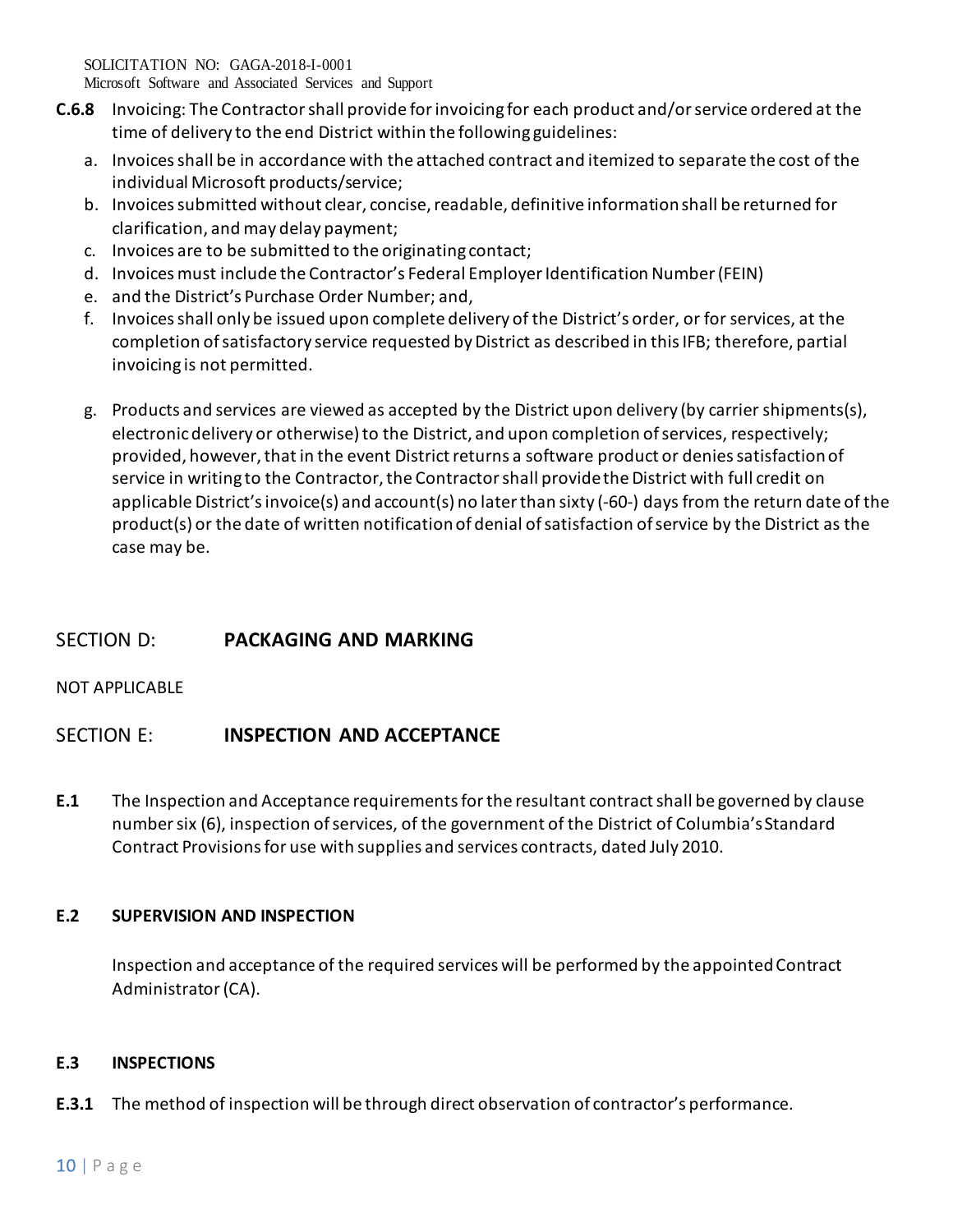**C.6.8** Invoicing: The Contractor shall provide for invoicing for each product and/or service ordered at the time of delivery to the end District within the following guidelines:

a. Invoices shall be in accordance with the attached contract and itemized to separate the cost of the individual Microsoft products/service;
b. Invoices submitted without clear, concise, readable, definitive information shall be returned for clarification, and may delay payment;
c. Invoices are to be submitted to the originating contact;
d. Invoices must include the Contractor's Federal Employer Identification Number (FEIN)
e. and the District's Purchase Order Number; and,
f. Invoices shall only be issued upon complete delivery of the District's order, or for services, at the completion of satisfactory service requested by District as described in this IFB; therefore, partial invoicing is not permitted.
g. Products and services are viewed as accepted by the District upon delivery (by carrier shipments(s), electronic delivery or otherwise) to the District, and upon completion of services, respectively; provided, however, that in the event District returns a software product or denies satisfaction of service in writing to the Contractor, the Contractor shall provide the District with full credit on applicable District's invoice(s) and account(s) no later than sixty (-60-) days from the return date of the product(s) or the date of written notification of denial of satisfaction of service by the District as the case may be.

## SECTION D: PACKAGING AND MARKING

NOT APPLICABLE

## SECTION E: INSPECTION AND ACCEPTANCE

**E.1** The Inspection and Acceptance requirements for the resultant contract shall be governed by clause number six (6), inspection of services, of the government of the District of Columbia's Standard Contract Provisions for use with supplies and services contracts, dated July 2010.

### E.2 SUPERVISION AND INSPECTION

Inspection and acceptance of the required services will be performed by the appointed Contract Administrator (CA).

### E.3 INSPECTIONS

**E.3.1** The method of inspection will be through direct observation of contractor's performance.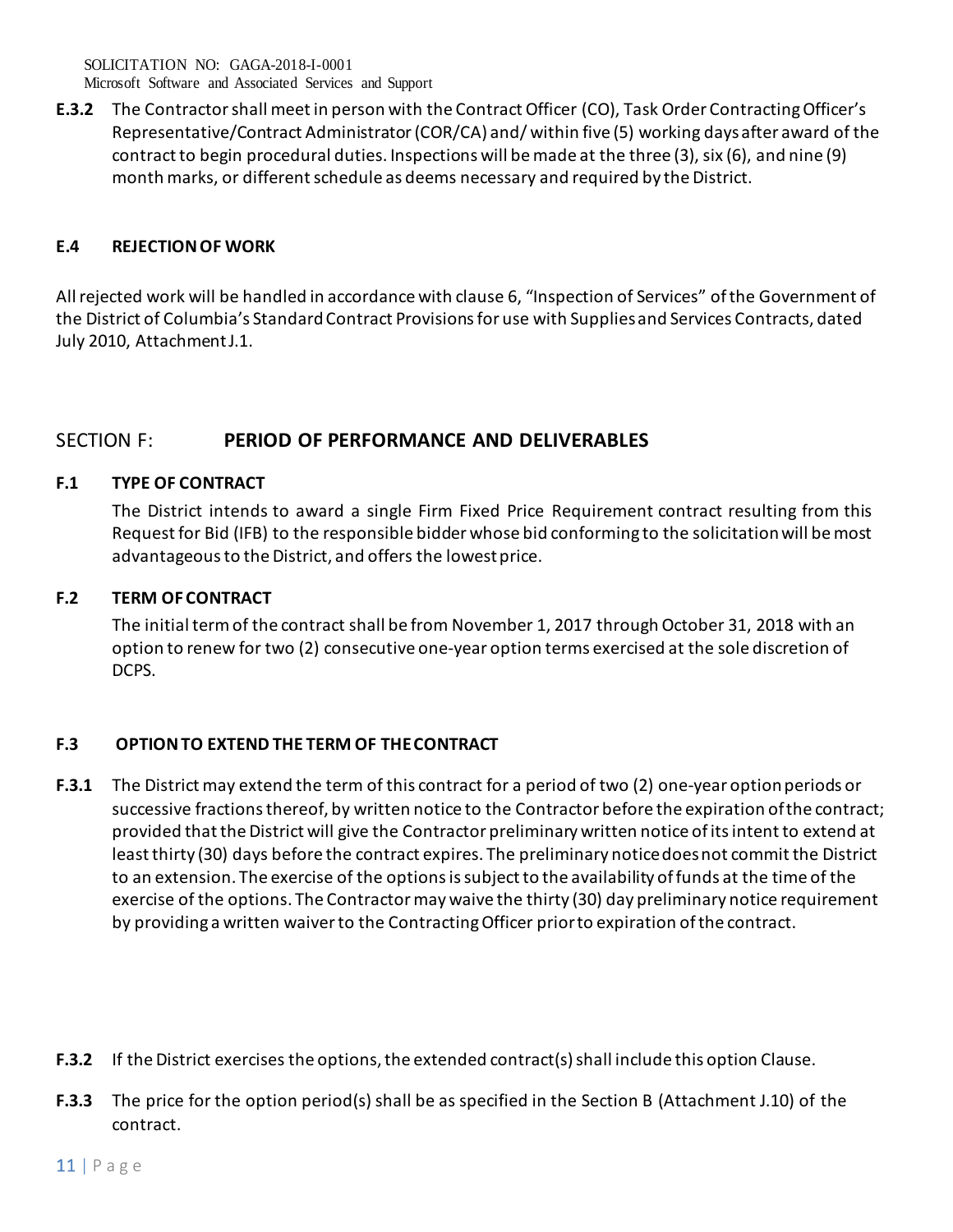**E.3.2** The Contractor shall meet in person with the Contract Officer (CO), Task Order Contracting Officer's Representative/Contract Administrator (COR/CA) and/ within five (5) working days after award of the contract to begin procedural duties. Inspections will be made at the three (3), six (6), and nine (9) month marks, or different schedule as deems necessary and required by the District.

### E.4 REJECTION OF WORK

All rejected work will be handled in accordance with clause 6, "Inspection of Services" of the Government of the District of Columbia's Standard Contract Provisions for use with Supplies and Services Contracts, dated July 2010, Attachment J.1.

## SECTION F: PERIOD OF PERFORMANCE AND DELIVERABLES

### F.1 TYPE OF CONTRACT

The District intends to award a single Firm Fixed Price Requirement contract resulting from this Request for Bid (IFB) to the responsible bidder whose bid conforming to the solicitation will be most advantageous to the District, and offers the lowest price.

### F.2 TERM OF CONTRACT

The initial term of the contract shall be from November 1, 2017 through October 31, 2018 with an option to renew for two (2) consecutive one-year option terms exercised at the sole discretion of DCPS.

### F.3 OPTION TO EXTEND THE TERM OF THE CONTRACT

**F.3.1** The District may extend the term of this contract for a period of two (2) one-year option periods or successive fractions thereof, by written notice to the Contractor before the expiration of the contract; provided that the District will give the Contractor preliminary written notice of its intent to extend at least thirty (30) days before the contract expires. The preliminary notice does not commit the District to an extension. The exercise of the options is subject to the availability of funds at the time of the exercise of the options. The Contractor may waive the thirty (30) day preliminary notice requirement by providing a written waiver to the Contracting Officer prior to expiration of the contract.

**F.3.2** If the District exercises the options, the extended contract(s) shall include this option Clause.

**F.3.3** The price for the option period(s) shall be as specified in the Section B (Attachment J.10) of the contract.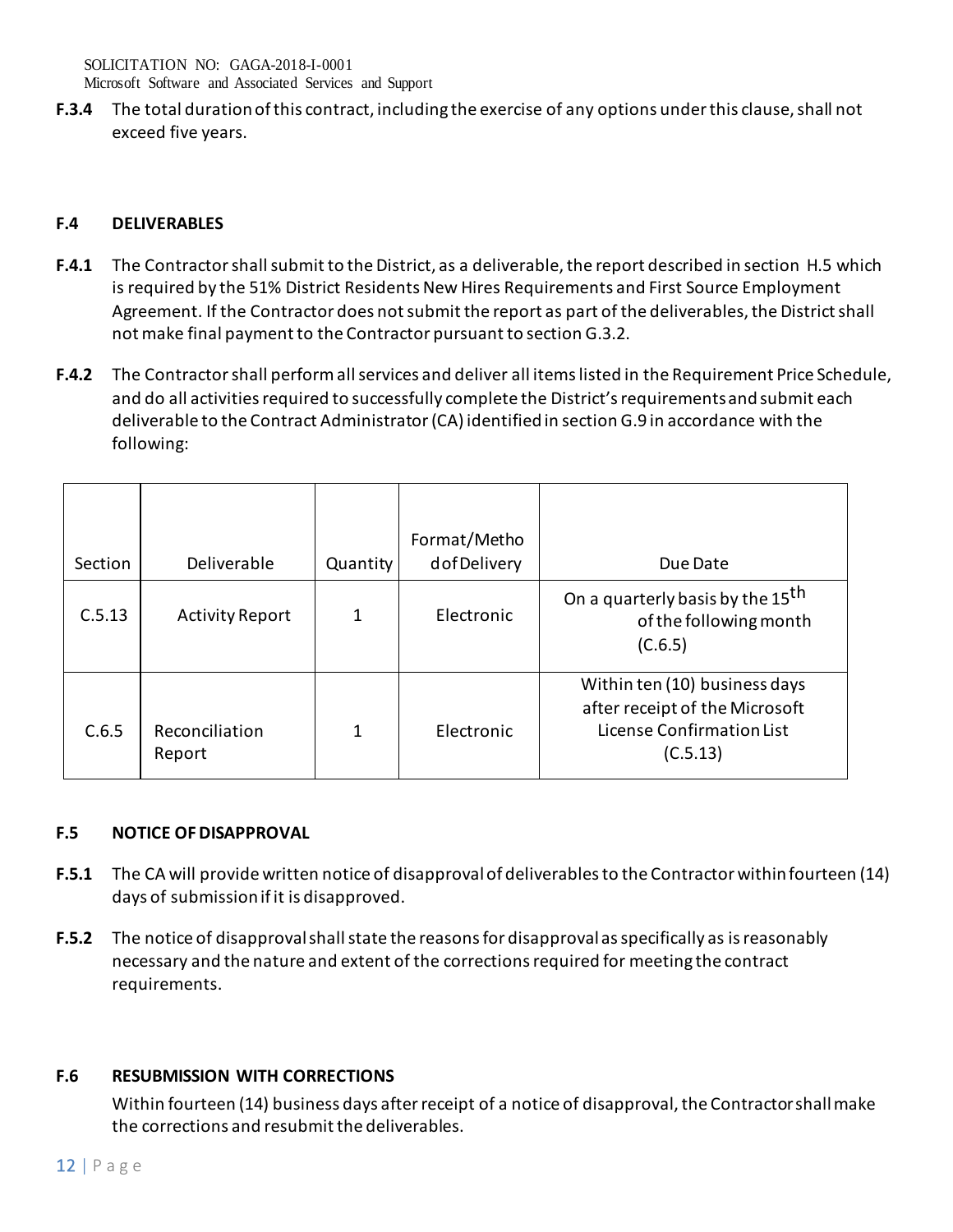**F.3.4** The total duration of this contract, including the exercise of any options under this clause, shall not exceed five years.

## F.4 DELIVERABLES

**F.4.1** The Contractor shall submit to the District, as a deliverable, the report described in section H.5 which is required by the 51% District Residents New Hires Requirements and First Source Employment Agreement. If the Contractor does not submit the report as part of the deliverables, the District shall not make final payment to the Contractor pursuant to section G.3.2.

**F.4.2** The Contractor shall perform all services and deliver all items listed in the Requirement Price Schedule, and do all activities required to successfully complete the District's requirements and submit each deliverable to the Contract Administrator (CA) identified in section G.9 in accordance with the following:

| Section | Deliverable | Quantity | Format/Method of Delivery | Due Date |
|---|---|---|---|---|
| C.5.13 | Activity Report | 1 | Electronic | On a quarterly basis by the 15th of the following month (C.6.5) |
| C.6.5 | Reconciliation Report | 1 | Electronic | Within ten (10) business days after receipt of the Microsoft License Confirmation List (C.5.13) |

## F.5 NOTICE OF DISAPPROVAL

**F.5.1** The CA will provide written notice of disapproval of deliverables to the Contractor within fourteen (14) days of submission if it is disapproved.

**F.5.2** The notice of disapproval shall state the reasons for disapproval as specifically as is reasonably necessary and the nature and extent of the corrections required for meeting the contract requirements.

## F.6 RESUBMISSION WITH CORRECTIONS

Within fourteen (14) business days after receipt of a notice of disapproval, the Contractor shall make the corrections and resubmit the deliverables.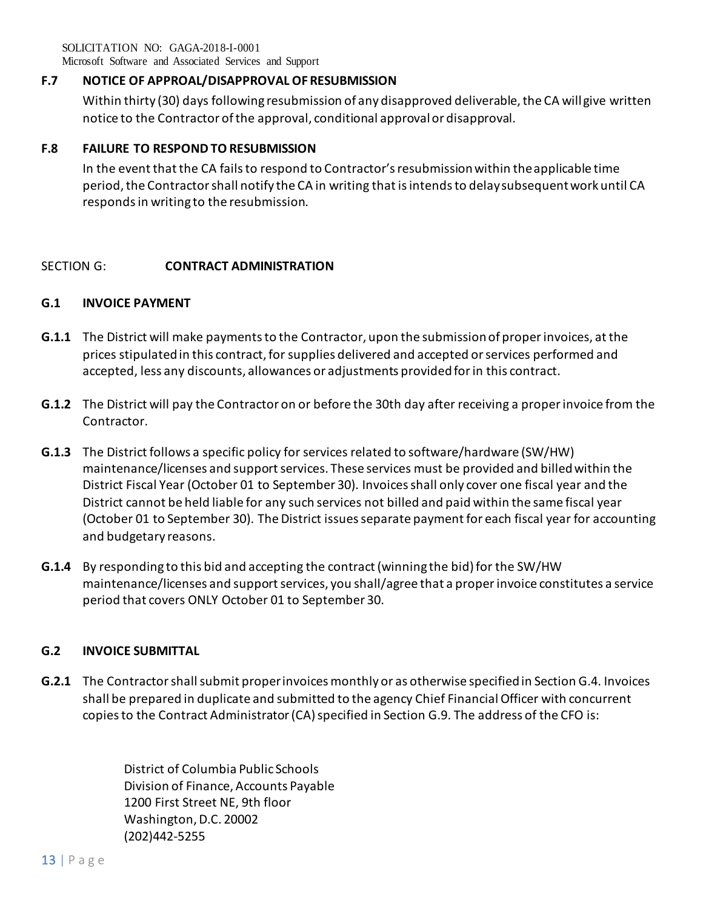### F.7 NOTICE OF APPROAL/DISAPPROVAL OF RESUBMISSION

Within thirty (30) days following resubmission of any disapproved deliverable, the CA will give written notice to the Contractor of the approval, conditional approval or disapproval.

### F.8 FAILURE TO RESPOND TO RESUBMISSION

In the event that the CA fails to respond to Contractor's resubmission within the applicable time period, the Contractor shall notify the CA in writing that is intends to delay subsequent work until CA responds in writing to the resubmission.

## SECTION G: CONTRACT ADMINISTRATION

### G.1 INVOICE PAYMENT

**G.1.1** The District will make payments to the Contractor, upon the submission of proper invoices, at the prices stipulated in this contract, for supplies delivered and accepted or services performed and accepted, less any discounts, allowances or adjustments provided for in this contract.

**G.1.2** The District will pay the Contractor on or before the 30th day after receiving a proper invoice from the Contractor.

**G.1.3** The District follows a specific policy for services related to software/hardware (SW/HW) maintenance/licenses and support services. These services must be provided and billed within the District Fiscal Year (October 01 to September 30). Invoices shall only cover one fiscal year and the District cannot be held liable for any such services not billed and paid within the same fiscal year (October 01 to September 30). The District issues separate payment for each fiscal year for accounting and budgetary reasons.

**G.1.4** By responding to this bid and accepting the contract (winning the bid) for the SW/HW maintenance/licenses and support services, you shall/agree that a proper invoice constitutes a service period that covers ONLY October 01 to September 30.

### G.2 INVOICE SUBMITTAL

**G.2.1** The Contractor shall submit proper invoices monthly or as otherwise specified in Section G.4. Invoices shall be prepared in duplicate and submitted to the agency Chief Financial Officer with concurrent copies to the Contract Administrator (CA) specified in Section G.9. The address of the CFO is:

District of Columbia Public Schools
Division of Finance, Accounts Payable
1200 First Street NE, 9th floor
Washington, D.C. 20002
(202)442-5255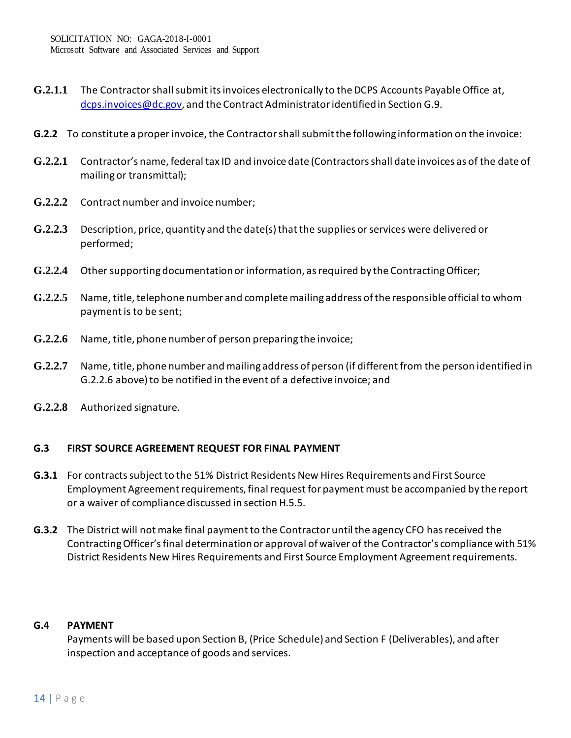**G.2.1.1** The Contractor shall submit its invoices electronically to the DCPS Accounts Payable Office at, dcps.invoices@dc.gov, and the Contract Administrator identified in Section G.9.

**G.2.2** To constitute a proper invoice, the Contractor shall submit the following information on the invoice:

**G.2.2.1** Contractor's name, federal tax ID and invoice date (Contractors shall date invoices as of the date of mailing or transmittal);

**G.2.2.2** Contract number and invoice number;

**G.2.2.3** Description, price, quantity and the date(s) that the supplies or services were delivered or performed;

**G.2.2.4** Other supporting documentation or information, as required by the Contracting Officer;

**G.2.2.5** Name, title, telephone number and complete mailing address of the responsible official to whom payment is to be sent;

**G.2.2.6** Name, title, phone number of person preparing the invoice;

**G.2.2.7** Name, title, phone number and mailing address of person (if different from the person identified in G.2.2.6 above) to be notified in the event of a defective invoice; and

**G.2.2.8** Authorized signature.

### G.3 FIRST SOURCE AGREEMENT REQUEST FOR FINAL PAYMENT

**G.3.1** For contracts subject to the 51% District Residents New Hires Requirements and First Source Employment Agreement requirements, final request for payment must be accompanied by the report or a waiver of compliance discussed in section H.5.5.

**G.3.2** The District will not make final payment to the Contractor until the agency CFO has received the Contracting Officer's final determination or approval of waiver of the Contractor's compliance with 51% District Residents New Hires Requirements and First Source Employment Agreement requirements.

### G.4 PAYMENT

Payments will be based upon Section B, (Price Schedule) and Section F (Deliverables), and after inspection and acceptance of goods and services.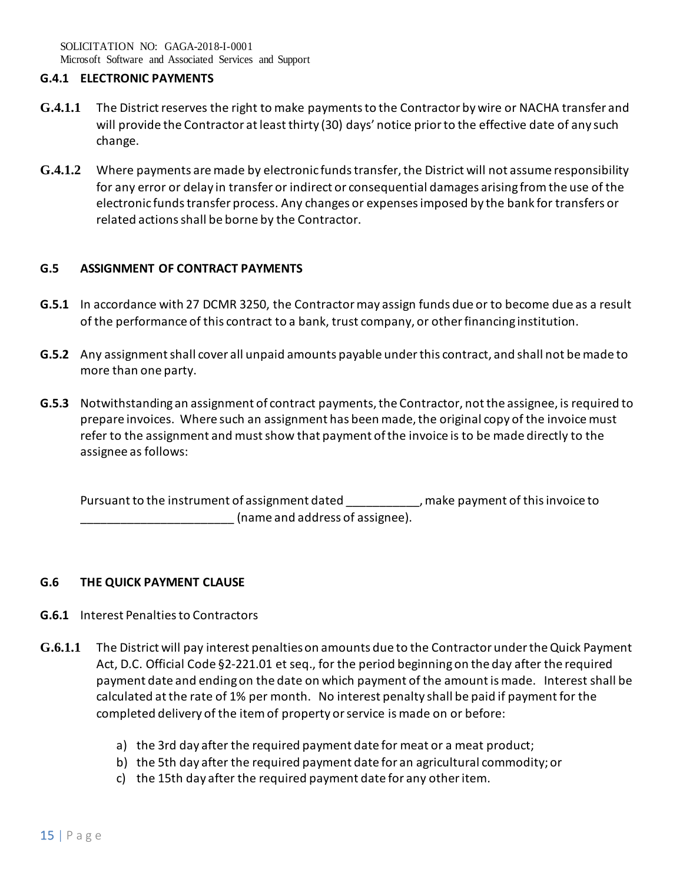### G.4.1 ELECTRONIC PAYMENTS

**G.4.1.1** The District reserves the right to make payments to the Contractor by wire or NACHA transfer and will provide the Contractor at least thirty (30) days' notice prior to the effective date of any such change.

**G.4.1.2** Where payments are made by electronic funds transfer, the District will not assume responsibility for any error or delay in transfer or indirect or consequential damages arising from the use of the electronic funds transfer process. Any changes or expenses imposed by the bank for transfers or related actions shall be borne by the Contractor.

### G.5 ASSIGNMENT OF CONTRACT PAYMENTS

**G.5.1** In accordance with 27 DCMR 3250, the Contractor may assign funds due or to become due as a result of the performance of this contract to a bank, trust company, or other financing institution.

**G.5.2** Any assignment shall cover all unpaid amounts payable under this contract, and shall not be made to more than one party.

**G.5.3** Notwithstanding an assignment of contract payments, the Contractor, not the assignee, is required to prepare invoices. Where such an assignment has been made, the original copy of the invoice must refer to the assignment and must show that payment of the invoice is to be made directly to the assignee as follows:

Pursuant to the instrument of assignment dated ___________, make payment of this invoice to _______________________ (name and address of assignee).

### G.6 THE QUICK PAYMENT CLAUSE

**G.6.1** Interest Penalties to Contractors

**G.6.1.1** The District will pay interest penalties on amounts due to the Contractor under the Quick Payment Act, D.C. Official Code §2-221.01 et seq., for the period beginning on the day after the required payment date and ending on the date on which payment of the amount is made. Interest shall be calculated at the rate of 1% per month. No interest penalty shall be paid if payment for the completed delivery of the item of property or service is made on or before:

a) the 3rd day after the required payment date for meat or a meat product;
b) the 5th day after the required payment date for an agricultural commodity; or
c) the 15th day after the required payment date for any other item.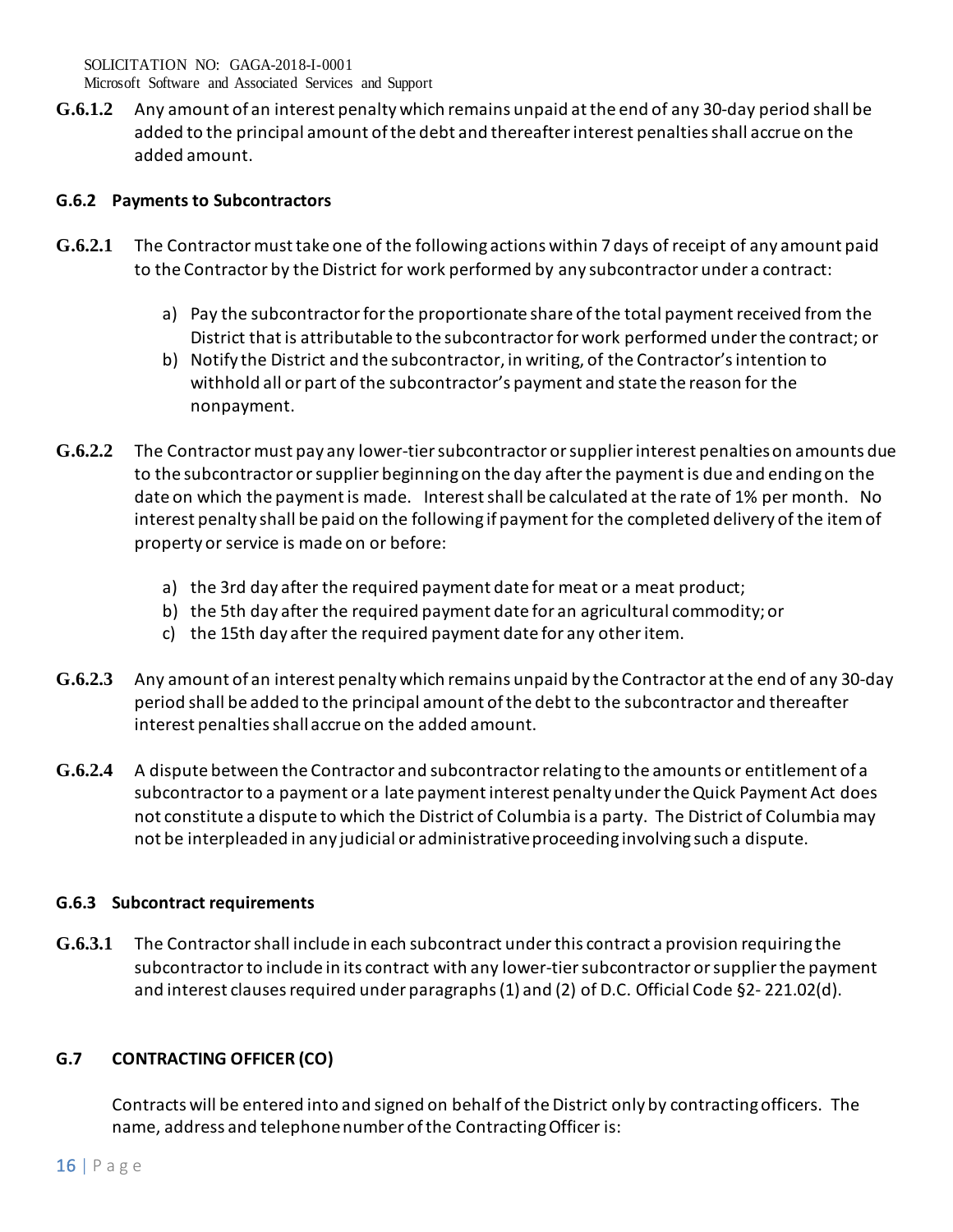**G.6.1.2** Any amount of an interest penalty which remains unpaid at the end of any 30-day period shall be added to the principal amount of the debt and thereafter interest penalties shall accrue on the added amount.

**G.6.2 Payments to Subcontractors**

**G.6.2.1** The Contractor must take one of the following actions within 7 days of receipt of any amount paid to the Contractor by the District for work performed by any subcontractor under a contract:

a) Pay the subcontractor for the proportionate share of the total payment received from the District that is attributable to the subcontractor for work performed under the contract; or
b) Notify the District and the subcontractor, in writing, of the Contractor's intention to withhold all or part of the subcontractor's payment and state the reason for the nonpayment.

**G.6.2.2** The Contractor must pay any lower-tier subcontractor or supplier interest penalties on amounts due to the subcontractor or supplier beginning on the day after the payment is due and ending on the date on which the payment is made. Interest shall be calculated at the rate of 1% per month. No interest penalty shall be paid on the following if payment for the completed delivery of the item of property or service is made on or before:

a) the 3rd day after the required payment date for meat or a meat product;
b) the 5th day after the required payment date for an agricultural commodity; or
c) the 15th day after the required payment date for any other item.

**G.6.2.3** Any amount of an interest penalty which remains unpaid by the Contractor at the end of any 30-day period shall be added to the principal amount of the debt to the subcontractor and thereafter interest penalties shall accrue on the added amount.

**G.6.2.4** A dispute between the Contractor and subcontractor relating to the amounts or entitlement of a subcontractor to a payment or a late payment interest penalty under the Quick Payment Act does not constitute a dispute to which the District of Columbia is a party. The District of Columbia may not be interpleaded in any judicial or administrative proceeding involving such a dispute.

**G.6.3 Subcontract requirements**

**G.6.3.1** The Contractor shall include in each subcontract under this contract a provision requiring the subcontractor to include in its contract with any lower-tier subcontractor or supplier the payment and interest clauses required under paragraphs (1) and (2) of D.C. Official Code §2- 221.02(d).

**G.7 CONTRACTING OFFICER (CO)**

Contracts will be entered into and signed on behalf of the District only by contracting officers. The name, address and telephone number of the Contracting Officer is: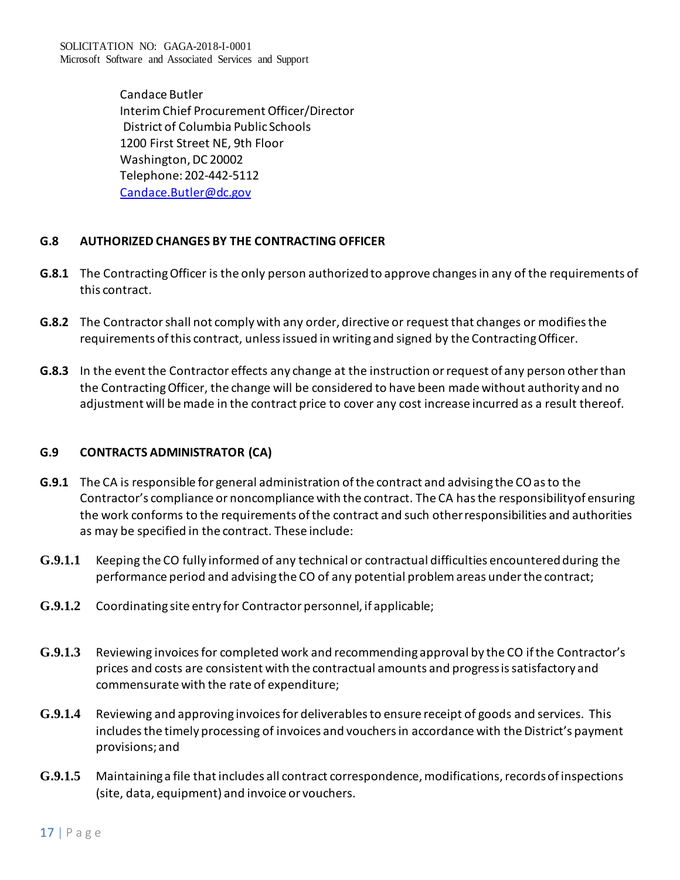Candace Butler
Interim Chief Procurement Officer/Director
District of Columbia Public Schools
1200 First Street NE, 9th Floor
Washington, DC 20002
Telephone: 202-442-5112
Candace.Butler@dc.gov

**G.8 AUTHORIZED CHANGES BY THE CONTRACTING OFFICER**

**G.8.1** The Contracting Officer is the only person authorized to approve changes in any of the requirements of this contract.

**G.8.2** The Contractor shall not comply with any order, directive or request that changes or modifies the requirements of this contract, unless issued in writing and signed by the Contracting Officer.

**G.8.3** In the event the Contractor effects any change at the instruction or request of any person other than the Contracting Officer, the change will be considered to have been made without authority and no adjustment will be made in the contract price to cover any cost increase incurred as a result thereof.

**G.9 CONTRACTS ADMINISTRATOR (CA)**

**G.9.1** The CA is responsible for general administration of the contract and advising the CO as to the Contractor's compliance or noncompliance with the contract. The CA has the responsibility of ensuring the work conforms to the requirements of the contract and such other responsibilities and authorities as may be specified in the contract. These include:

**G.9.1.1** Keeping the CO fully informed of any technical or contractual difficulties encountered during the performance period and advising the CO of any potential problem areas under the contract;

**G.9.1.2** Coordinating site entry for Contractor personnel, if applicable;

**G.9.1.3** Reviewing invoices for completed work and recommending approval by the CO if the Contractor's prices and costs are consistent with the contractual amounts and progress is satisfactory and commensurate with the rate of expenditure;

**G.9.1.4** Reviewing and approving invoices for deliverables to ensure receipt of goods and services. This includes the timely processing of invoices and vouchers in accordance with the District's payment provisions; and

**G.9.1.5** Maintaining a file that includes all contract correspondence, modifications, records of inspections (site, data, equipment) and invoice or vouchers.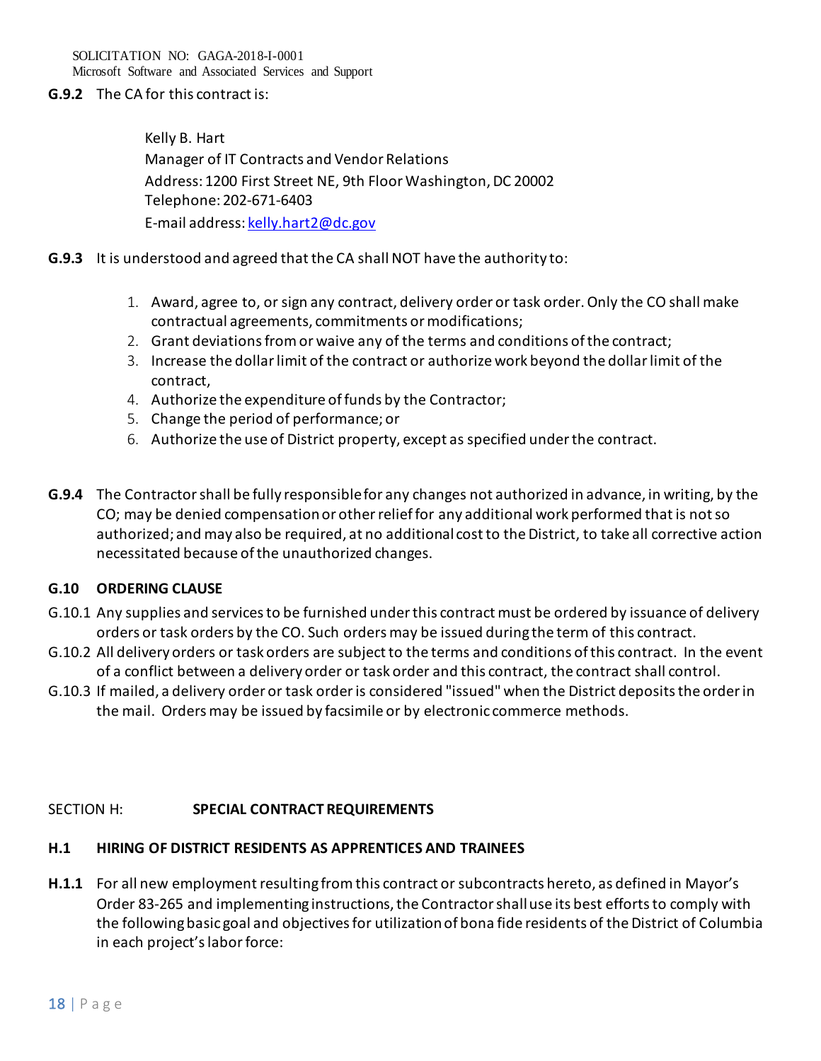**G.9.2** The CA for this contract is:

> Kelly B. Hart
> Manager of IT Contracts and Vendor Relations
> Address: 1200 First Street NE, 9th Floor Washington, DC 20002
> Telephone: 202-671-6403
> E-mail address: kelly.hart2@dc.gov

**G.9.3** It is understood and agreed that the CA shall NOT have the authority to:

1. Award, agree to, or sign any contract, delivery order or task order. Only the CO shall make contractual agreements, commitments or modifications;
2. Grant deviations from or waive any of the terms and conditions of the contract;
3. Increase the dollar limit of the contract or authorize work beyond the dollar limit of the contract,
4. Authorize the expenditure of funds by the Contractor;
5. Change the period of performance; or
6. Authorize the use of District property, except as specified under the contract.

**G.9.4** The Contractor shall be fully responsible for any changes not authorized in advance, in writing, by the CO; may be denied compensation or other relief for any additional work performed that is not so authorized; and may also be required, at no additional cost to the District, to take all corrective action necessitated because of the unauthorized changes.

### G.10 ORDERING CLAUSE

G.10.1 Any supplies and services to be furnished under this contract must be ordered by issuance of delivery orders or task orders by the CO. Such orders may be issued during the term of this contract.

G.10.2 All delivery orders or task orders are subject to the terms and conditions of this contract. In the event of a conflict between a delivery order or task order and this contract, the contract shall control.

G.10.3 If mailed, a delivery order or task order is considered "issued" when the District deposits the order in the mail. Orders may be issued by facsimile or by electronic commerce methods.

## SECTION H: SPECIAL CONTRACT REQUIREMENTS

### H.1 HIRING OF DISTRICT RESIDENTS AS APPRENTICES AND TRAINEES

**H.1.1** For all new employment resulting from this contract or subcontracts hereto, as defined in Mayor's Order 83-265 and implementing instructions, the Contractor shall use its best efforts to comply with the following basic goal and objectives for utilization of bona fide residents of the District of Columbia in each project's labor force: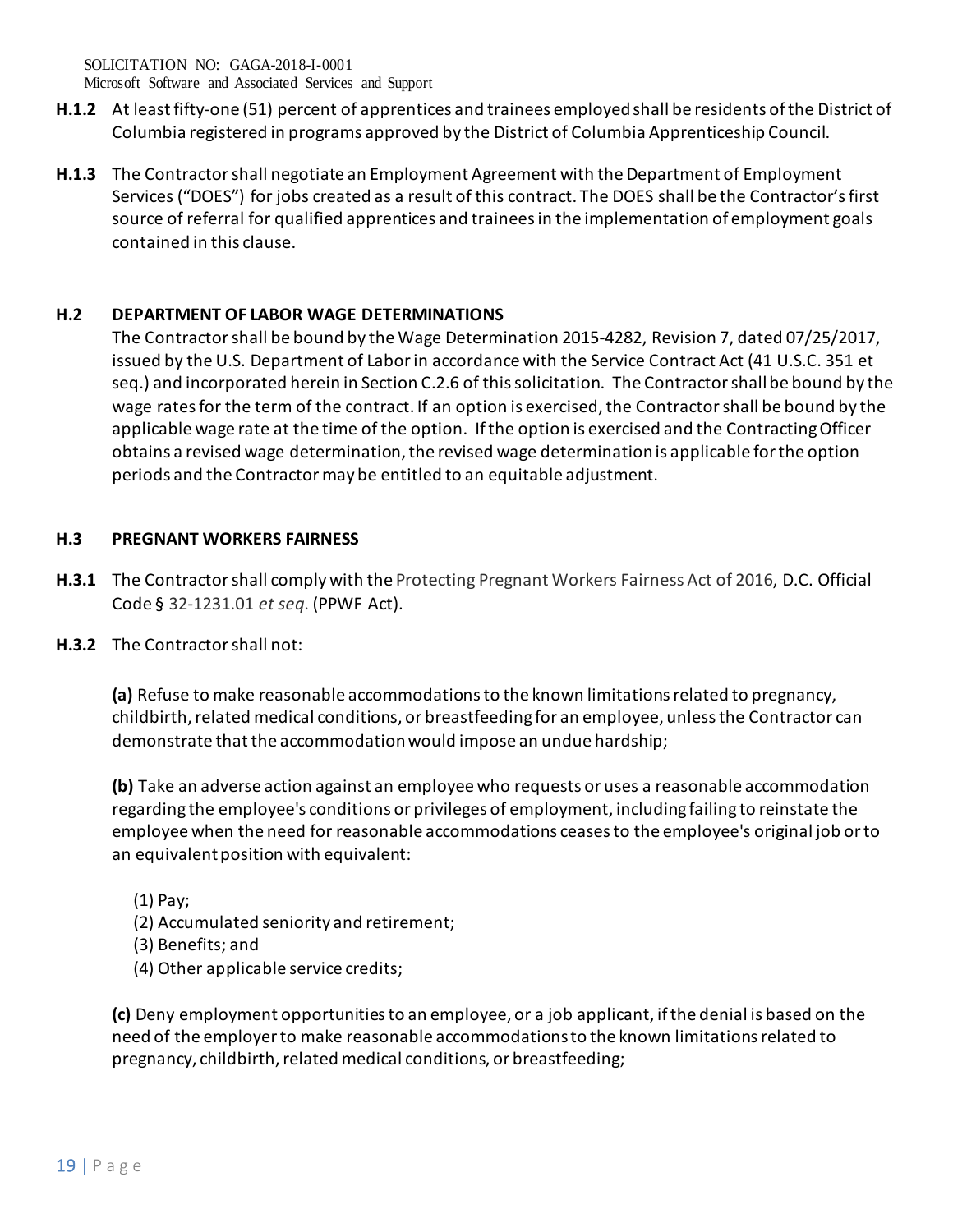**H.1.2** At least fifty-one (51) percent of apprentices and trainees employed shall be residents of the District of Columbia registered in programs approved by the District of Columbia Apprenticeship Council.

**H.1.3** The Contractor shall negotiate an Employment Agreement with the Department of Employment Services ("DOES") for jobs created as a result of this contract. The DOES shall be the Contractor's first source of referral for qualified apprentices and trainees in the implementation of employment goals contained in this clause.

### H.2 DEPARTMENT OF LABOR WAGE DETERMINATIONS

The Contractor shall be bound by the Wage Determination 2015-4282, Revision 7, dated 07/25/2017, issued by the U.S. Department of Labor in accordance with the Service Contract Act (41 U.S.C. 351 et seq.) and incorporated herein in Section C.2.6 of this solicitation. The Contractor shall be bound by the wage rates for the term of the contract. If an option is exercised, the Contractor shall be bound by the applicable wage rate at the time of the option. If the option is exercised and the Contracting Officer obtains a revised wage determination, the revised wage determination is applicable for the option periods and the Contractor may be entitled to an equitable adjustment.

### H.3 PREGNANT WORKERS FAIRNESS

**H.3.1** The Contractor shall comply with the Protecting Pregnant Workers Fairness Act of 2016, D.C. Official Code § 32-1231.01 *et seq.* (PPWF Act).

**H.3.2** The Contractor shall not:

**(a)** Refuse to make reasonable accommodations to the known limitations related to pregnancy, childbirth, related medical conditions, or breastfeeding for an employee, unless the Contractor can demonstrate that the accommodation would impose an undue hardship;

**(b)** Take an adverse action against an employee who requests or uses a reasonable accommodation regarding the employee's conditions or privileges of employment, including failing to reinstate the employee when the need for reasonable accommodations ceases to the employee's original job or to an equivalent position with equivalent:

(1) Pay;
(2) Accumulated seniority and retirement;
(3) Benefits; and
(4) Other applicable service credits;

**(c)** Deny employment opportunities to an employee, or a job applicant, if the denial is based on the need of the employer to make reasonable accommodations to the known limitations related to pregnancy, childbirth, related medical conditions, or breastfeeding;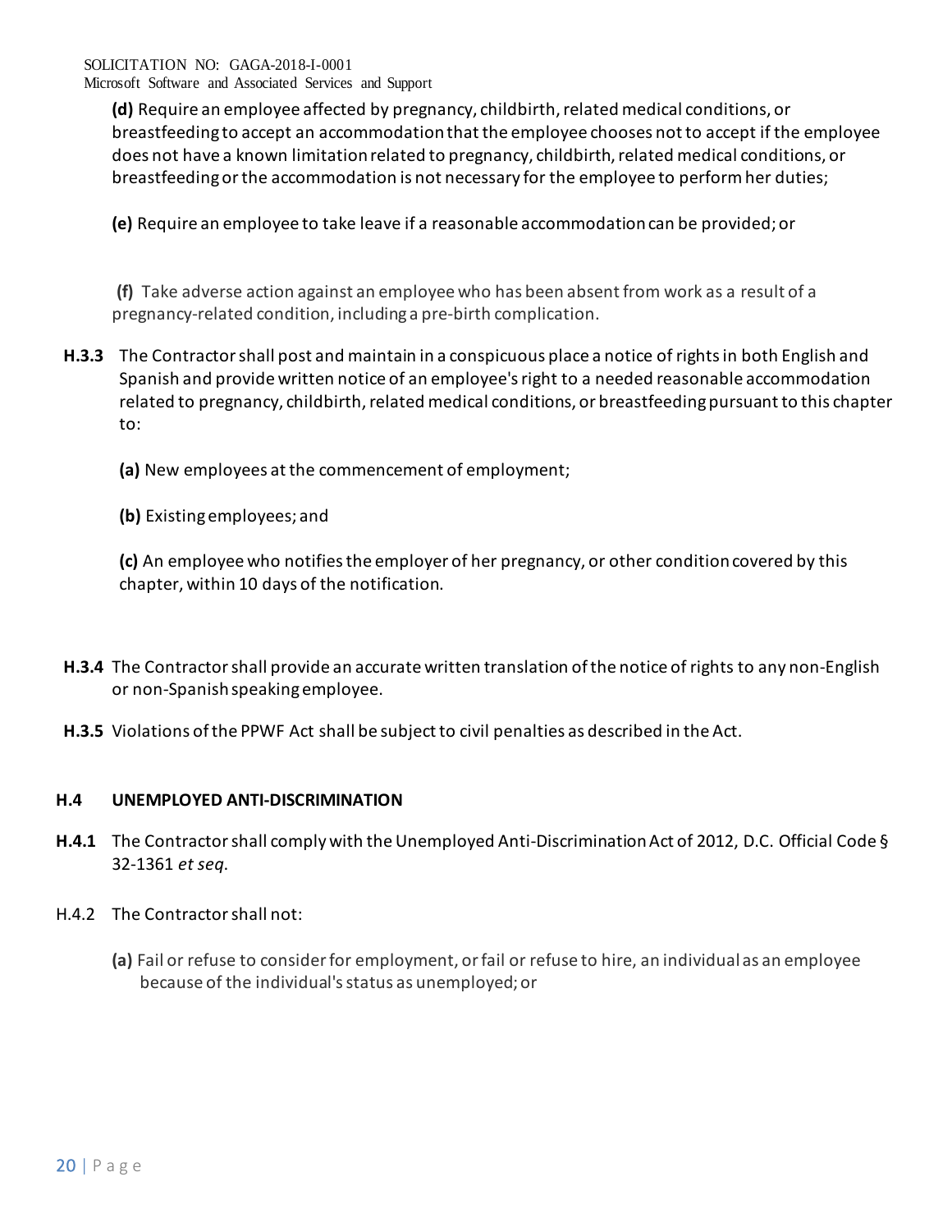**(d)** Require an employee affected by pregnancy, childbirth, related medical conditions, or breastfeeding to accept an accommodation that the employee chooses not to accept if the employee does not have a known limitation related to pregnancy, childbirth, related medical conditions, or breastfeeding or the accommodation is not necessary for the employee to perform her duties;

**(e)** Require an employee to take leave if a reasonable accommodation can be provided; or

**(f)** Take adverse action against an employee who has been absent from work as a result of a pregnancy-related condition, including a pre-birth complication.

**H.3.3** The Contractor shall post and maintain in a conspicuous place a notice of rights in both English and Spanish and provide written notice of an employee's right to a needed reasonable accommodation related to pregnancy, childbirth, related medical conditions, or breastfeeding pursuant to this chapter to:

**(a)** New employees at the commencement of employment;

**(b)** Existing employees; and

**(c)** An employee who notifies the employer of her pregnancy, or other condition covered by this chapter, within 10 days of the notification.

**H.3.4** The Contractor shall provide an accurate written translation of the notice of rights to any non-English or non-Spanish speaking employee.

**H.3.5** Violations of the PPWF Act shall be subject to civil penalties as described in the Act.

### H.4 UNEMPLOYED ANTI-DISCRIMINATION

**H.4.1** The Contractor shall comply with the Unemployed Anti-Discrimination Act of 2012, D.C. Official Code § 32-1361 *et seq.*

H.4.2 The Contractor shall not:

**(a)** Fail or refuse to consider for employment, or fail or refuse to hire, an individual as an employee because of the individual's status as unemployed; or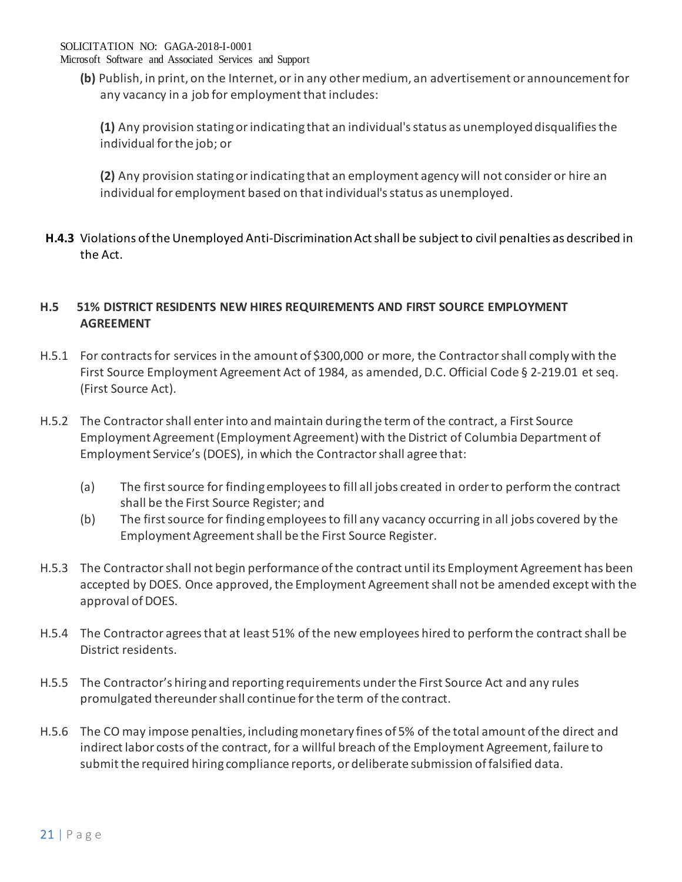**(b)** Publish, in print, on the Internet, or in any other medium, an advertisement or announcement for any vacancy in a job for employment that includes:

**(1)** Any provision stating or indicating that an individual's status as unemployed disqualifies the individual for the job; or

**(2)** Any provision stating or indicating that an employment agency will not consider or hire an individual for employment based on that individual's status as unemployed.

**H.4.3** Violations of the Unemployed Anti-Discrimination Act shall be subject to civil penalties as described in the Act.

**H.5 51% DISTRICT RESIDENTS NEW HIRES REQUIREMENTS AND FIRST SOURCE EMPLOYMENT AGREEMENT**

H.5.1 For contracts for services in the amount of $300,000 or more, the Contractor shall comply with the First Source Employment Agreement Act of 1984, as amended, D.C. Official Code § 2-219.01 et seq. (First Source Act).

H.5.2 The Contractor shall enter into and maintain during the term of the contract, a First Source Employment Agreement (Employment Agreement) with the District of Columbia Department of Employment Service's (DOES), in which the Contractor shall agree that:

(a) The first source for finding employees to fill all jobs created in order to perform the contract shall be the First Source Register; and

(b) The first source for finding employees to fill any vacancy occurring in all jobs covered by the Employment Agreement shall be the First Source Register.

H.5.3 The Contractor shall not begin performance of the contract until its Employment Agreement has been accepted by DOES. Once approved, the Employment Agreement shall not be amended except with the approval of DOES.

H.5.4 The Contractor agrees that at least 51% of the new employees hired to perform the contract shall be District residents.

H.5.5 The Contractor's hiring and reporting requirements under the First Source Act and any rules promulgated thereunder shall continue for the term of the contract.

H.5.6 The CO may impose penalties, including monetary fines of 5% of the total amount of the direct and indirect labor costs of the contract, for a willful breach of the Employment Agreement, failure to submit the required hiring compliance reports, or deliberate submission of falsified data.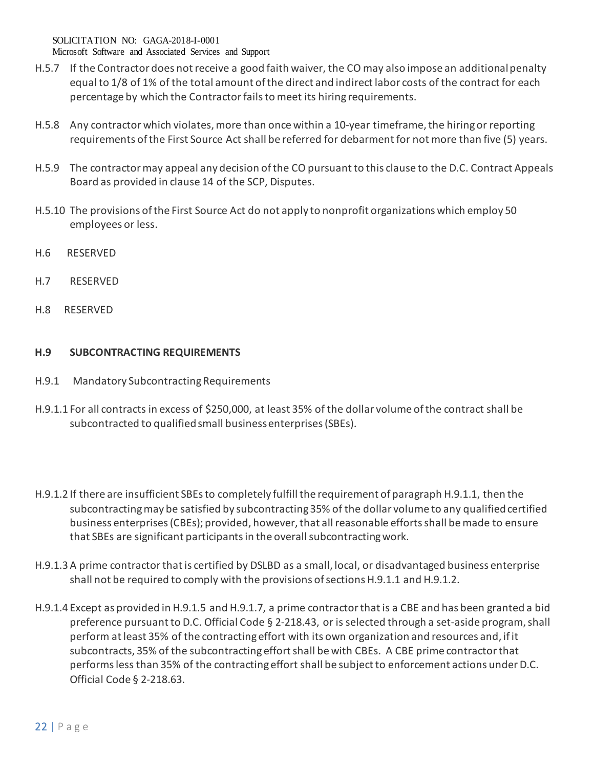H.5.7 If the Contractor does not receive a good faith waiver, the CO may also impose an additional penalty equal to 1/8 of 1% of the total amount of the direct and indirect labor costs of the contract for each percentage by which the Contractor fails to meet its hiring requirements.

H.5.8 Any contractor which violates, more than once within a 10-year timeframe, the hiring or reporting requirements of the First Source Act shall be referred for debarment for not more than five (5) years.

H.5.9 The contractor may appeal any decision of the CO pursuant to this clause to the D.C. Contract Appeals Board as provided in clause 14 of the SCP, Disputes.

H.5.10 The provisions of the First Source Act do not apply to nonprofit organizations which employ 50 employees or less.

H.6 RESERVED

H.7 RESERVED

H.8 RESERVED

**H.9 SUBCONTRACTING REQUIREMENTS**

H.9.1 Mandatory Subcontracting Requirements

H.9.1.1 For all contracts in excess of $250,000, at least 35% of the dollar volume of the contract shall be subcontracted to qualified small business enterprises (SBEs).

H.9.1.2 If there are insufficient SBEs to completely fulfill the requirement of paragraph H.9.1.1, then the subcontracting may be satisfied by subcontracting 35% of the dollar volume to any qualified certified business enterprises (CBEs); provided, however, that all reasonable efforts shall be made to ensure that SBEs are significant participants in the overall subcontracting work.

H.9.1.3 A prime contractor that is certified by DSLBD as a small, local, or disadvantaged business enterprise shall not be required to comply with the provisions of sections H.9.1.1 and H.9.1.2.

H.9.1.4 Except as provided in H.9.1.5 and H.9.1.7, a prime contractor that is a CBE and has been granted a bid preference pursuant to D.C. Official Code § 2-218.43, or is selected through a set-aside program, shall perform at least 35% of the contracting effort with its own organization and resources and, if it subcontracts, 35% of the subcontracting effort shall be with CBEs. A CBE prime contractor that performs less than 35% of the contracting effort shall be subject to enforcement actions under D.C. Official Code § 2-218.63.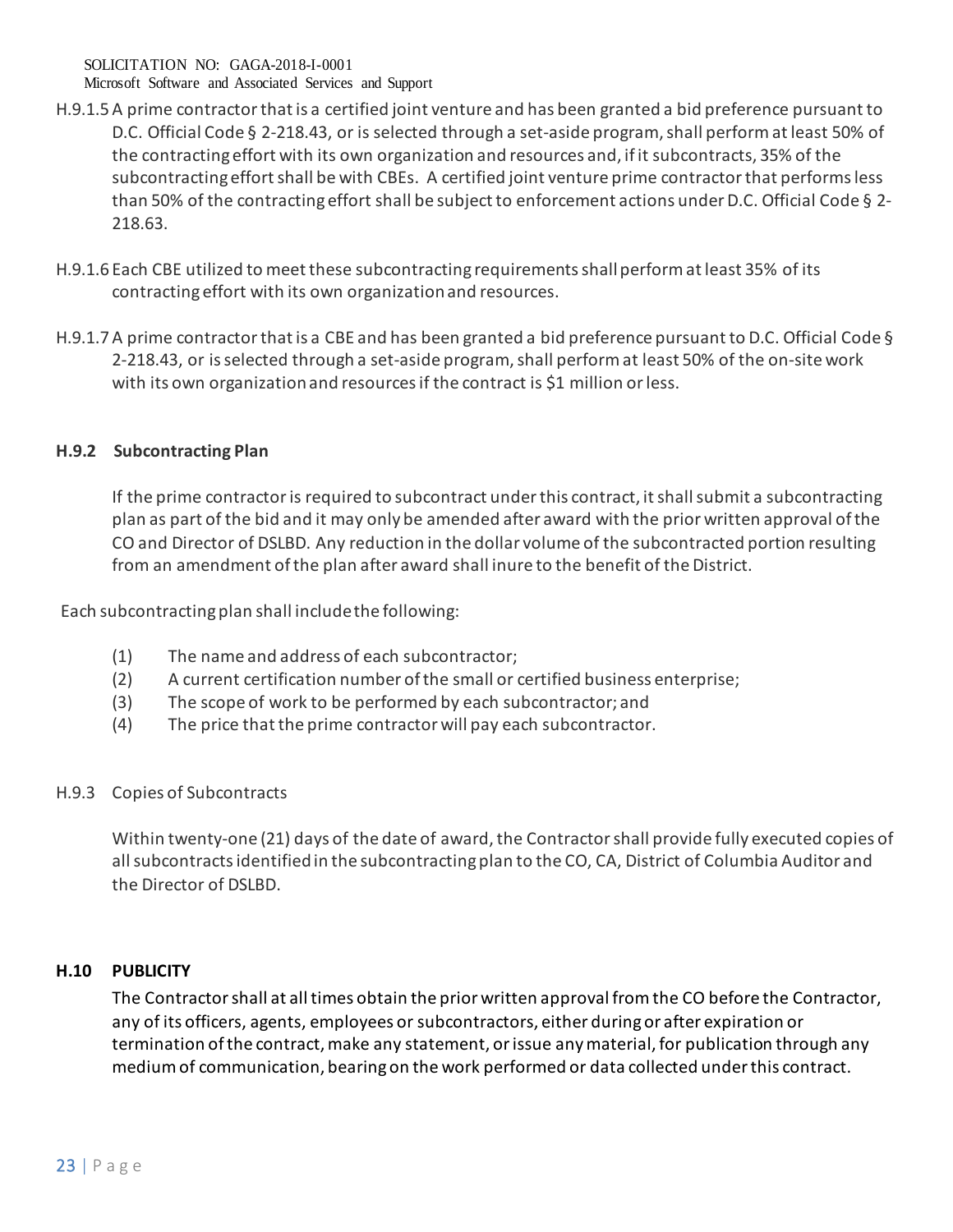H.9.1.5 A prime contractor that is a certified joint venture and has been granted a bid preference pursuant to D.C. Official Code § 2-218.43, or is selected through a set-aside program, shall perform at least 50% of the contracting effort with its own organization and resources and, if it subcontracts, 35% of the subcontracting effort shall be with CBEs. A certified joint venture prime contractor that performs less than 50% of the contracting effort shall be subject to enforcement actions under D.C. Official Code § 2-218.63.

H.9.1.6 Each CBE utilized to meet these subcontracting requirements shall perform at least 35% of its contracting effort with its own organization and resources.

H.9.1.7 A prime contractor that is a CBE and has been granted a bid preference pursuant to D.C. Official Code § 2-218.43, or is selected through a set-aside program, shall perform at least 50% of the on-site work with its own organization and resources if the contract is $1 million or less.

**H.9.2 Subcontracting Plan**

If the prime contractor is required to subcontract under this contract, it shall submit a subcontracting plan as part of the bid and it may only be amended after award with the prior written approval of the CO and Director of DSLBD. Any reduction in the dollar volume of the subcontracted portion resulting from an amendment of the plan after award shall inure to the benefit of the District.

Each subcontracting plan shall include the following:

(1) The name and address of each subcontractor;
(2) A current certification number of the small or certified business enterprise;
(3) The scope of work to be performed by each subcontractor; and
(4) The price that the prime contractor will pay each subcontractor.

H.9.3 Copies of Subcontracts

Within twenty-one (21) days of the date of award, the Contractor shall provide fully executed copies of all subcontracts identified in the subcontracting plan to the CO, CA, District of Columbia Auditor and the Director of DSLBD.

**H.10 PUBLICITY**

The Contractor shall at all times obtain the prior written approval from the CO before the Contractor, any of its officers, agents, employees or subcontractors, either during or after expiration or termination of the contract, make any statement, or issue any material, for publication through any medium of communication, bearing on the work performed or data collected under this contract.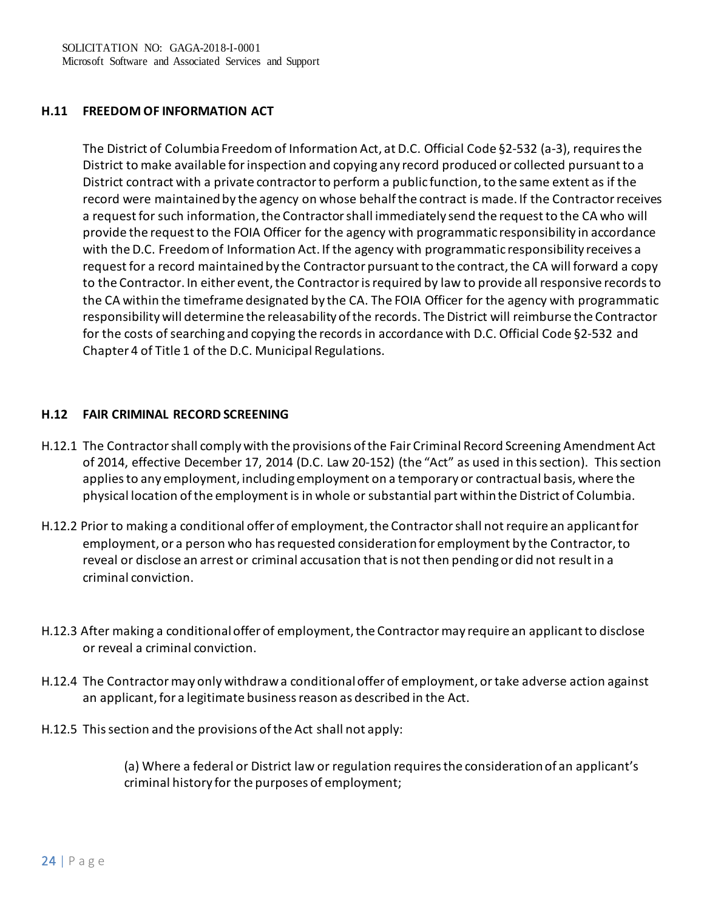### H.11 FREEDOM OF INFORMATION ACT

The District of Columbia Freedom of Information Act, at D.C. Official Code §2-532 (a-3), requires the District to make available for inspection and copying any record produced or collected pursuant to a District contract with a private contractor to perform a public function, to the same extent as if the record were maintained by the agency on whose behalf the contract is made. If the Contractor receives a request for such information, the Contractor shall immediately send the request to the CA who will provide the request to the FOIA Officer for the agency with programmatic responsibility in accordance with the D.C. Freedom of Information Act. If the agency with programmatic responsibility receives a request for a record maintained by the Contractor pursuant to the contract, the CA will forward a copy to the Contractor. In either event, the Contractor is required by law to provide all responsive records to the CA within the timeframe designated by the CA. The FOIA Officer for the agency with programmatic responsibility will determine the releasability of the records. The District will reimburse the Contractor for the costs of searching and copying the records in accordance with D.C. Official Code §2-532 and Chapter 4 of Title 1 of the D.C. Municipal Regulations.

### H.12 FAIR CRIMINAL RECORD SCREENING

H.12.1 The Contractor shall comply with the provisions of the Fair Criminal Record Screening Amendment Act of 2014, effective December 17, 2014 (D.C. Law 20-152) (the "Act" as used in this section). This section applies to any employment, including employment on a temporary or contractual basis, where the physical location of the employment is in whole or substantial part within the District of Columbia.

H.12.2 Prior to making a conditional offer of employment, the Contractor shall not require an applicant for employment, or a person who has requested consideration for employment by the Contractor, to reveal or disclose an arrest or criminal accusation that is not then pending or did not result in a criminal conviction.

H.12.3 After making a conditional offer of employment, the Contractor may require an applicant to disclose or reveal a criminal conviction.

H.12.4 The Contractor may only withdraw a conditional offer of employment, or take adverse action against an applicant, for a legitimate business reason as described in the Act.

H.12.5 This section and the provisions of the Act shall not apply:

(a) Where a federal or District law or regulation requires the consideration of an applicant's criminal history for the purposes of employment;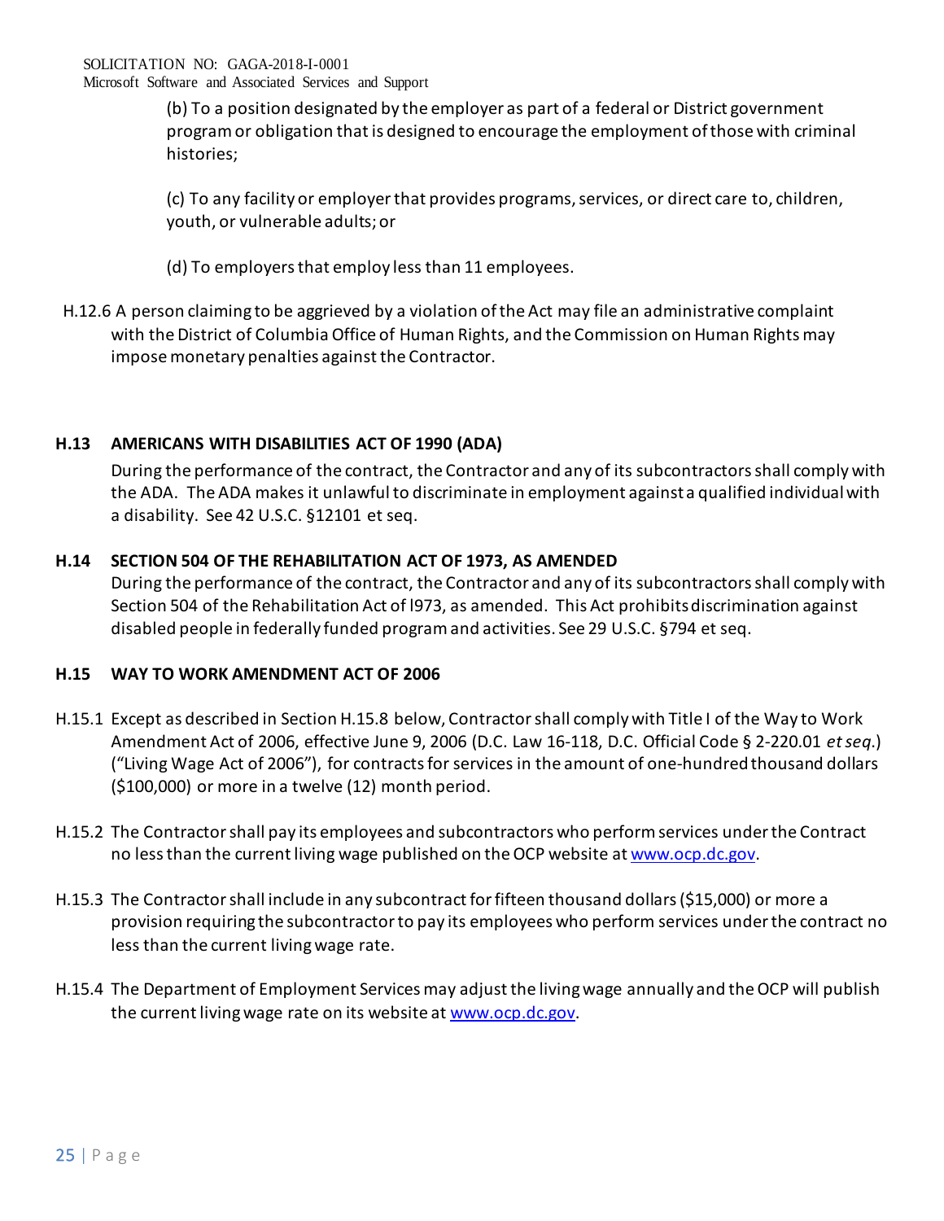(b) To a position designated by the employer as part of a federal or District government program or obligation that is designed to encourage the employment of those with criminal histories;

(c) To any facility or employer that provides programs, services, or direct care to, children, youth, or vulnerable adults; or

(d) To employers that employ less than 11 employees.

H.12.6 A person claiming to be aggrieved by a violation of the Act may file an administrative complaint with the District of Columbia Office of Human Rights, and the Commission on Human Rights may impose monetary penalties against the Contractor.

## H.13 AMERICANS WITH DISABILITIES ACT OF 1990 (ADA)

During the performance of the contract, the Contractor and any of its subcontractors shall comply with the ADA. The ADA makes it unlawful to discriminate in employment against a qualified individual with a disability. See 42 U.S.C. §12101 et seq.

## H.14 SECTION 504 OF THE REHABILITATION ACT OF 1973, AS AMENDED

During the performance of the contract, the Contractor and any of its subcontractors shall comply with Section 504 of the Rehabilitation Act of l973, as amended. This Act prohibits discrimination against disabled people in federally funded program and activities. See 29 U.S.C. §794 et seq.

## H.15 WAY TO WORK AMENDMENT ACT OF 2006

H.15.1 Except as described in Section H.15.8 below, Contractor shall comply with Title I of the Way to Work Amendment Act of 2006, effective June 9, 2006 (D.C. Law 16-118, D.C. Official Code § 2-220.01 *et seq.*) ("Living Wage Act of 2006"), for contracts for services in the amount of one-hundred thousand dollars ($100,000) or more in a twelve (12) month period.

H.15.2 The Contractor shall pay its employees and subcontractors who perform services under the Contract no less than the current living wage published on the OCP website at www.ocp.dc.gov.

H.15.3 The Contractor shall include in any subcontract for fifteen thousand dollars ($15,000) or more a provision requiring the subcontractor to pay its employees who perform services under the contract no less than the current living wage rate.

H.15.4 The Department of Employment Services may adjust the living wage annually and the OCP will publish the current living wage rate on its website at www.ocp.dc.gov.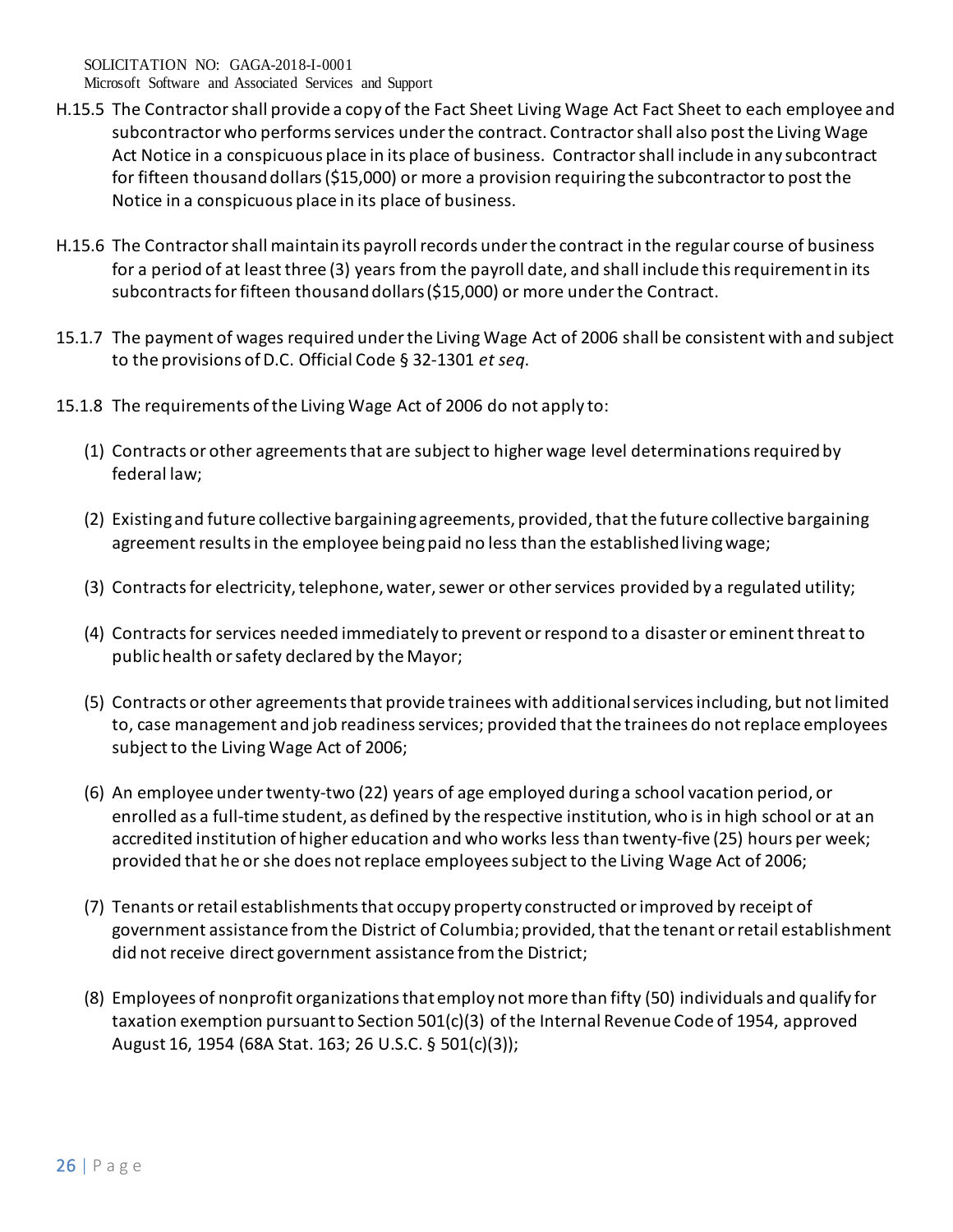H.15.5 The Contractor shall provide a copy of the Fact Sheet Living Wage Act Fact Sheet to each employee and subcontractor who performs services under the contract. Contractor shall also post the Living Wage Act Notice in a conspicuous place in its place of business. Contractor shall include in any subcontract for fifteen thousand dollars ($15,000) or more a provision requiring the subcontractor to post the Notice in a conspicuous place in its place of business.

H.15.6 The Contractor shall maintain its payroll records under the contract in the regular course of business for a period of at least three (3) years from the payroll date, and shall include this requirement in its subcontracts for fifteen thousand dollars ($15,000) or more under the Contract.

15.1.7 The payment of wages required under the Living Wage Act of 2006 shall be consistent with and subject to the provisions of D.C. Official Code § 32-1301 *et seq.*

15.1.8 The requirements of the Living Wage Act of 2006 do not apply to:

(1) Contracts or other agreements that are subject to higher wage level determinations required by federal law;

(2) Existing and future collective bargaining agreements, provided, that the future collective bargaining agreement results in the employee being paid no less than the established living wage;

(3) Contracts for electricity, telephone, water, sewer or other services provided by a regulated utility;

(4) Contracts for services needed immediately to prevent or respond to a disaster or eminent threat to public health or safety declared by the Mayor;

(5) Contracts or other agreements that provide trainees with additional services including, but not limited to, case management and job readiness services; provided that the trainees do not replace employees subject to the Living Wage Act of 2006;

(6) An employee under twenty-two (22) years of age employed during a school vacation period, or enrolled as a full-time student, as defined by the respective institution, who is in high school or at an accredited institution of higher education and who works less than twenty-five (25) hours per week; provided that he or she does not replace employees subject to the Living Wage Act of 2006;

(7) Tenants or retail establishments that occupy property constructed or improved by receipt of government assistance from the District of Columbia; provided, that the tenant or retail establishment did not receive direct government assistance from the District;

(8) Employees of nonprofit organizations that employ not more than fifty (50) individuals and qualify for taxation exemption pursuant to Section 501(c)(3) of the Internal Revenue Code of 1954, approved August 16, 1954 (68A Stat. 163; 26 U.S.C. § 501(c)(3));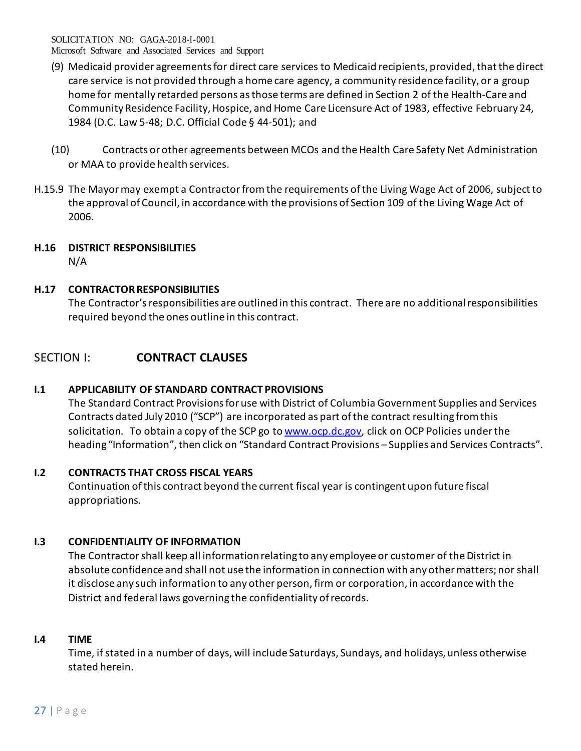(9) Medicaid provider agreements for direct care services to Medicaid recipients, provided, that the direct care service is not provided through a home care agency, a community residence facility, or a group home for mentally retarded persons as those terms are defined in Section 2 of the Health-Care and Community Residence Facility, Hospice, and Home Care Licensure Act of 1983, effective February 24, 1984 (D.C. Law 5-48; D.C. Official Code § 44-501); and

(10) Contracts or other agreements between MCOs and the Health Care Safety Net Administration or MAA to provide health services.

H.15.9 The Mayor may exempt a Contractor from the requirements of the Living Wage Act of 2006, subject to the approval of Council, in accordance with the provisions of Section 109 of the Living Wage Act of 2006.

### H.16 DISTRICT RESPONSIBILITIES

N/A

### H.17 CONTRACTOR RESPONSIBILITIES

The Contractor's responsibilities are outlined in this contract. There are no additional responsibilities required beyond the ones outline in this contract.

## SECTION I: CONTRACT CLAUSES

### I.1 APPLICABILITY OF STANDARD CONTRACT PROVISIONS

The Standard Contract Provisions for use with District of Columbia Government Supplies and Services Contracts dated July 2010 ("SCP") are incorporated as part of the contract resulting from this solicitation. To obtain a copy of the SCP go to www.ocp.dc.gov, click on OCP Policies under the heading "Information", then click on "Standard Contract Provisions – Supplies and Services Contracts".

### I.2 CONTRACTS THAT CROSS FISCAL YEARS

Continuation of this contract beyond the current fiscal year is contingent upon future fiscal appropriations.

### I.3 CONFIDENTIALITY OF INFORMATION

The Contractor shall keep all information relating to any employee or customer of the District in absolute confidence and shall not use the information in connection with any other matters; nor shall it disclose any such information to any other person, firm or corporation, in accordance with the District and federal laws governing the confidentiality of records.

### I.4 TIME

Time, if stated in a number of days, will include Saturdays, Sundays, and holidays, unless otherwise stated herein.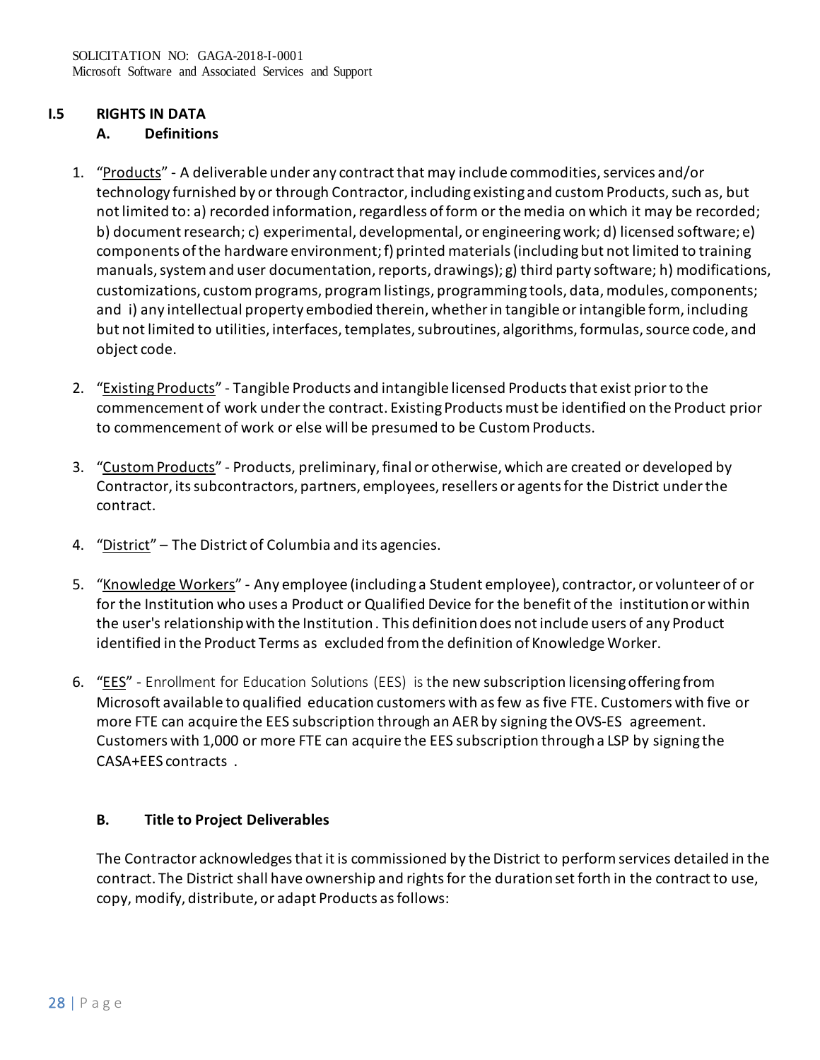## I.5 RIGHTS IN DATA

### A. Definitions

1. "Products" - A deliverable under any contract that may include commodities, services and/or technology furnished by or through Contractor, including existing and custom Products, such as, but not limited to: a) recorded information, regardless of form or the media on which it may be recorded; b) document research; c) experimental, developmental, or engineering work; d) licensed software; e) components of the hardware environment; f) printed materials (including but not limited to training manuals, system and user documentation, reports, drawings); g) third party software; h) modifications, customizations, custom programs, program listings, programming tools, data, modules, components; and i) any intellectual property embodied therein, whether in tangible or intangible form, including but not limited to utilities, interfaces, templates, subroutines, algorithms, formulas, source code, and object code.

2. "Existing Products" - Tangible Products and intangible licensed Products that exist prior to the commencement of work under the contract. Existing Products must be identified on the Product prior to commencement of work or else will be presumed to be Custom Products.

3. "Custom Products" - Products, preliminary, final or otherwise, which are created or developed by Contractor, its subcontractors, partners, employees, resellers or agents for the District under the contract.

4. "District" – The District of Columbia and its agencies.

5. "Knowledge Workers" - Any employee (including a Student employee), contractor, or volunteer of or for the Institution who uses a Product or Qualified Device for the benefit of the institution or within the user's relationship with the Institution. This definition does not include users of any Product identified in the Product Terms as excluded from the definition of Knowledge Worker.

6. "EES" - Enrollment for Education Solutions (EES) is the new subscription licensing offering from Microsoft available to qualified education customers with as few as five FTE. Customers with five or more FTE can acquire the EES subscription through an AER by signing the OVS-ES agreement. Customers with 1,000 or more FTE can acquire the EES subscription through a LSP by signing the CASA+EES contracts .

### B. Title to Project Deliverables

The Contractor acknowledges that it is commissioned by the District to perform services detailed in the contract. The District shall have ownership and rights for the duration set forth in the contract to use, copy, modify, distribute, or adapt Products as follows: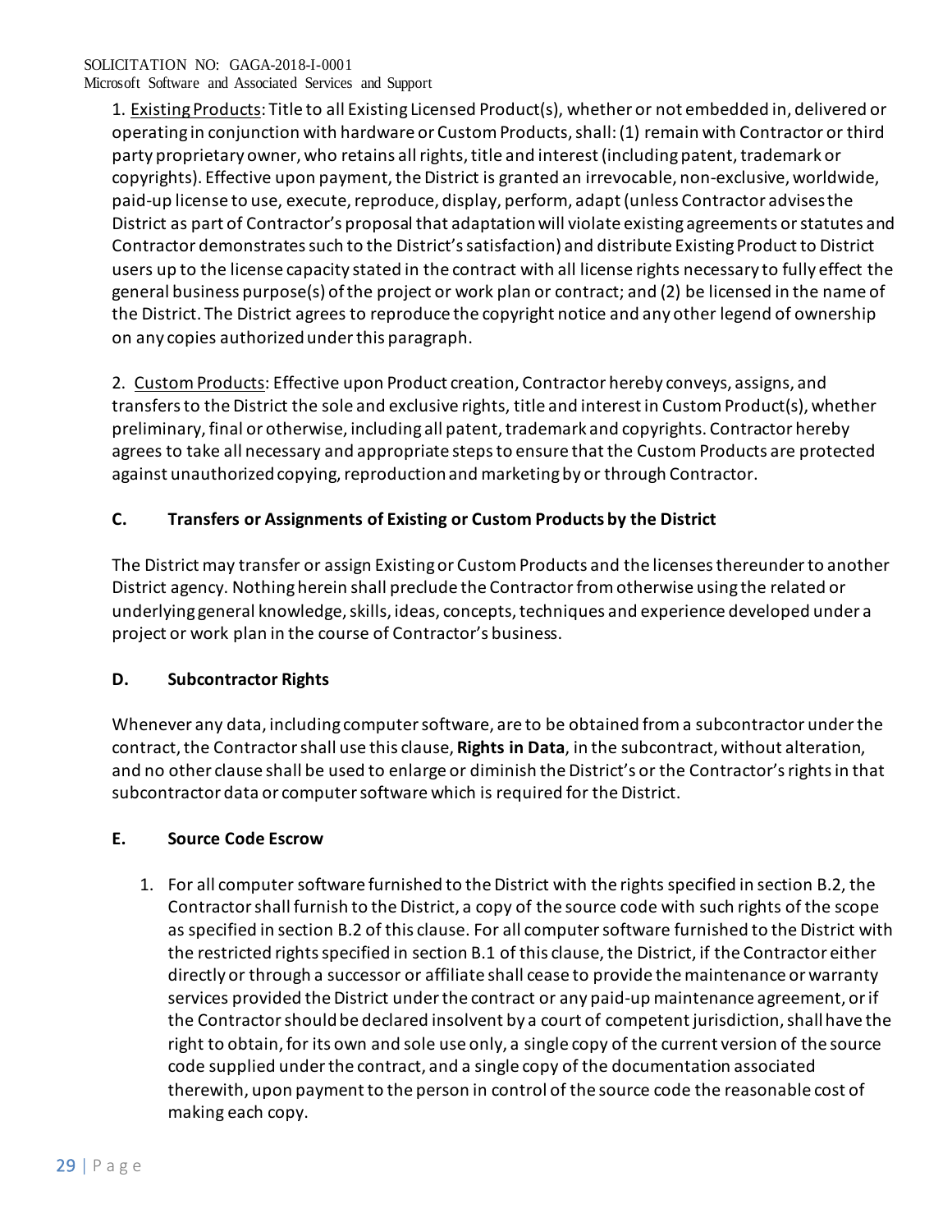1. Existing Products: Title to all Existing Licensed Product(s), whether or not embedded in, delivered or operating in conjunction with hardware or Custom Products, shall: (1) remain with Contractor or third party proprietary owner, who retains all rights, title and interest (including patent, trademark or copyrights). Effective upon payment, the District is granted an irrevocable, non-exclusive, worldwide, paid-up license to use, execute, reproduce, display, perform, adapt (unless Contractor advises the District as part of Contractor's proposal that adaptation will violate existing agreements or statutes and Contractor demonstrates such to the District's satisfaction) and distribute Existing Product to District users up to the license capacity stated in the contract with all license rights necessary to fully effect the general business purpose(s) of the project or work plan or contract; and (2) be licensed in the name of the District. The District agrees to reproduce the copyright notice and any other legend of ownership on any copies authorized under this paragraph.

2. Custom Products: Effective upon Product creation, Contractor hereby conveys, assigns, and transfers to the District the sole and exclusive rights, title and interest in Custom Product(s), whether preliminary, final or otherwise, including all patent, trademark and copyrights. Contractor hereby agrees to take all necessary and appropriate steps to ensure that the Custom Products are protected against unauthorized copying, reproduction and marketing by or through Contractor.

### C. Transfers or Assignments of Existing or Custom Products by the District

The District may transfer or assign Existing or Custom Products and the licenses thereunder to another District agency. Nothing herein shall preclude the Contractor from otherwise using the related or underlying general knowledge, skills, ideas, concepts, techniques and experience developed under a project or work plan in the course of Contractor's business.

### D. Subcontractor Rights

Whenever any data, including computer software, are to be obtained from a subcontractor under the contract, the Contractor shall use this clause, **Rights in Data**, in the subcontract, without alteration, and no other clause shall be used to enlarge or diminish the District's or the Contractor's rights in that subcontractor data or computer software which is required for the District.

### E. Source Code Escrow

1. For all computer software furnished to the District with the rights specified in section B.2, the Contractor shall furnish to the District, a copy of the source code with such rights of the scope as specified in section B.2 of this clause. For all computer software furnished to the District with the restricted rights specified in section B.1 of this clause, the District, if the Contractor either directly or through a successor or affiliate shall cease to provide the maintenance or warranty services provided the District under the contract or any paid-up maintenance agreement, or if the Contractor should be declared insolvent by a court of competent jurisdiction, shall have the right to obtain, for its own and sole use only, a single copy of the current version of the source code supplied under the contract, and a single copy of the documentation associated therewith, upon payment to the person in control of the source code the reasonable cost of making each copy.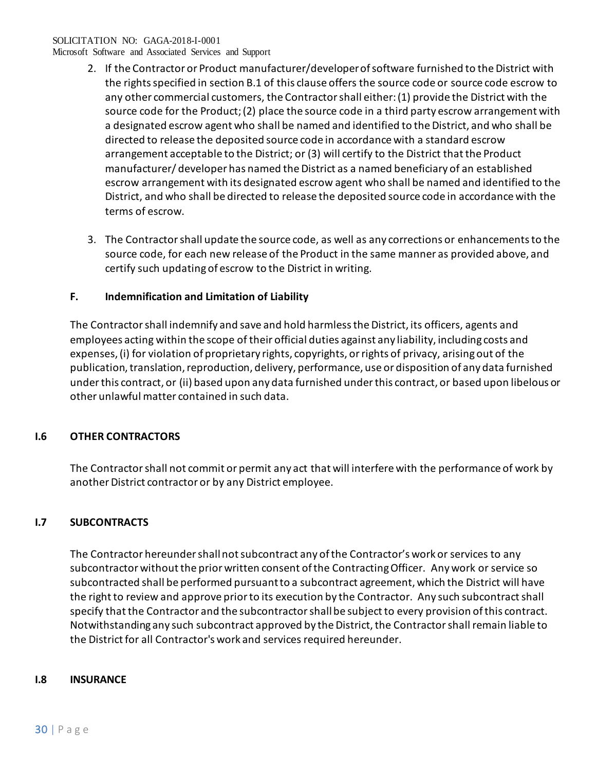2. If the Contractor or Product manufacturer/developer of software furnished to the District with the rights specified in section B.1 of this clause offers the source code or source code escrow to any other commercial customers, the Contractor shall either: (1) provide the District with the source code for the Product; (2) place the source code in a third party escrow arrangement with a designated escrow agent who shall be named and identified to the District, and who shall be directed to release the deposited source code in accordance with a standard escrow arrangement acceptable to the District; or (3) will certify to the District that the Product manufacturer/ developer has named the District as a named beneficiary of an established escrow arrangement with its designated escrow agent who shall be named and identified to the District, and who shall be directed to release the deposited source code in accordance with the terms of escrow.

3. The Contractor shall update the source code, as well as any corrections or enhancements to the source code, for each new release of the Product in the same manner as provided above, and certify such updating of escrow to the District in writing.

### F. Indemnification and Limitation of Liability

The Contractor shall indemnify and save and hold harmless the District, its officers, agents and employees acting within the scope of their official duties against any liability, including costs and expenses, (i) for violation of proprietary rights, copyrights, or rights of privacy, arising out of the publication, translation, reproduction, delivery, performance, use or disposition of any data furnished under this contract, or (ii) based upon any data furnished under this contract, or based upon libelous or other unlawful matter contained in such data.

## I.6 OTHER CONTRACTORS

The Contractor shall not commit or permit any act that will interfere with the performance of work by another District contractor or by any District employee.

## I.7 SUBCONTRACTS

The Contractor hereunder shall not subcontract any of the Contractor's work or services to any subcontractor without the prior written consent of the Contracting Officer. Any work or service so subcontracted shall be performed pursuant to a subcontract agreement, which the District will have the right to review and approve prior to its execution by the Contractor. Any such subcontract shall specify that the Contractor and the subcontractor shall be subject to every provision of this contract. Notwithstanding any such subcontract approved by the District, the Contractor shall remain liable to the District for all Contractor's work and services required hereunder.

## I.8 INSURANCE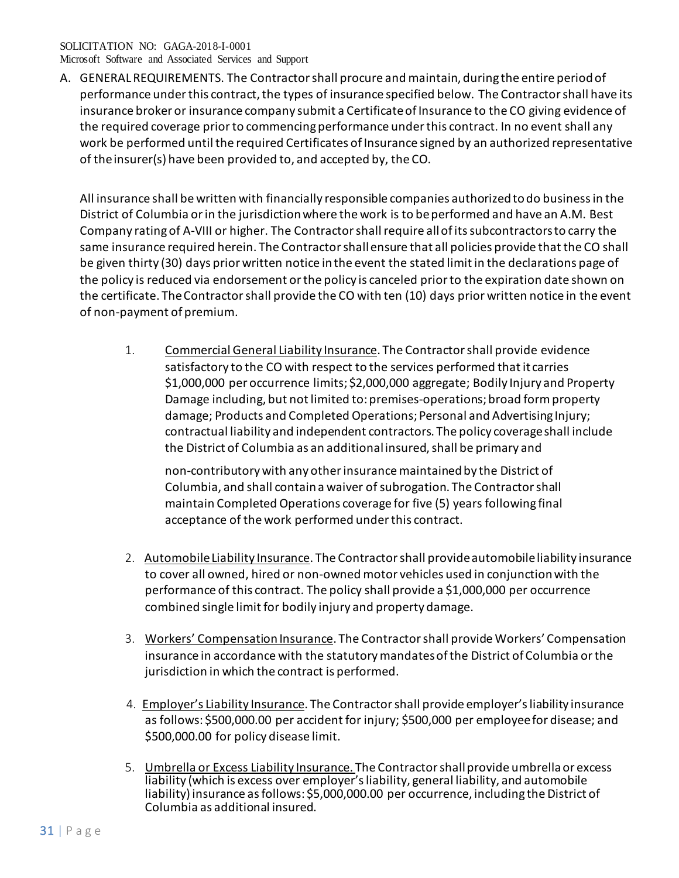A. GENERAL REQUIREMENTS. The Contractor shall procure and maintain, during the entire period of performance under this contract, the types of insurance specified below. The Contractor shall have its insurance broker or insurance company submit a Certificate of Insurance to the CO giving evidence of the required coverage prior to commencing performance under this contract. In no event shall any work be performed until the required Certificates of Insurance signed by an authorized representative of the insurer(s) have been provided to, and accepted by, the CO.

   All insurance shall be written with financially responsible companies authorized to do business in the District of Columbia or in the jurisdiction where the work is to be performed and have an A.M. Best Company rating of A-VIII or higher. The Contractor shall require all of its subcontractors to carry the same insurance required herein. The Contractor shall ensure that all policies provide that the CO shall be given thirty (30) days prior written notice in the event the stated limit in the declarations page of the policy is reduced via endorsement or the policy is canceled prior to the expiration date shown on the certificate. The Contractor shall provide the CO with ten (10) days prior written notice in the event of non-payment of premium.

   1. Commercial General Liability Insurance. The Contractor shall provide evidence satisfactory to the CO with respect to the services performed that it carries $1,000,000 per occurrence limits; $2,000,000 aggregate; Bodily Injury and Property Damage including, but not limited to: premises-operations; broad form property damage; Products and Completed Operations; Personal and Advertising Injury; contractual liability and independent contractors. The policy coverage shall include the District of Columbia as an additional insured, shall be primary and

      non-contributory with any other insurance maintained by the District of Columbia, and shall contain a waiver of subrogation. The Contractor shall maintain Completed Operations coverage for five (5) years following final acceptance of the work performed under this contract.

   2. Automobile Liability Insurance. The Contractor shall provide automobile liability insurance to cover all owned, hired or non-owned motor vehicles used in conjunction with the performance of this contract. The policy shall provide a $1,000,000 per occurrence combined single limit for bodily injury and property damage.

   3. Workers' Compensation Insurance. The Contractor shall provide Workers' Compensation insurance in accordance with the statutory mandates of the District of Columbia or the jurisdiction in which the contract is performed.

   4. Employer's Liability Insurance. The Contractor shall provide employer's liability insurance as follows: $500,000.00 per accident for injury; $500,000 per employee for disease; and $500,000.00 for policy disease limit.

   5. Umbrella or Excess Liability Insurance. The Contractor shall provide umbrella or excess liability (which is excess over employer's liability, general liability, and automobile liability) insurance as follows: $5,000,000.00 per occurrence, including the District of Columbia as additional insured.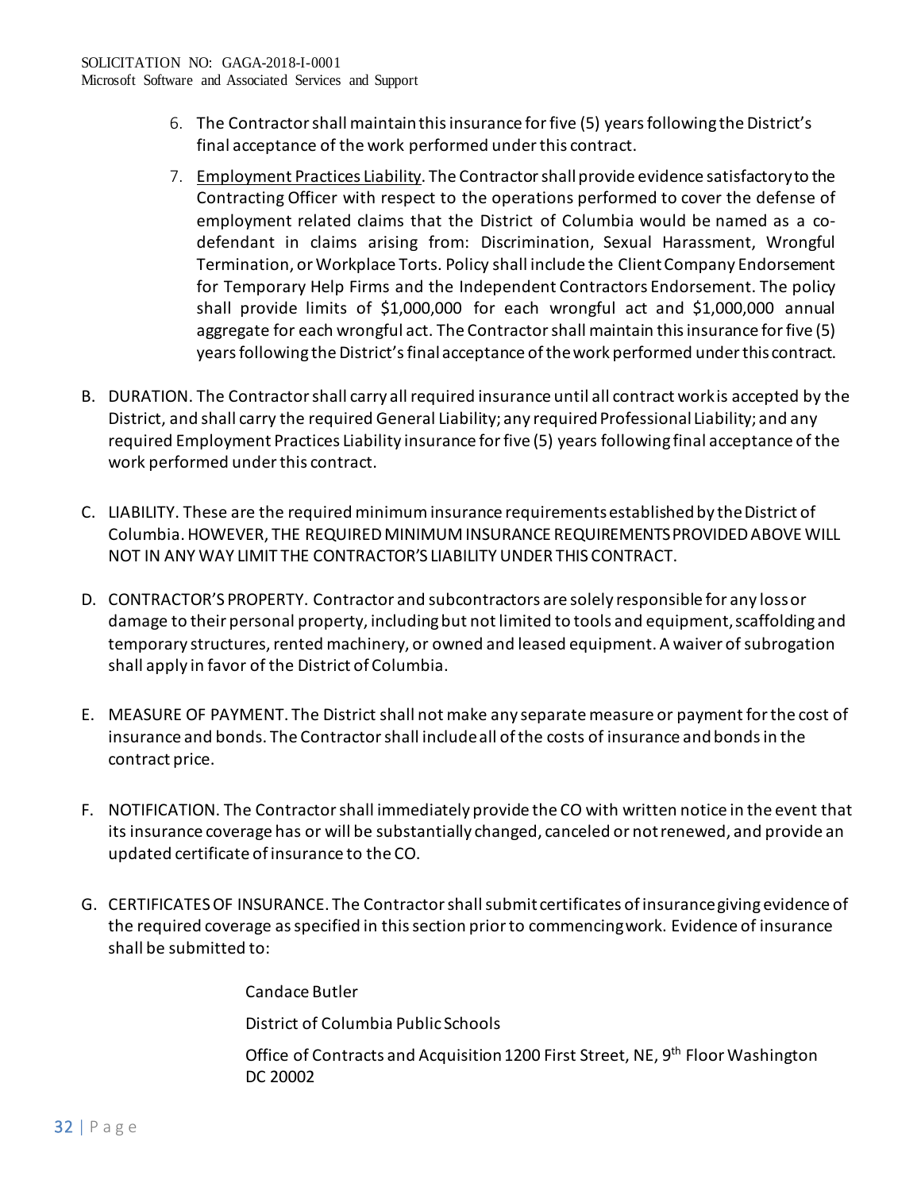6. The Contractor shall maintain this insurance for five (5) years following the District's final acceptance of the work performed under this contract.
7. Employment Practices Liability. The Contractor shall provide evidence satisfactory to the Contracting Officer with respect to the operations performed to cover the defense of employment related claims that the District of Columbia would be named as a co-defendant in claims arising from: Discrimination, Sexual Harassment, Wrongful Termination, or Workplace Torts. Policy shall include the Client Company Endorsement for Temporary Help Firms and the Independent Contractors Endorsement. The policy shall provide limits of $1,000,000 for each wrongful act and $1,000,000 annual aggregate for each wrongful act. The Contractor shall maintain this insurance for five (5) years following the District's final acceptance of the work performed under this contract.

B. DURATION. The Contractor shall carry all required insurance until all contract work is accepted by the District, and shall carry the required General Liability; any required Professional Liability; and any required Employment Practices Liability insurance for five (5) years following final acceptance of the work performed under this contract.

C. LIABILITY. These are the required minimum insurance requirements established by the District of Columbia. HOWEVER, THE REQUIRED MINIMUM INSURANCE REQUIREMENTS PROVIDED ABOVE WILL NOT IN ANY WAY LIMIT THE CONTRACTOR'S LIABILITY UNDER THIS CONTRACT.

D. CONTRACTOR'S PROPERTY. Contractor and subcontractors are solely responsible for any loss or damage to their personal property, including but not limited to tools and equipment, scaffolding and temporary structures, rented machinery, or owned and leased equipment. A waiver of subrogation shall apply in favor of the District of Columbia.

E. MEASURE OF PAYMENT. The District shall not make any separate measure or payment for the cost of insurance and bonds. The Contractor shall include all of the costs of insurance and bonds in the contract price.

F. NOTIFICATION. The Contractor shall immediately provide the CO with written notice in the event that its insurance coverage has or will be substantially changed, canceled or not renewed, and provide an updated certificate of insurance to the CO.

G. CERTIFICATES OF INSURANCE. The Contractor shall submit certificates of insurance giving evidence of the required coverage as specified in this section prior to commencing work. Evidence of insurance shall be submitted to:

Candace Butler

District of Columbia Public Schools

Office of Contracts and Acquisition 1200 First Street, NE, 9th Floor Washington DC 20002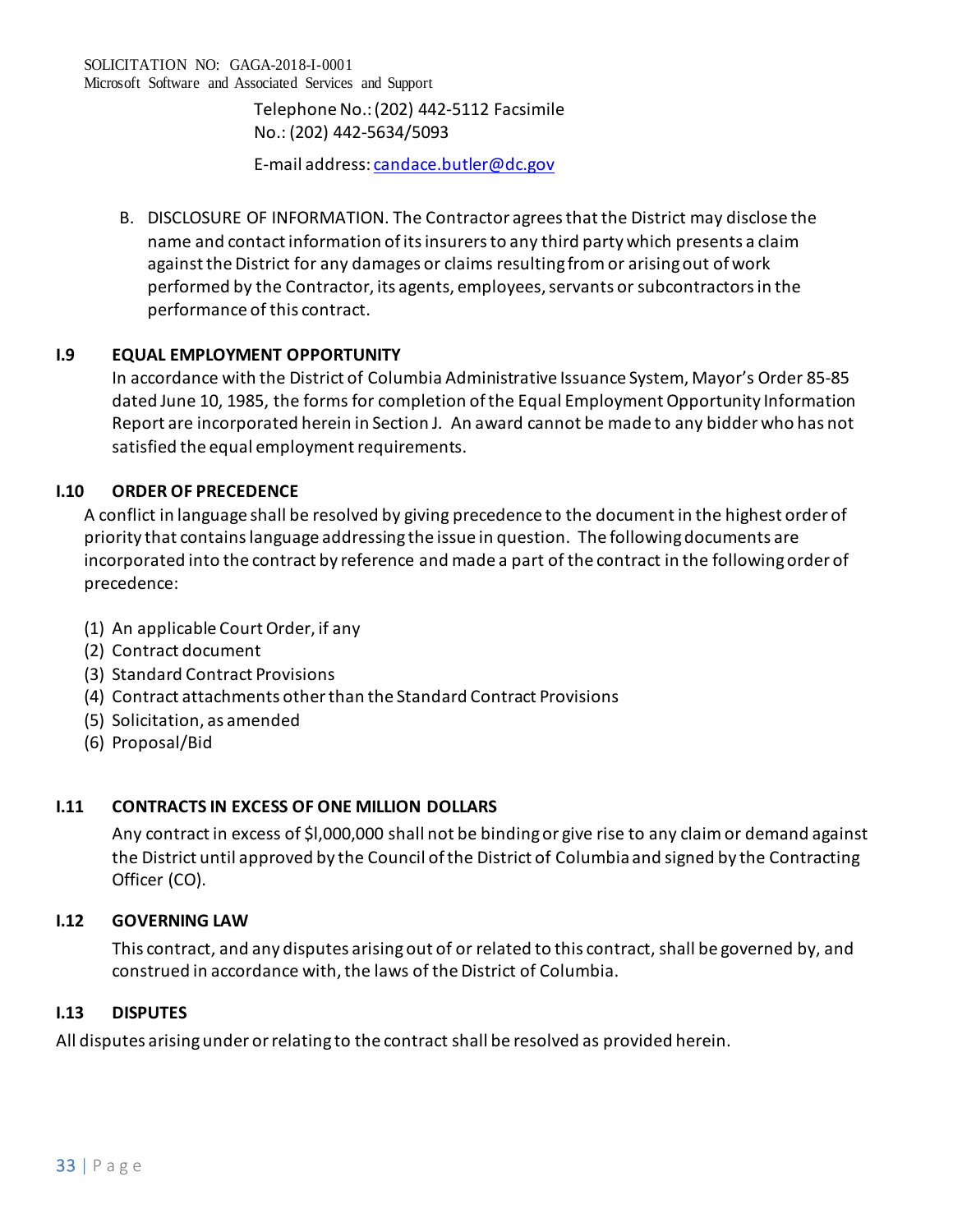Telephone No.: (202) 442-5112 Facsimile No.: (202) 442-5634/5093

E-mail address: [candace.butler@dc.gov](mailto:candace.butler@dc.gov)

B. DISCLOSURE OF INFORMATION. The Contractor agrees that the District may disclose the name and contact information of its insurers to any third party which presents a claim against the District for any damages or claims resulting from or arising out of work performed by the Contractor, its agents, employees, servants or subcontractors in the performance of this contract.

### I.9 EQUAL EMPLOYMENT OPPORTUNITY

In accordance with the District of Columbia Administrative Issuance System, Mayor's Order 85-85 dated June 10, 1985, the forms for completion of the Equal Employment Opportunity Information Report are incorporated herein in Section J. An award cannot be made to any bidder who has not satisfied the equal employment requirements.

### I.10 ORDER OF PRECEDENCE

A conflict in language shall be resolved by giving precedence to the document in the highest order of priority that contains language addressing the issue in question. The following documents are incorporated into the contract by reference and made a part of the contract in the following order of precedence:

(1) An applicable Court Order, if any
(2) Contract document
(3) Standard Contract Provisions
(4) Contract attachments other than the Standard Contract Provisions
(5) Solicitation, as amended
(6) Proposal/Bid

### I.11 CONTRACTS IN EXCESS OF ONE MILLION DOLLARS

Any contract in excess of $l,000,000 shall not be binding or give rise to any claim or demand against the District until approved by the Council of the District of Columbia and signed by the Contracting Officer (CO).

### I.12 GOVERNING LAW

This contract, and any disputes arising out of or related to this contract, shall be governed by, and construed in accordance with, the laws of the District of Columbia.

### I.13 DISPUTES

All disputes arising under or relating to the contract shall be resolved as provided herein.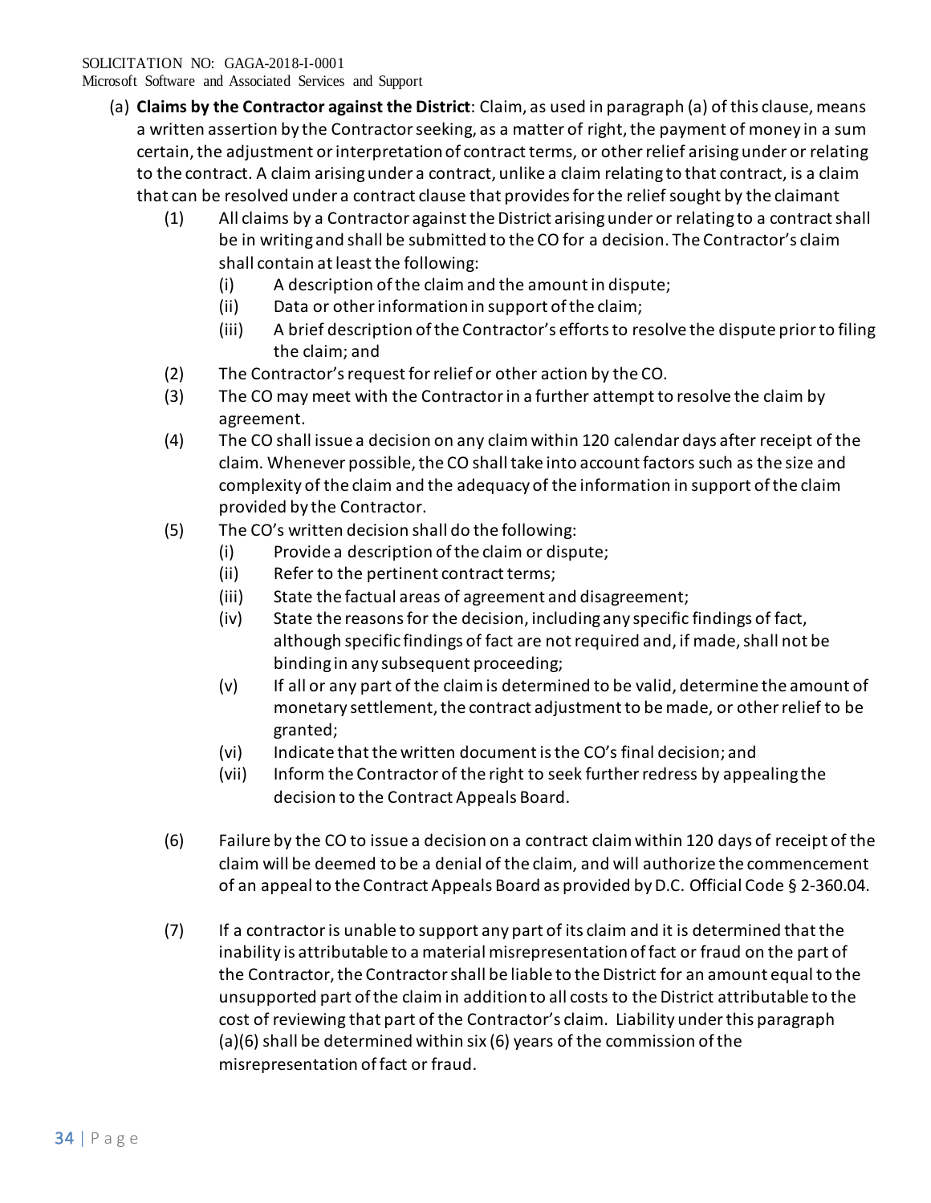(a) **Claims by the Contractor against the District**: Claim, as used in paragraph (a) of this clause, means a written assertion by the Contractor seeking, as a matter of right, the payment of money in a sum certain, the adjustment or interpretation of contract terms, or other relief arising under or relating to the contract. A claim arising under a contract, unlike a claim relating to that contract, is a claim that can be resolved under a contract clause that provides for the relief sought by the claimant

(1) All claims by a Contractor against the District arising under or relating to a contract shall be in writing and shall be submitted to the CO for a decision. The Contractor's claim shall contain at least the following:

(i) A description of the claim and the amount in dispute;

(ii) Data or other information in support of the claim;

(iii) A brief description of the Contractor's efforts to resolve the dispute prior to filing the claim; and

(2) The Contractor's request for relief or other action by the CO.

(3) The CO may meet with the Contractor in a further attempt to resolve the claim by agreement.

(4) The CO shall issue a decision on any claim within 120 calendar days after receipt of the claim. Whenever possible, the CO shall take into account factors such as the size and complexity of the claim and the adequacy of the information in support of the claim provided by the Contractor.

(5) The CO's written decision shall do the following:

(i) Provide a description of the claim or dispute;

(ii) Refer to the pertinent contract terms;

(iii) State the factual areas of agreement and disagreement;

(iv) State the reasons for the decision, including any specific findings of fact, although specific findings of fact are not required and, if made, shall not be binding in any subsequent proceeding;

(v) If all or any part of the claim is determined to be valid, determine the amount of monetary settlement, the contract adjustment to be made, or other relief to be granted;

(vi) Indicate that the written document is the CO's final decision; and

(vii) Inform the Contractor of the right to seek further redress by appealing the decision to the Contract Appeals Board.

(6) Failure by the CO to issue a decision on a contract claim within 120 days of receipt of the claim will be deemed to be a denial of the claim, and will authorize the commencement of an appeal to the Contract Appeals Board as provided by D.C. Official Code § 2-360.04.

(7) If a contractor is unable to support any part of its claim and it is determined that the inability is attributable to a material misrepresentation of fact or fraud on the part of the Contractor, the Contractor shall be liable to the District for an amount equal to the unsupported part of the claim in addition to all costs to the District attributable to the cost of reviewing that part of the Contractor's claim. Liability under this paragraph (a)(6) shall be determined within six (6) years of the commission of the misrepresentation of fact or fraud.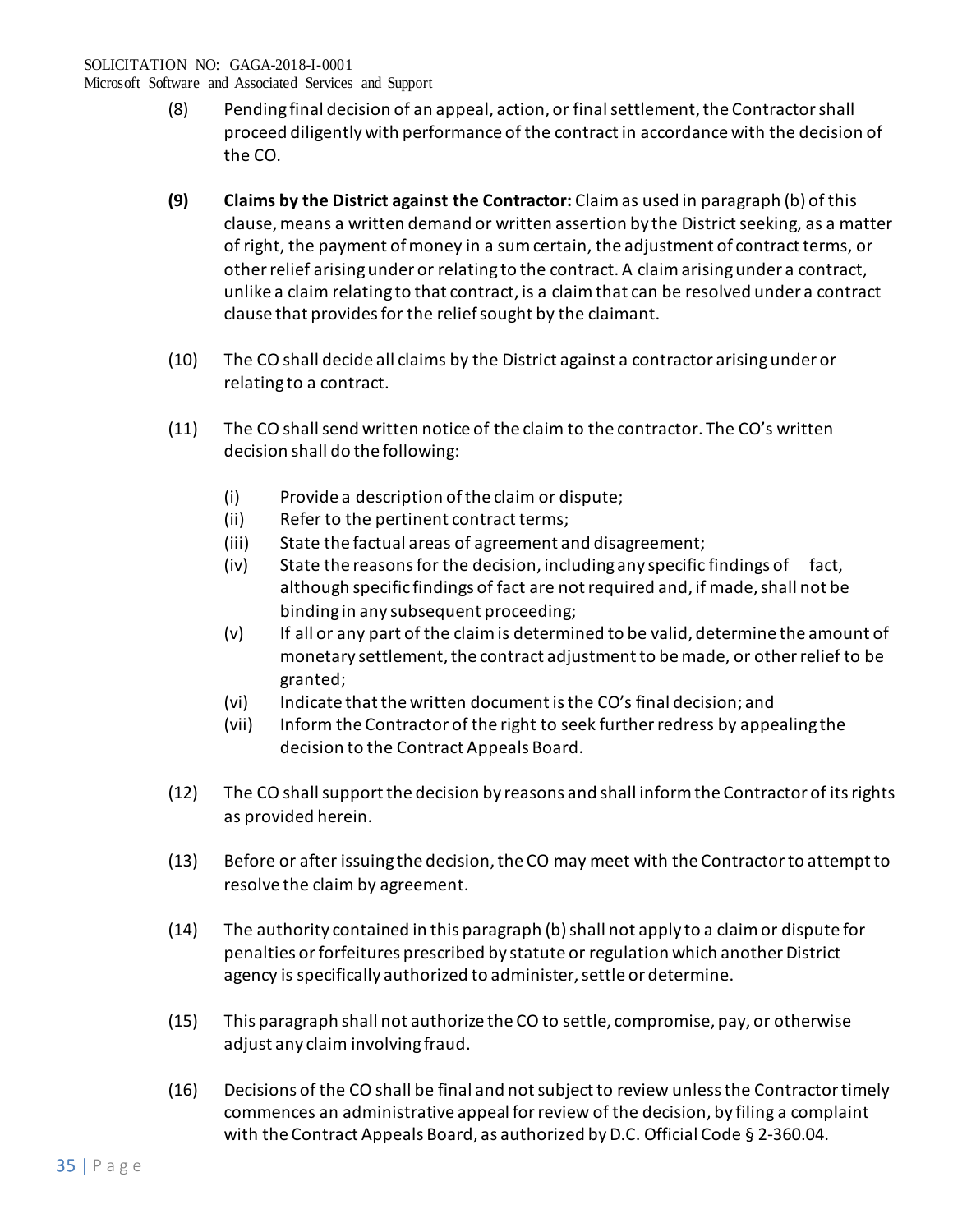(8) Pending final decision of an appeal, action, or final settlement, the Contractor shall proceed diligently with performance of the contract in accordance with the decision of the CO.

**(9) Claims by the District against the Contractor:** Claim as used in paragraph (b) of this clause, means a written demand or written assertion by the District seeking, as a matter of right, the payment of money in a sum certain, the adjustment of contract terms, or other relief arising under or relating to the contract. A claim arising under a contract, unlike a claim relating to that contract, is a claim that can be resolved under a contract clause that provides for the relief sought by the claimant.

(10) The CO shall decide all claims by the District against a contractor arising under or relating to a contract.

(11) The CO shall send written notice of the claim to the contractor. The CO's written decision shall do the following:

- (i) Provide a description of the claim or dispute;
- (ii) Refer to the pertinent contract terms;
- (iii) State the factual areas of agreement and disagreement;
- (iv) State the reasons for the decision, including any specific findings of fact, although specific findings of fact are not required and, if made, shall not be binding in any subsequent proceeding;
- (v) If all or any part of the claim is determined to be valid, determine the amount of monetary settlement, the contract adjustment to be made, or other relief to be granted;
- (vi) Indicate that the written document is the CO's final decision; and
- (vii) Inform the Contractor of the right to seek further redress by appealing the decision to the Contract Appeals Board.

(12) The CO shall support the decision by reasons and shall inform the Contractor of its rights as provided herein.

(13) Before or after issuing the decision, the CO may meet with the Contractor to attempt to resolve the claim by agreement.

(14) The authority contained in this paragraph (b) shall not apply to a claim or dispute for penalties or forfeitures prescribed by statute or regulation which another District agency is specifically authorized to administer, settle or determine.

(15) This paragraph shall not authorize the CO to settle, compromise, pay, or otherwise adjust any claim involving fraud.

(16) Decisions of the CO shall be final and not subject to review unless the Contractor timely commences an administrative appeal for review of the decision, by filing a complaint with the Contract Appeals Board, as authorized by D.C. Official Code § 2-360.04.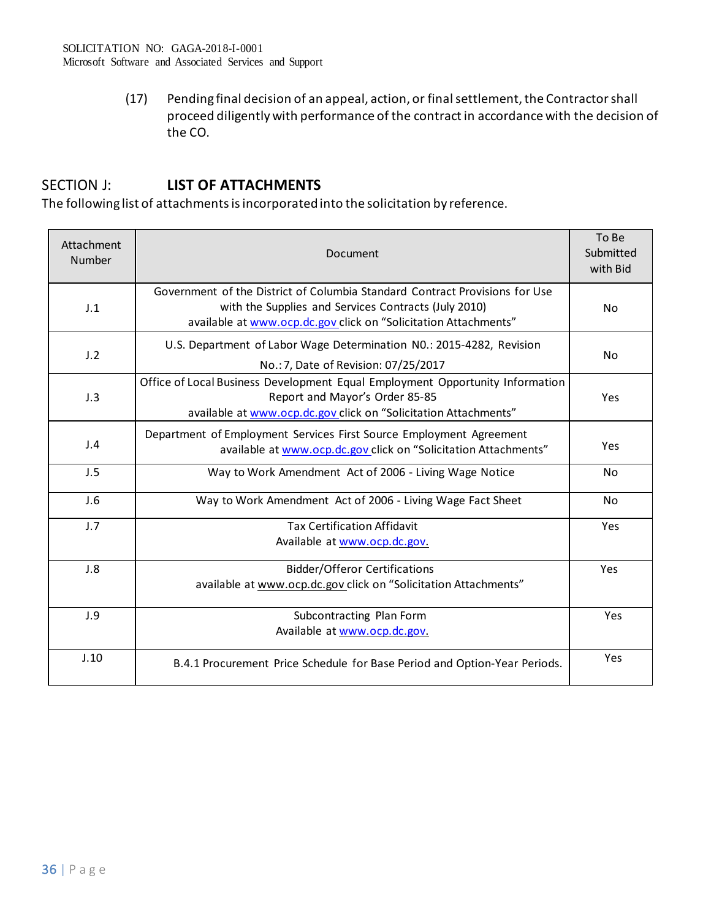(17) Pending final decision of an appeal, action, or final settlement, the Contractor shall proceed diligently with performance of the contract in accordance with the decision of the CO.

## SECTION J: **LIST OF ATTACHMENTS**

The following list of attachments is incorporated into the solicitation by reference.

| Attachment Number | Document | To Be Submitted with Bid |
|---|---|---|
| J.1 | Government of the District of Columbia Standard Contract Provisions for Use with the Supplies and Services Contracts (July 2010) available at www.ocp.dc.gov click on "Solicitation Attachments" | No |
| J.2 | U.S. Department of Labor Wage Determination N0.: 2015-4282, Revision No.: 7, Date of Revision: 07/25/2017 | No |
| J.3 | Office of Local Business Development Equal Employment Opportunity Information Report and Mayor's Order 85-85 available at www.ocp.dc.gov click on "Solicitation Attachments" | Yes |
| J.4 | Department of Employment Services First Source Employment Agreement available at www.ocp.dc.gov click on "Solicitation Attachments" | Yes |
| J.5 | Way to Work Amendment Act of 2006 - Living Wage Notice | No |
| J.6 | Way to Work Amendment Act of 2006 - Living Wage Fact Sheet | No |
| J.7 | Tax Certification Affidavit Available at www.ocp.dc.gov. | Yes |
| J.8 | Bidder/Offeror Certifications available at www.ocp.dc.gov click on "Solicitation Attachments" | Yes |
| J.9 | Subcontracting Plan Form Available at www.ocp.dc.gov. | Yes |
| J.10 | B.4.1 Procurement Price Schedule for Base Period and Option-Year Periods. | Yes |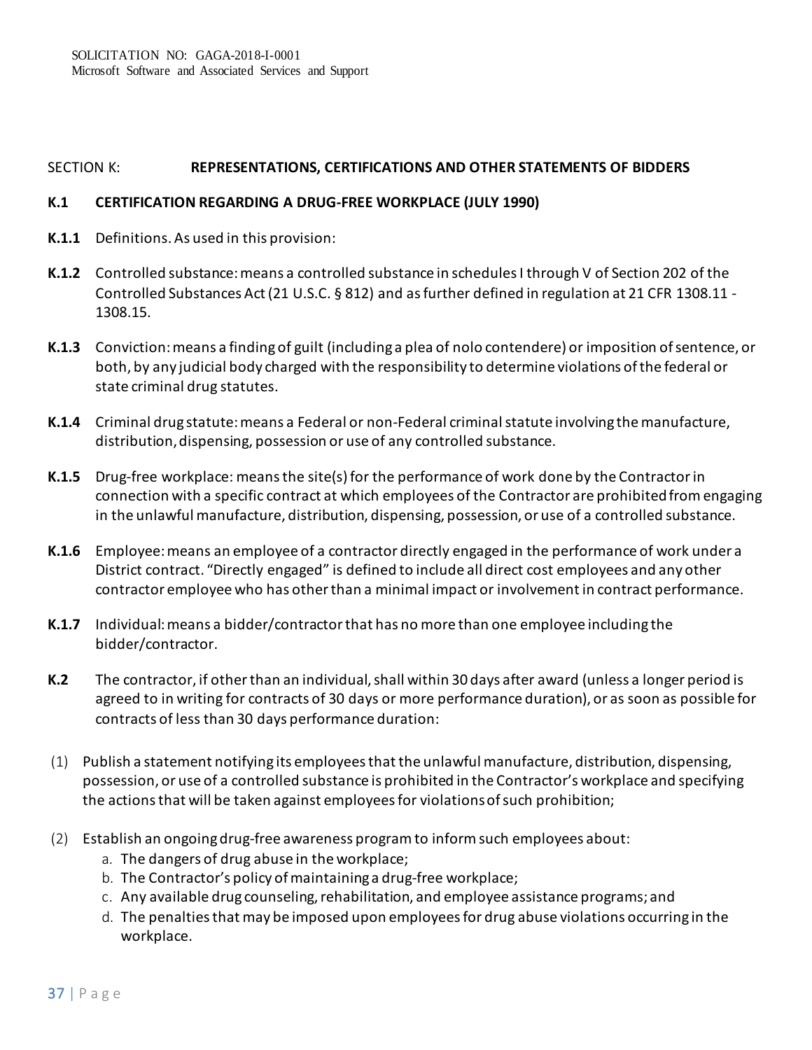## SECTION K: REPRESENTATIONS, CERTIFICATIONS AND OTHER STATEMENTS OF BIDDERS

### K.1 CERTIFICATION REGARDING A DRUG-FREE WORKPLACE (JULY 1990)

**K.1.1** Definitions. As used in this provision:

**K.1.2** Controlled substance: means a controlled substance in schedules I through V of Section 202 of the Controlled Substances Act (21 U.S.C. § 812) and as further defined in regulation at 21 CFR 1308.11 - 1308.15.

**K.1.3** Conviction: means a finding of guilt (including a plea of nolo contendere) or imposition of sentence, or both, by any judicial body charged with the responsibility to determine violations of the federal or state criminal drug statutes.

**K.1.4** Criminal drug statute: means a Federal or non-Federal criminal statute involving the manufacture, distribution, dispensing, possession or use of any controlled substance.

**K.1.5** Drug-free workplace: means the site(s) for the performance of work done by the Contractor in connection with a specific contract at which employees of the Contractor are prohibited from engaging in the unlawful manufacture, distribution, dispensing, possession, or use of a controlled substance.

**K.1.6** Employee: means an employee of a contractor directly engaged in the performance of work under a District contract. "Directly engaged" is defined to include all direct cost employees and any other contractor employee who has other than a minimal impact or involvement in contract performance.

**K.1.7** Individual: means a bidder/contractor that has no more than one employee including the bidder/contractor.

**K.2** The contractor, if other than an individual, shall within 30 days after award (unless a longer period is agreed to in writing for contracts of 30 days or more performance duration), or as soon as possible for contracts of less than 30 days performance duration:

(1) Publish a statement notifying its employees that the unlawful manufacture, distribution, dispensing, possession, or use of a controlled substance is prohibited in the Contractor's workplace and specifying the actions that will be taken against employees for violations of such prohibition;

(2) Establish an ongoing drug-free awareness program to inform such employees about:

a. The dangers of drug abuse in the workplace;
b. The Contractor's policy of maintaining a drug-free workplace;
c. Any available drug counseling, rehabilitation, and employee assistance programs; and
d. The penalties that may be imposed upon employees for drug abuse violations occurring in the workplace.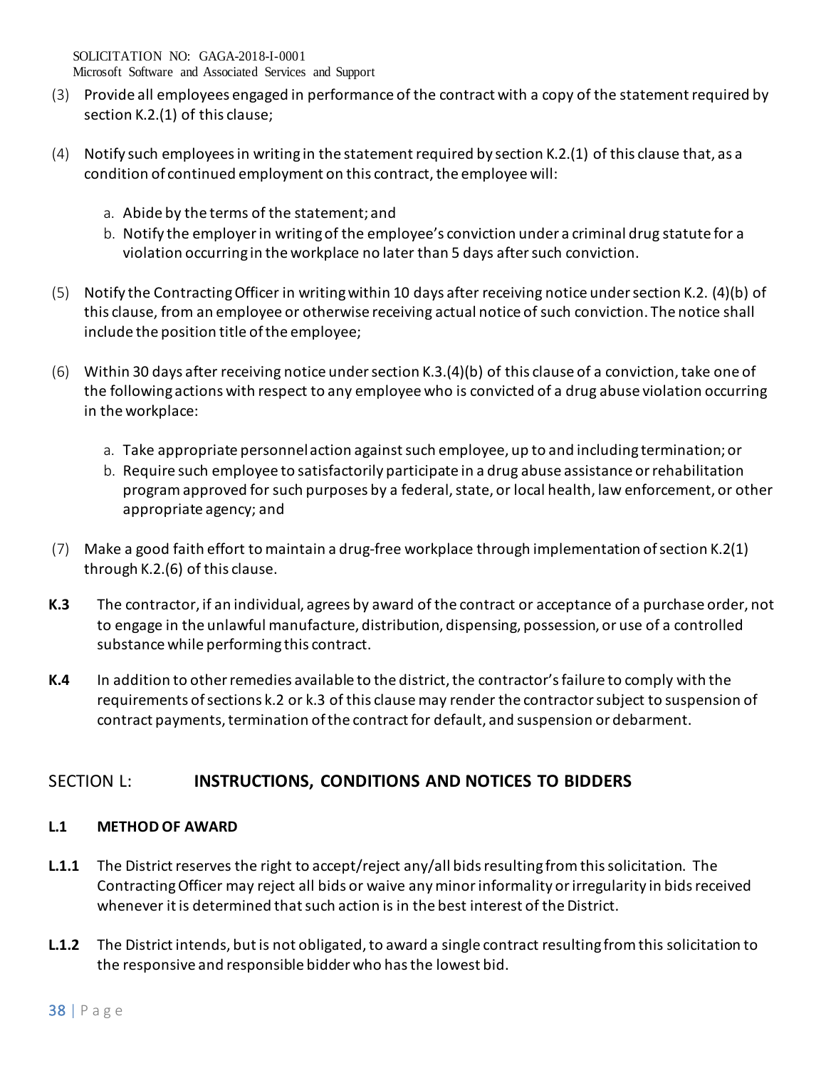(3) Provide all employees engaged in performance of the contract with a copy of the statement required by section K.2.(1) of this clause;

(4) Notify such employees in writing in the statement required by section K.2.(1) of this clause that, as a condition of continued employment on this contract, the employee will:

   a. Abide by the terms of the statement; and
   b. Notify the employer in writing of the employee's conviction under a criminal drug statute for a violation occurring in the workplace no later than 5 days after such conviction.

(5) Notify the Contracting Officer in writing within 10 days after receiving notice under section K.2. (4)(b) of this clause, from an employee or otherwise receiving actual notice of such conviction. The notice shall include the position title of the employee;

(6) Within 30 days after receiving notice under section K.3.(4)(b) of this clause of a conviction, take one of the following actions with respect to any employee who is convicted of a drug abuse violation occurring in the workplace:

   a. Take appropriate personnel action against such employee, up to and including termination; or
   b. Require such employee to satisfactorily participate in a drug abuse assistance or rehabilitation program approved for such purposes by a federal, state, or local health, law enforcement, or other appropriate agency; and

(7) Make a good faith effort to maintain a drug-free workplace through implementation of section K.2(1) through K.2.(6) of this clause.

**K.3** The contractor, if an individual, agrees by award of the contract or acceptance of a purchase order, not to engage in the unlawful manufacture, distribution, dispensing, possession, or use of a controlled substance while performing this contract.

**K.4** In addition to other remedies available to the district, the contractor's failure to comply with the requirements of sections k.2 or k.3 of this clause may render the contractor subject to suspension of contract payments, termination of the contract for default, and suspension or debarment.

## SECTION L: INSTRUCTIONS, CONDITIONS AND NOTICES TO BIDDERS

### L.1 METHOD OF AWARD

**L.1.1** The District reserves the right to accept/reject any/all bids resulting from this solicitation. The Contracting Officer may reject all bids or waive any minor informality or irregularity in bids received whenever it is determined that such action is in the best interest of the District.

**L.1.2** The District intends, but is not obligated, to award a single contract resulting from this solicitation to the responsive and responsible bidder who has the lowest bid.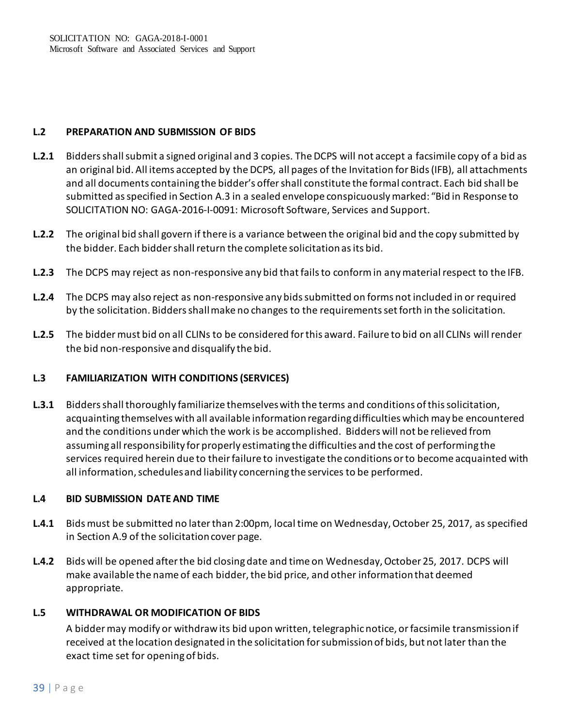## L.2 PREPARATION AND SUBMISSION OF BIDS

**L.2.1** Bidders shall submit a signed original and 3 copies. The DCPS will not accept a facsimile copy of a bid as an original bid. All items accepted by the DCPS, all pages of the Invitation for Bids (IFB), all attachments and all documents containing the bidder's offer shall constitute the formal contract. Each bid shall be submitted as specified in Section A.3 in a sealed envelope conspicuously marked: "Bid in Response to SOLICITATION NO: GAGA-2016-I-0091: Microsoft Software, Services and Support.

**L.2.2** The original bid shall govern if there is a variance between the original bid and the copy submitted by the bidder. Each bidder shall return the complete solicitation as its bid.

**L.2.3** The DCPS may reject as non-responsive any bid that fails to conform in any material respect to the IFB.

**L.2.4** The DCPS may also reject as non-responsive any bids submitted on forms not included in or required by the solicitation. Bidders shall make no changes to the requirements set forth in the solicitation.

**L.2.5** The bidder must bid on all CLINs to be considered for this award. Failure to bid on all CLINs will render the bid non-responsive and disqualify the bid.

## L.3 FAMILIARIZATION WITH CONDITIONS (SERVICES)

**L.3.1** Bidders shall thoroughly familiarize themselves with the terms and conditions of this solicitation, acquainting themselves with all available information regarding difficulties which may be encountered and the conditions under which the work is be accomplished. Bidders will not be relieved from assuming all responsibility for properly estimating the difficulties and the cost of performing the services required herein due to their failure to investigate the conditions or to become acquainted with all information, schedules and liability concerning the services to be performed.

## L.4 BID SUBMISSION DATE AND TIME

**L.4.1** Bids must be submitted no later than 2:00pm, local time on Wednesday, October 25, 2017, as specified in Section A.9 of the solicitation cover page.

**L.4.2** Bids will be opened after the bid closing date and time on Wednesday, October 25, 2017. DCPS will make available the name of each bidder, the bid price, and other information that deemed appropriate.

## L.5 WITHDRAWAL OR MODIFICATION OF BIDS

A bidder may modify or withdraw its bid upon written, telegraphic notice, or facsimile transmission if received at the location designated in the solicitation for submission of bids, but not later than the exact time set for opening of bids.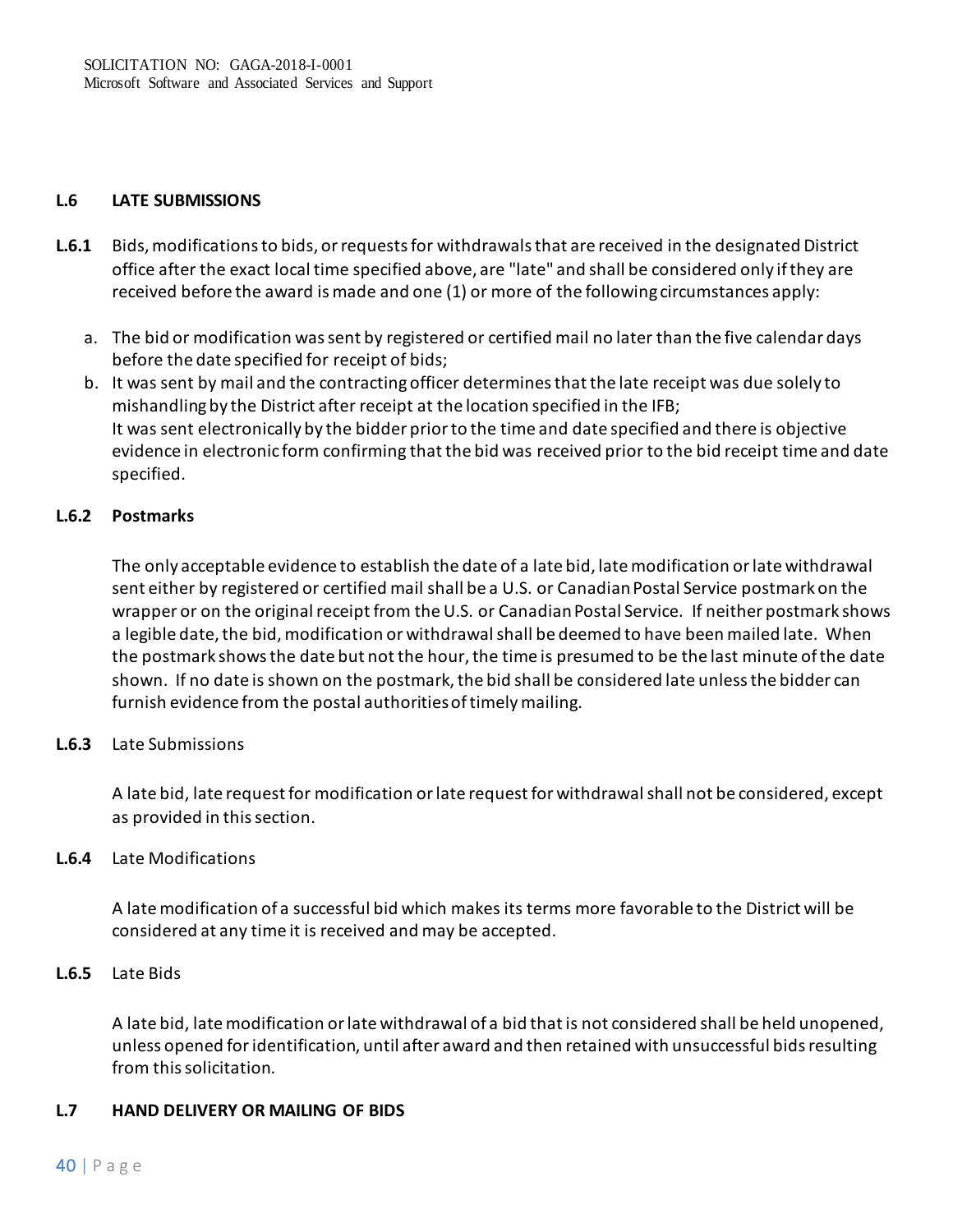## L.6 LATE SUBMISSIONS

**L.6.1** Bids, modifications to bids, or requests for withdrawals that are received in the designated District office after the exact local time specified above, are "late" and shall be considered only if they are received before the award is made and one (1) or more of the following circumstances apply:

a. The bid or modification was sent by registered or certified mail no later than the five calendar days before the date specified for receipt of bids;
b. It was sent by mail and the contracting officer determines that the late receipt was due solely to mishandling by the District after receipt at the location specified in the IFB;
It was sent electronically by the bidder prior to the time and date specified and there is objective evidence in electronic form confirming that the bid was received prior to the bid receipt time and date specified.

### L.6.2 Postmarks

The only acceptable evidence to establish the date of a late bid, late modification or late withdrawal sent either by registered or certified mail shall be a U.S. or Canadian Postal Service postmark on the wrapper or on the original receipt from the U.S. or Canadian Postal Service. If neither postmark shows a legible date, the bid, modification or withdrawal shall be deemed to have been mailed late. When the postmark shows the date but not the hour, the time is presumed to be the last minute of the date shown. If no date is shown on the postmark, the bid shall be considered late unless the bidder can furnish evidence from the postal authorities of timely mailing.

**L.6.3** Late Submissions

A late bid, late request for modification or late request for withdrawal shall not be considered, except as provided in this section.

**L.6.4** Late Modifications

A late modification of a successful bid which makes its terms more favorable to the District will be considered at any time it is received and may be accepted.

**L.6.5** Late Bids

A late bid, late modification or late withdrawal of a bid that is not considered shall be held unopened, unless opened for identification, until after award and then retained with unsuccessful bids resulting from this solicitation.

## L.7 HAND DELIVERY OR MAILING OF BIDS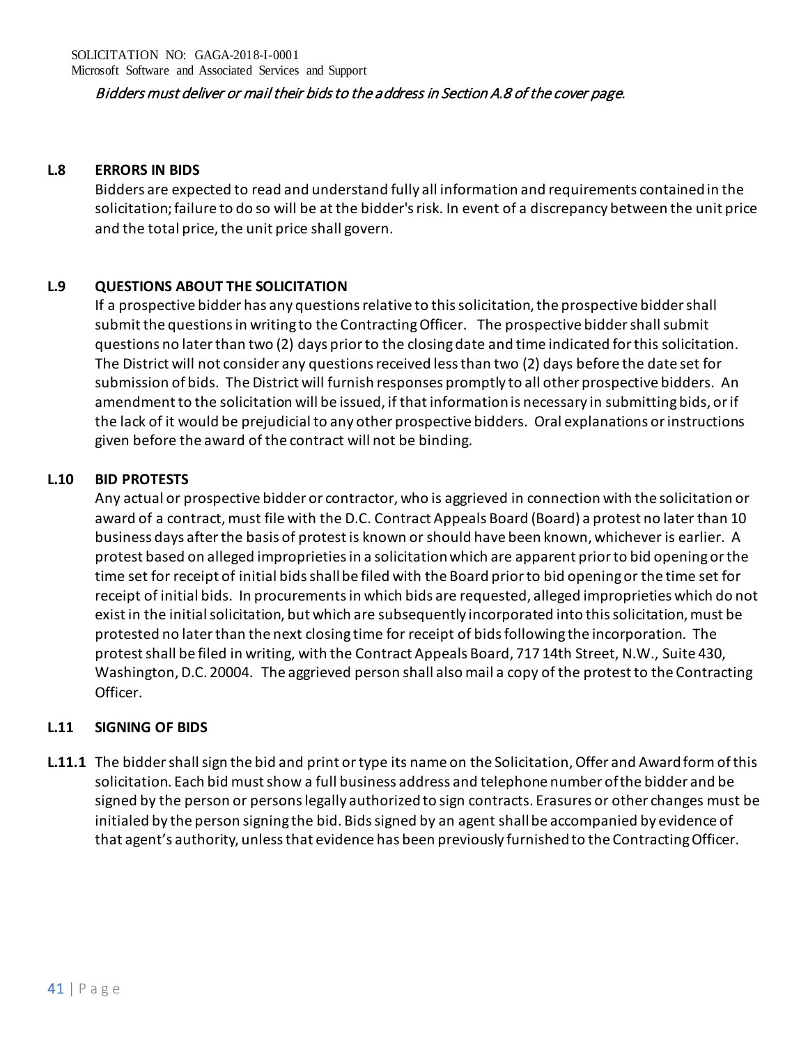*Bidders must deliver or mail their bids to the address in Section A.8 of the cover page.*

**L.8 ERRORS IN BIDS**

Bidders are expected to read and understand fully all information and requirements contained in the solicitation; failure to do so will be at the bidder's risk. In event of a discrepancy between the unit price and the total price, the unit price shall govern.

**L.9 QUESTIONS ABOUT THE SOLICITATION**

If a prospective bidder has any questions relative to this solicitation, the prospective bidder shall submit the questions in writing to the Contracting Officer. The prospective bidder shall submit questions no later than two (2) days prior to the closing date and time indicated for this solicitation. The District will not consider any questions received less than two (2) days before the date set for submission of bids. The District will furnish responses promptly to all other prospective bidders. An amendment to the solicitation will be issued, if that information is necessary in submitting bids, or if the lack of it would be prejudicial to any other prospective bidders. Oral explanations or instructions given before the award of the contract will not be binding.

**L.10 BID PROTESTS**

Any actual or prospective bidder or contractor, who is aggrieved in connection with the solicitation or award of a contract, must file with the D.C. Contract Appeals Board (Board) a protest no later than 10 business days after the basis of protest is known or should have been known, whichever is earlier. A protest based on alleged improprieties in a solicitation which are apparent prior to bid opening or the time set for receipt of initial bids shall be filed with the Board prior to bid opening or the time set for receipt of initial bids. In procurements in which bids are requested, alleged improprieties which do not exist in the initial solicitation, but which are subsequently incorporated into this solicitation, must be protested no later than the next closing time for receipt of bids following the incorporation. The protest shall be filed in writing, with the Contract Appeals Board, 717 14th Street, N.W., Suite 430, Washington, D.C. 20004. The aggrieved person shall also mail a copy of the protest to the Contracting Officer.

**L.11 SIGNING OF BIDS**

**L.11.1** The bidder shall sign the bid and print or type its name on the Solicitation, Offer and Award form of this solicitation. Each bid must show a full business address and telephone number of the bidder and be signed by the person or persons legally authorized to sign contracts. Erasures or other changes must be initialed by the person signing the bid. Bids signed by an agent shall be accompanied by evidence of that agent's authority, unless that evidence has been previously furnished to the Contracting Officer.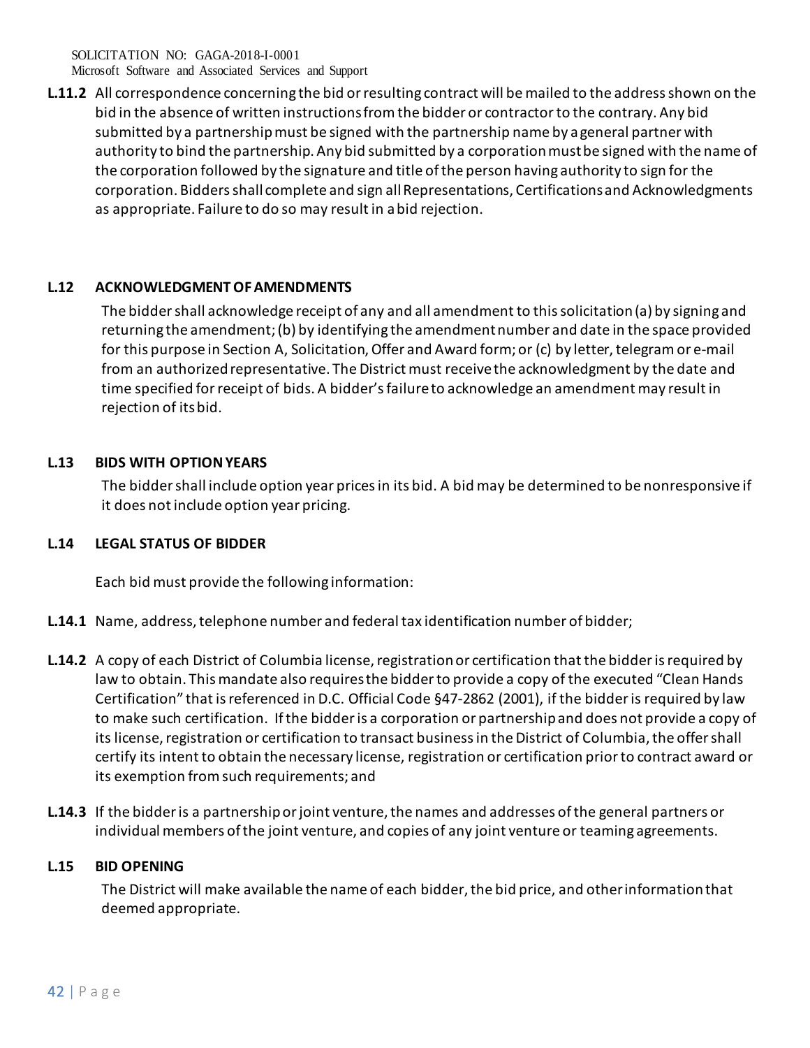**L.11.2** All correspondence concerning the bid or resulting contract will be mailed to the address shown on the bid in the absence of written instructions from the bidder or contractor to the contrary. Any bid submitted by a partnership must be signed with the partnership name by a general partner with authority to bind the partnership. Any bid submitted by a corporation must be signed with the name of the corporation followed by the signature and title of the person having authority to sign for the corporation. Bidders shall complete and sign all Representations, Certifications and Acknowledgments as appropriate. Failure to do so may result in a bid rejection.

### L.12 ACKNOWLEDGMENT OF AMENDMENTS

The bidder shall acknowledge receipt of any and all amendment to this solicitation (a) by signing and returning the amendment; (b) by identifying the amendment number and date in the space provided for this purpose in Section A, Solicitation, Offer and Award form; or (c) by letter, telegram or e-mail from an authorized representative. The District must receive the acknowledgment by the date and time specified for receipt of bids. A bidder's failure to acknowledge an amendment may result in rejection of its bid.

### L.13 BIDS WITH OPTION YEARS

The bidder shall include option year prices in its bid. A bid may be determined to be nonresponsive if it does not include option year pricing.

### L.14 LEGAL STATUS OF BIDDER

Each bid must provide the following information:

**L.14.1** Name, address, telephone number and federal tax identification number of bidder;

**L.14.2** A copy of each District of Columbia license, registration or certification that the bidder is required by law to obtain. This mandate also requires the bidder to provide a copy of the executed "Clean Hands Certification" that is referenced in D.C. Official Code §47-2862 (2001), if the bidder is required by law to make such certification. If the bidder is a corporation or partnership and does not provide a copy of its license, registration or certification to transact business in the District of Columbia, the offer shall certify its intent to obtain the necessary license, registration or certification prior to contract award or its exemption from such requirements; and

**L.14.3** If the bidder is a partnership or joint venture, the names and addresses of the general partners or individual members of the joint venture, and copies of any joint venture or teaming agreements.

### L.15 BID OPENING

The District will make available the name of each bidder, the bid price, and other information that deemed appropriate.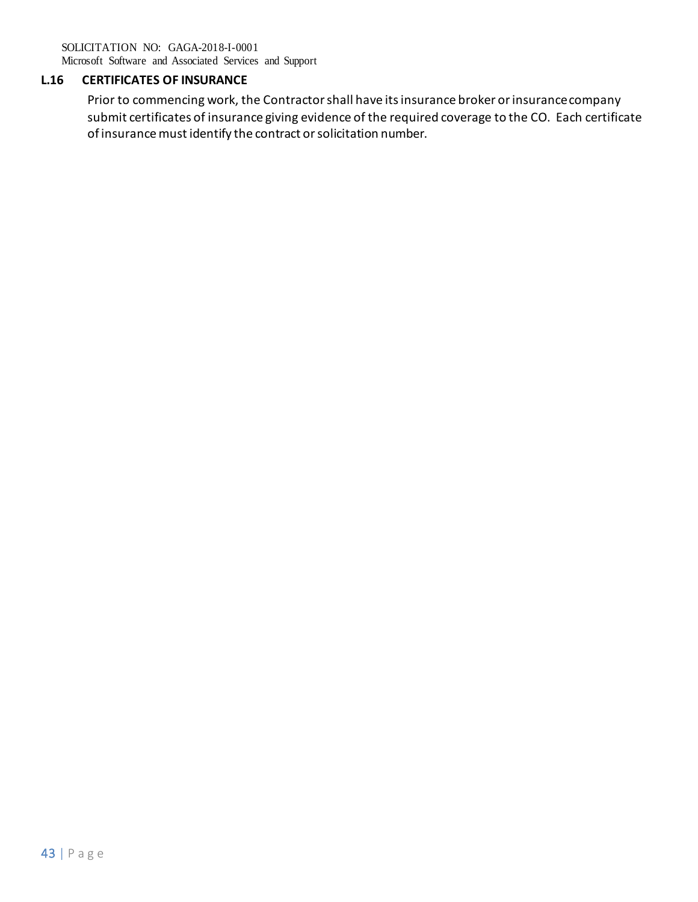### L.16 CERTIFICATES OF INSURANCE

Prior to commencing work, the Contractor shall have its insurance broker or insurance company submit certificates of insurance giving evidence of the required coverage to the CO. Each certificate of insurance must identify the contract or solicitation number.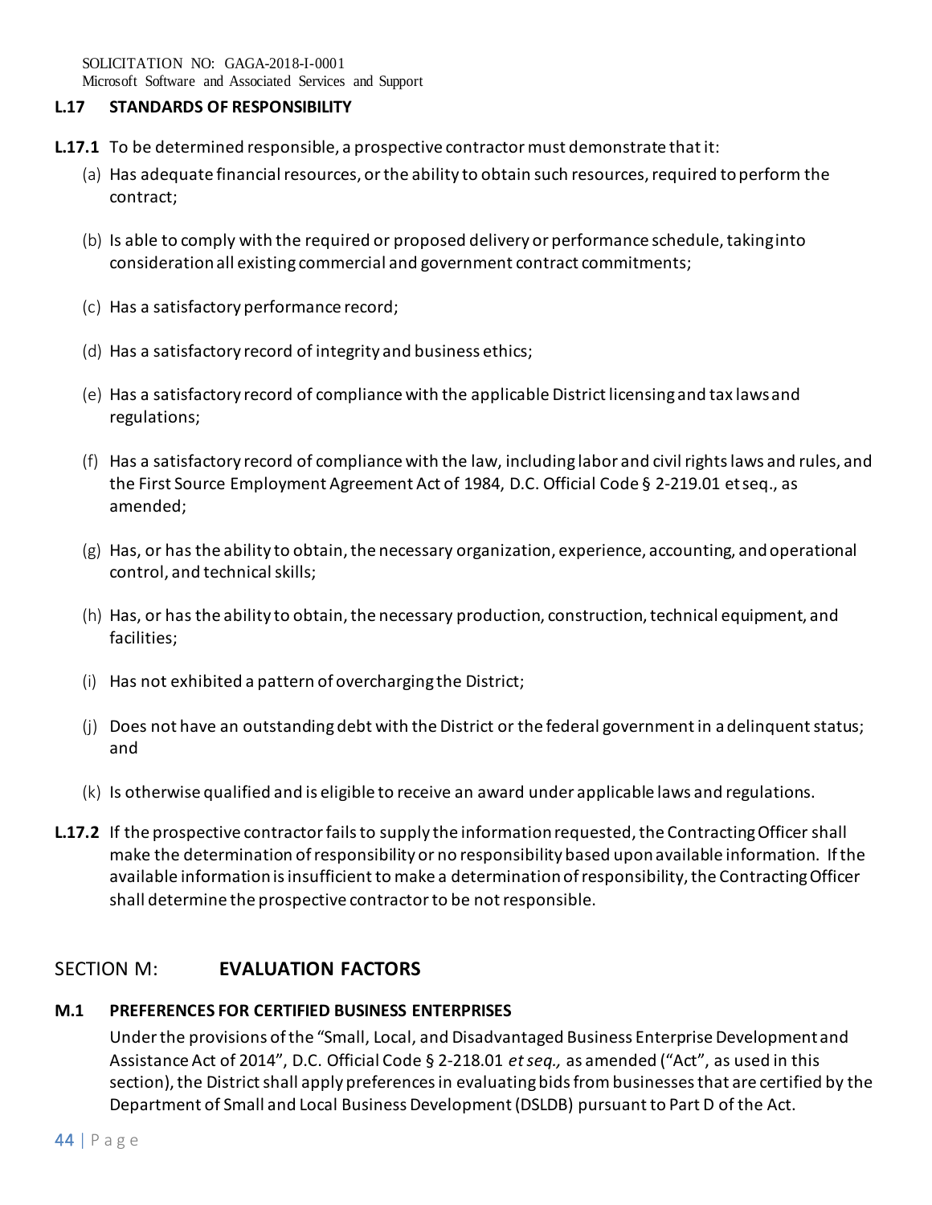### L.17 STANDARDS OF RESPONSIBILITY

**L.17.1** To be determined responsible, a prospective contractor must demonstrate that it:

(a) Has adequate financial resources, or the ability to obtain such resources, required to perform the contract;

(b) Is able to comply with the required or proposed delivery or performance schedule, taking into consideration all existing commercial and government contract commitments;

(c) Has a satisfactory performance record;

(d) Has a satisfactory record of integrity and business ethics;

(e) Has a satisfactory record of compliance with the applicable District licensing and tax laws and regulations;

(f) Has a satisfactory record of compliance with the law, including labor and civil rights laws and rules, and the First Source Employment Agreement Act of 1984, D.C. Official Code § 2-219.01 et seq., as amended;

(g) Has, or has the ability to obtain, the necessary organization, experience, accounting, and operational control, and technical skills;

(h) Has, or has the ability to obtain, the necessary production, construction, technical equipment, and facilities;

(i) Has not exhibited a pattern of overcharging the District;

(j) Does not have an outstanding debt with the District or the federal government in a delinquent status; and

(k) Is otherwise qualified and is eligible to receive an award under applicable laws and regulations.

**L.17.2** If the prospective contractor fails to supply the information requested, the Contracting Officer shall make the determination of responsibility or no responsibility based upon available information. If the available information is insufficient to make a determination of responsibility, the Contracting Officer shall determine the prospective contractor to be not responsible.

## SECTION M: EVALUATION FACTORS

### M.1 PREFERENCES FOR CERTIFIED BUSINESS ENTERPRISES

Under the provisions of the "Small, Local, and Disadvantaged Business Enterprise Development and Assistance Act of 2014", D.C. Official Code § 2-218.01 *et seq.,* as amended ("Act", as used in this section), the District shall apply preferences in evaluating bids from businesses that are certified by the Department of Small and Local Business Development (DSLDB) pursuant to Part D of the Act.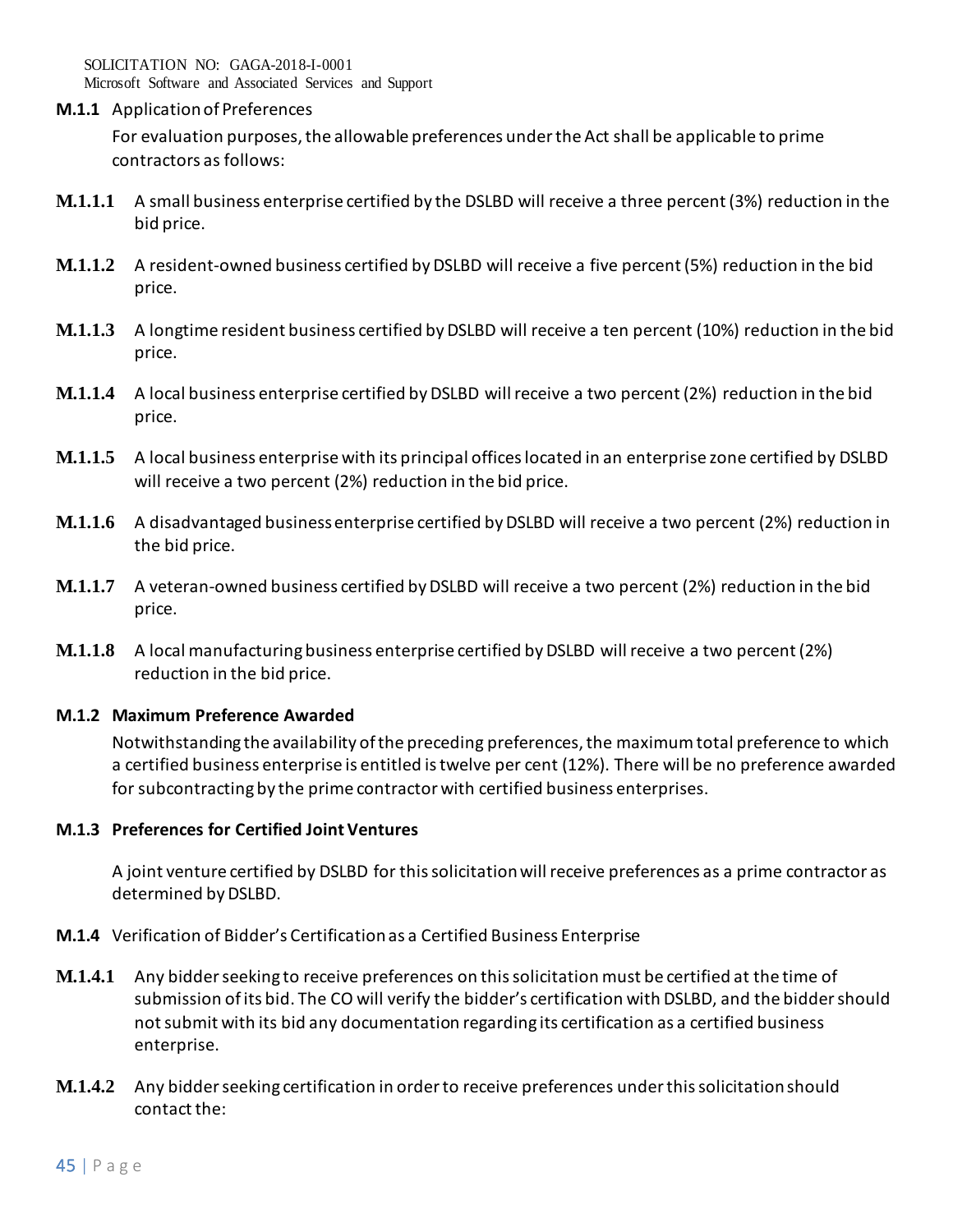**M.1.1** Application of Preferences

For evaluation purposes, the allowable preferences under the Act shall be applicable to prime contractors as follows:

**M.1.1.1** A small business enterprise certified by the DSLBD will receive a three percent (3%) reduction in the bid price.

**M.1.1.2** A resident-owned business certified by DSLBD will receive a five percent (5%) reduction in the bid price.

**M.1.1.3** A longtime resident business certified by DSLBD will receive a ten percent (10%) reduction in the bid price.

**M.1.1.4** A local business enterprise certified by DSLBD will receive a two percent (2%) reduction in the bid price.

**M.1.1.5** A local business enterprise with its principal offices located in an enterprise zone certified by DSLBD will receive a two percent (2%) reduction in the bid price.

**M.1.1.6** A disadvantaged business enterprise certified by DSLBD will receive a two percent (2%) reduction in the bid price.

**M.1.1.7** A veteran-owned business certified by DSLBD will receive a two percent (2%) reduction in the bid price.

**M.1.1.8** A local manufacturing business enterprise certified by DSLBD will receive a two percent (2%) reduction in the bid price.

**M.1.2 Maximum Preference Awarded**

Notwithstanding the availability of the preceding preferences, the maximum total preference to which a certified business enterprise is entitled is twelve per cent (12%). There will be no preference awarded for subcontracting by the prime contractor with certified business enterprises.

**M.1.3 Preferences for Certified Joint Ventures**

A joint venture certified by DSLBD for this solicitation will receive preferences as a prime contractor as determined by DSLBD.

**M.1.4** Verification of Bidder's Certification as a Certified Business Enterprise

**M.1.4.1** Any bidder seeking to receive preferences on this solicitation must be certified at the time of submission of its bid. The CO will verify the bidder's certification with DSLBD, and the bidder should not submit with its bid any documentation regarding its certification as a certified business enterprise.

**M.1.4.2** Any bidder seeking certification in order to receive preferences under this solicitation should contact the: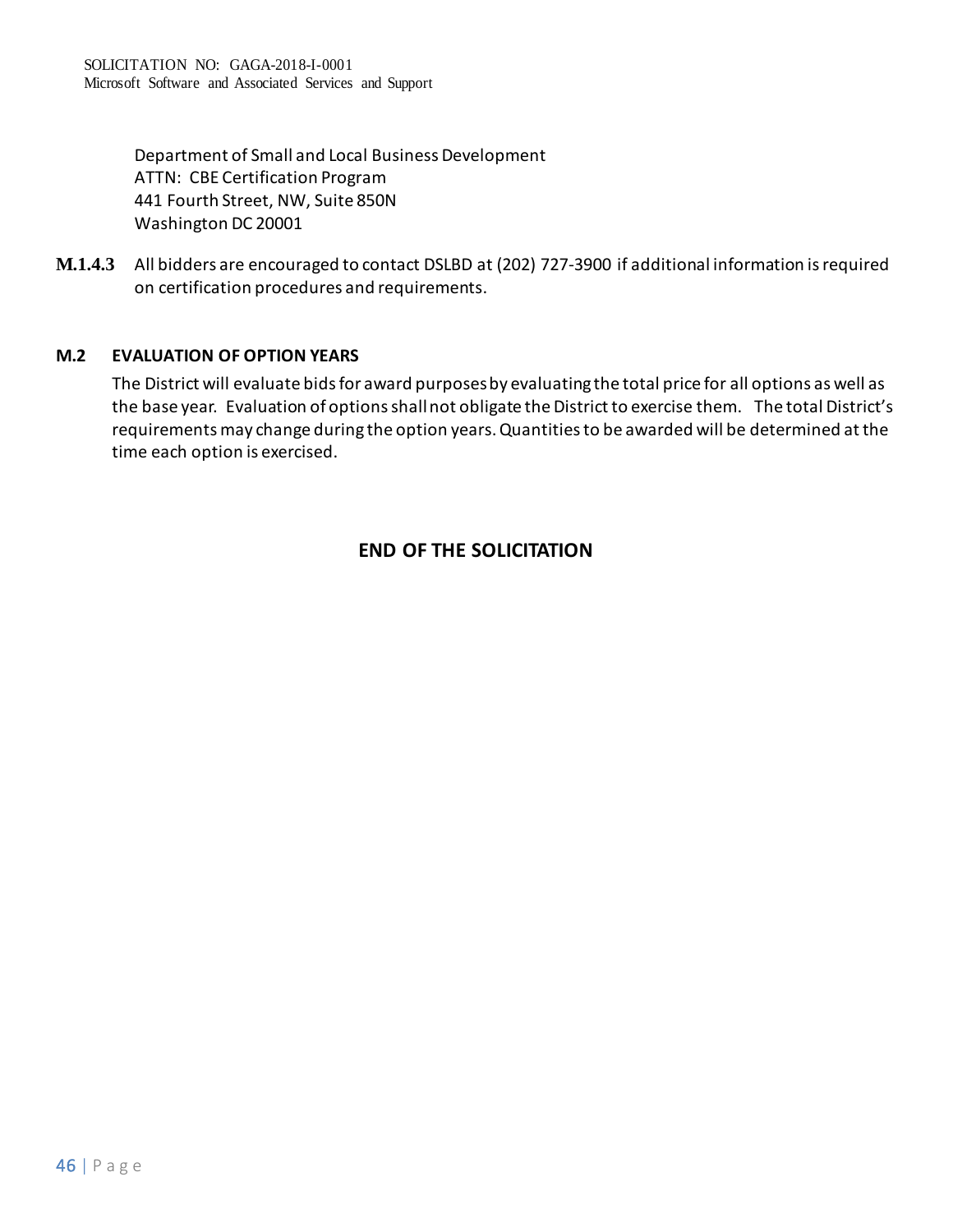Department of Small and Local Business Development
ATTN: CBE Certification Program
441 Fourth Street, NW, Suite 850N
Washington DC 20001

**M.1.4.3** All bidders are encouraged to contact DSLBD at (202) 727-3900 if additional information is required on certification procedures and requirements.

## M.2 EVALUATION OF OPTION YEARS

The District will evaluate bids for award purposes by evaluating the total price for all options as well as the base year. Evaluation of options shall not obligate the District to exercise them. The total District's requirements may change during the option years. Quantities to be awarded will be determined at the time each option is exercised.

**END OF THE SOLICITATION**